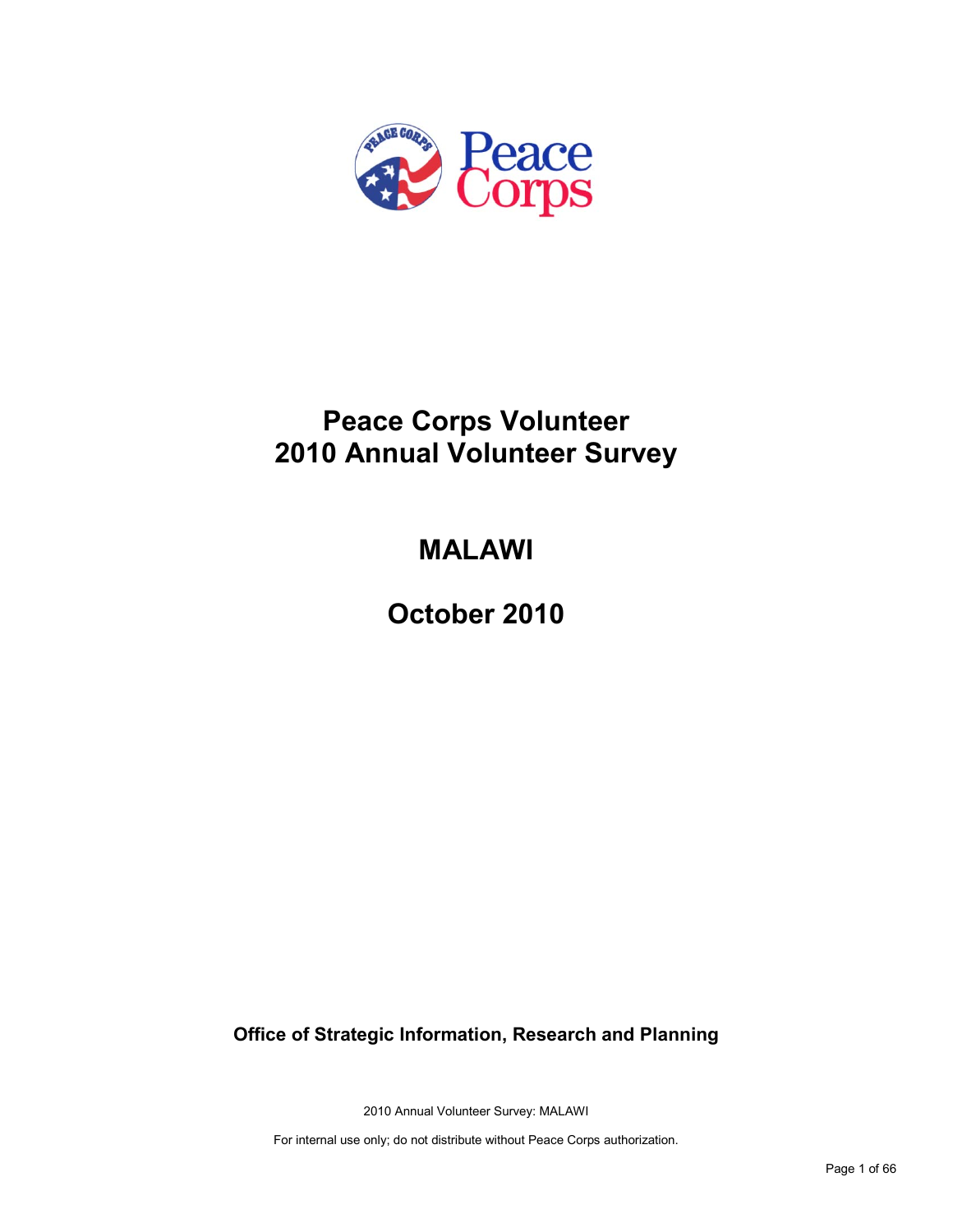# Peace Corps Volunteer
# 2010 Annual Volunteer Survey

# MALAWI

# October 2010

**Office of Strategic Information, Research and Planning**

2010 Annual Volunteer Survey: MALAWI

For internal use only; do not distribute without Peace Corps authorization.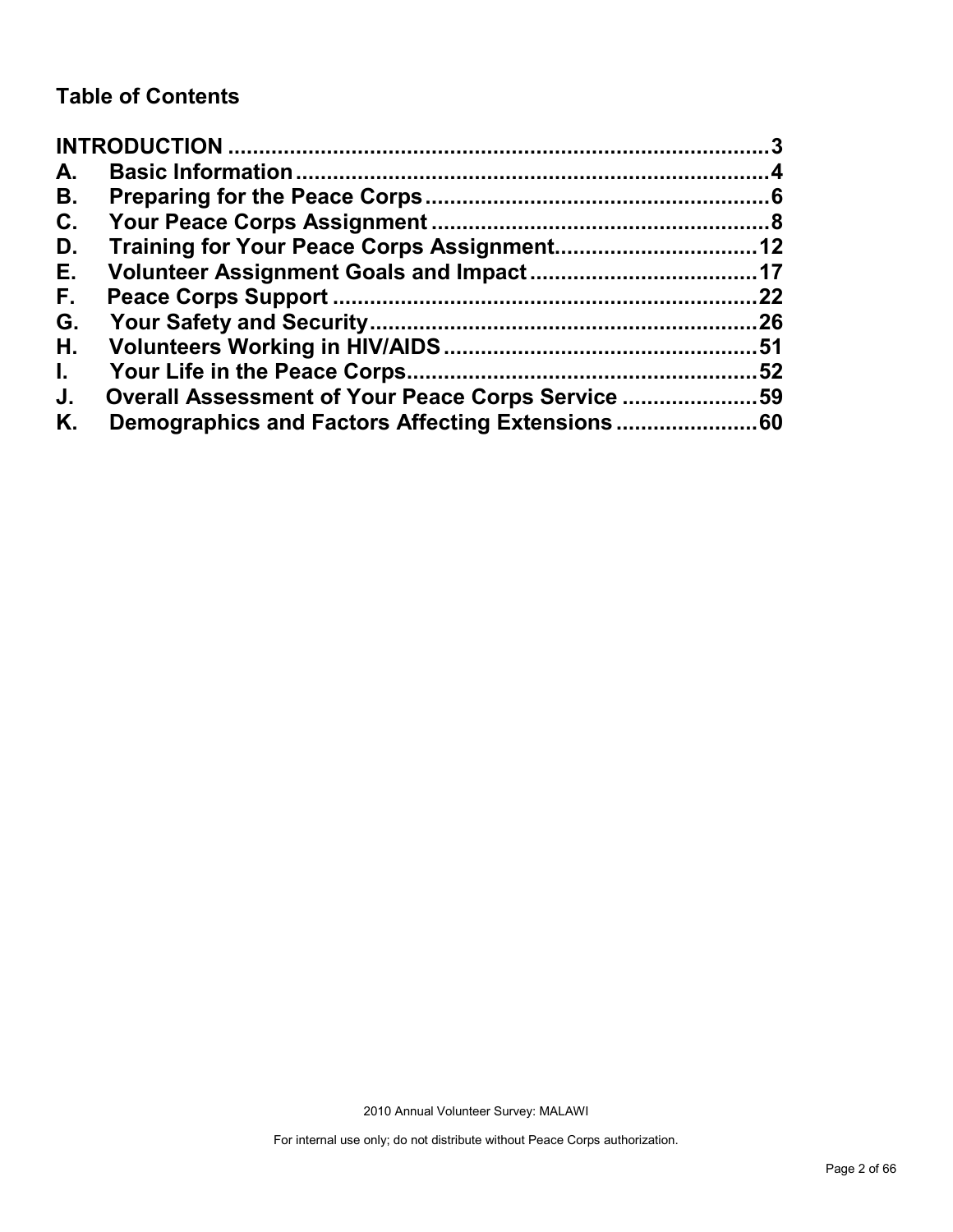## Table of Contents

| | | |
|---|---|---|
| INTRODUCTION | | 3 |
| A. | Basic Information | 4 |
| B. | Preparing for the Peace Corps | 6 |
| C. | Your Peace Corps Assignment | 8 |
| D. | Training for Your Peace Corps Assignment | 12 |
| E. | Volunteer Assignment Goals and Impact | 17 |
| F. | Peace Corps Support | 22 |
| G. | Your Safety and Security | 26 |
| H. | Volunteers Working in HIV/AIDS | 51 |
| I. | Your Life in the Peace Corps | 52 |
| J. | Overall Assessment of Your Peace Corps Service | 59 |
| K. | Demographics and Factors Affecting Extensions | 60 |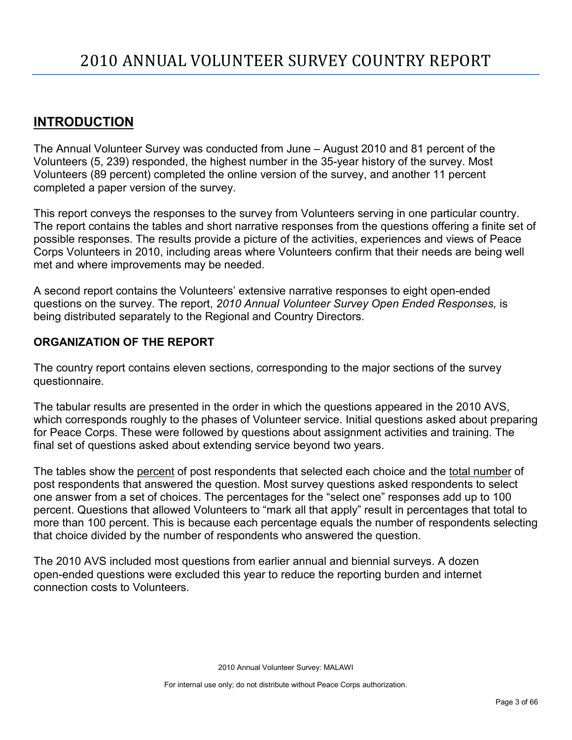# 2010 ANNUAL VOLUNTEER SURVEY COUNTRY REPORT

## INTRODUCTION

The Annual Volunteer Survey was conducted from June – August 2010 and 81 percent of the Volunteers (5, 239) responded, the highest number in the 35-year history of the survey. Most Volunteers (89 percent) completed the online version of the survey, and another 11 percent completed a paper version of the survey.

This report conveys the responses to the survey from Volunteers serving in one particular country. The report contains the tables and short narrative responses from the questions offering a finite set of possible responses. The results provide a picture of the activities, experiences and views of Peace Corps Volunteers in 2010, including areas where Volunteers confirm that their needs are being well met and where improvements may be needed.

A second report contains the Volunteers' extensive narrative responses to eight open-ended questions on the survey. The report, *2010 Annual Volunteer Survey Open Ended Responses,* is being distributed separately to the Regional and Country Directors.

### ORGANIZATION OF THE REPORT

The country report contains eleven sections, corresponding to the major sections of the survey questionnaire.

The tabular results are presented in the order in which the questions appeared in the 2010 AVS, which corresponds roughly to the phases of Volunteer service. Initial questions asked about preparing for Peace Corps. These were followed by questions about assignment activities and training. The final set of questions asked about extending service beyond two years.

The tables show the percent of post respondents that selected each choice and the total number of post respondents that answered the question. Most survey questions asked respondents to select one answer from a set of choices. The percentages for the "select one" responses add up to 100 percent. Questions that allowed Volunteers to "mark all that apply" result in percentages that total to more than 100 percent. This is because each percentage equals the number of respondents selecting that choice divided by the number of respondents who answered the question.

The 2010 AVS included most questions from earlier annual and biennial surveys. A dozen open-ended questions were excluded this year to reduce the reporting burden and internet connection costs to Volunteers.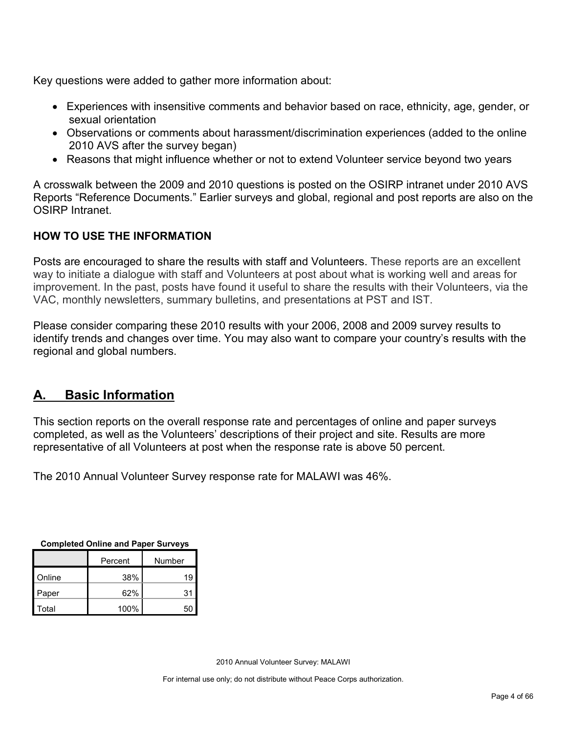Key questions were added to gather more information about:

- Experiences with insensitive comments and behavior based on race, ethnicity, age, gender, or sexual orientation
- Observations or comments about harassment/discrimination experiences (added to the online 2010 AVS after the survey began)
- Reasons that might influence whether or not to extend Volunteer service beyond two years

A crosswalk between the 2009 and 2010 questions is posted on the OSIRP intranet under 2010 AVS Reports "Reference Documents." Earlier surveys and global, regional and post reports are also on the OSIRP Intranet.

**HOW TO USE THE INFORMATION**

Posts are encouraged to share the results with staff and Volunteers. These reports are an excellent way to initiate a dialogue with staff and Volunteers at post about what is working well and areas for improvement. In the past, posts have found it useful to share the results with their Volunteers, via the VAC, monthly newsletters, summary bulletins, and presentations at PST and IST.

Please consider comparing these 2010 results with your 2006, 2008 and 2009 survey results to identify trends and changes over time. You may also want to compare your country's results with the regional and global numbers.

## A. Basic Information

This section reports on the overall response rate and percentages of online and paper surveys completed, as well as the Volunteers' descriptions of their project and site. Results are more representative of all Volunteers at post when the response rate is above 50 percent.

The 2010 Annual Volunteer Survey response rate for MALAWI was 46%.

**Completed Online and Paper Surveys**

| | Percent | Number |
|---|---|---|
| Online | 38% | 19 |
| Paper | 62% | 31 |
| Total | 100% | 50 |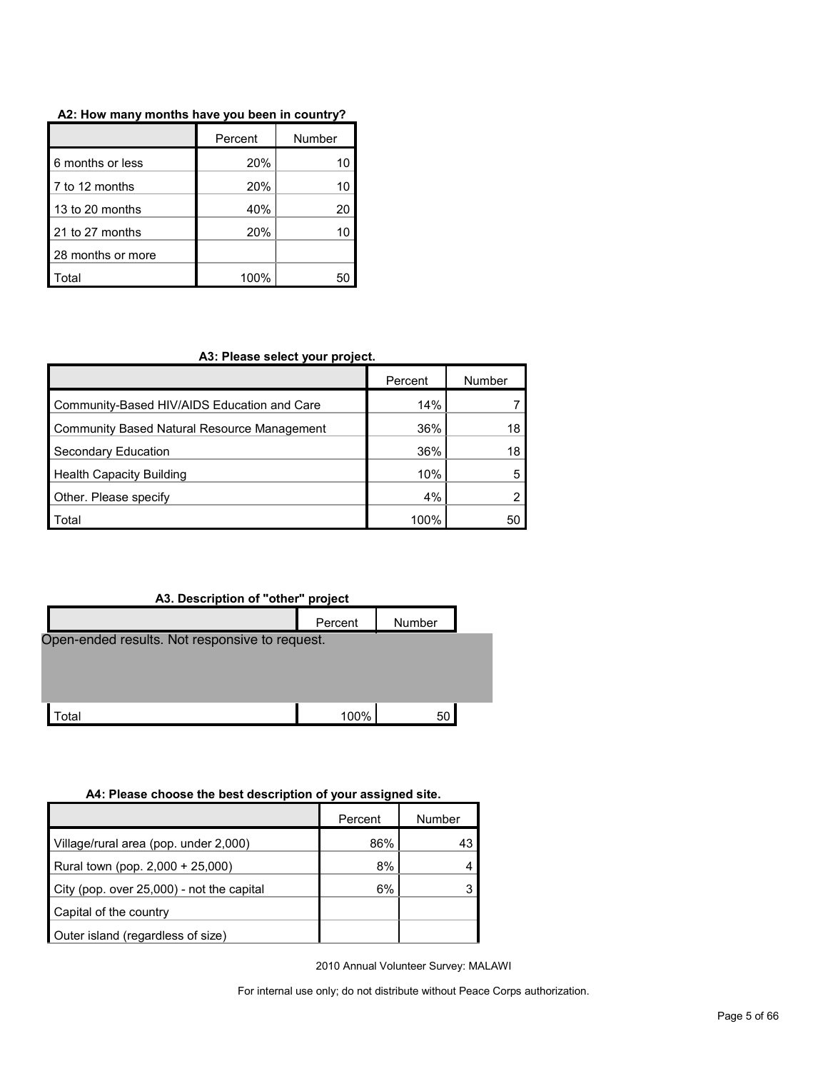**A2: How many months have you been in country?**

| | Percent | Number |
|---|---|---|
| 6 months or less | 20% | 10 |
| 7 to 12 months | 20% | 10 |
| 13 to 20 months | 40% | 20 |
| 21 to 27 months | 20% | 10 |
| 28 months or more | | |
| Total | 100% | 50 |

**A3: Please select your project.**

| | Percent | Number |
|---|---|---|
| Community-Based HIV/AIDS Education and Care | 14% | 7 |
| Community Based Natural Resource Management | 36% | 18 |
| Secondary Education | 36% | 18 |
| Health Capacity Building | 10% | 5 |
| Other. Please specify | 4% | 2 |
| Total | 100% | 50 |

**A3. Description of "other" project**

| | Percent | Number |
|---|---|---|
| Open-ended results. Not responsive to request. | | |
| Total | 100% | 50 |

**A4: Please choose the best description of your assigned site.**

| | Percent | Number |
|---|---|---|
| Village/rural area (pop. under 2,000) | 86% | 43 |
| Rural town (pop. 2,000 + 25,000) | 8% | 4 |
| City (pop. over 25,000) - not the capital | 6% | 3 |
| Capital of the country | | |
| Outer island (regardless of size) | | |

2010 Annual Volunteer Survey: MALAWI

For internal use only; do not distribute without Peace Corps authorization.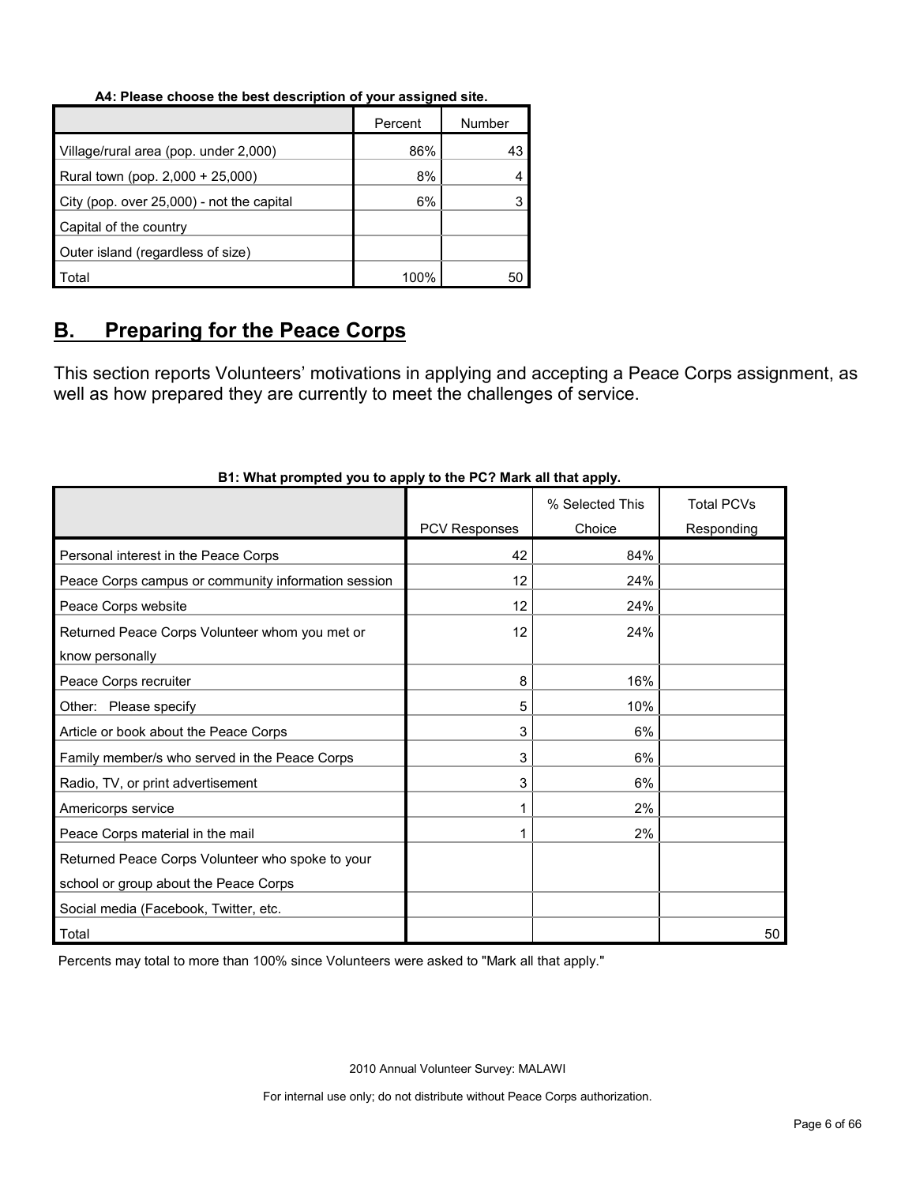**A4: Please choose the best description of your assigned site.**

| | Percent | Number |
|---|---|---|
| Village/rural area (pop. under 2,000) | 86% | 43 |
| Rural town (pop. 2,000 + 25,000) | 8% | 4 |
| City (pop. over 25,000) - not the capital | 6% | 3 |
| Capital of the country | | |
| Outer island (regardless of size) | | |
| Total | 100% | 50 |

## B. Preparing for the Peace Corps

This section reports Volunteers' motivations in applying and accepting a Peace Corps assignment, as well as how prepared they are currently to meet the challenges of service.

**B1: What prompted you to apply to the PC? Mark all that apply.**

| | PCV Responses | % Selected This Choice | Total PCVs Responding |
|---|---|---|---|
| Personal interest in the Peace Corps | 42 | 84% | |
| Peace Corps campus or community information session | 12 | 24% | |
| Peace Corps website | 12 | 24% | |
| Returned Peace Corps Volunteer whom you met or know personally | 12 | 24% | |
| Peace Corps recruiter | 8 | 16% | |
| Other: Please specify | 5 | 10% | |
| Article or book about the Peace Corps | 3 | 6% | |
| Family member/s who served in the Peace Corps | 3 | 6% | |
| Radio, TV, or print advertisement | 3 | 6% | |
| Americorps service | 1 | 2% | |
| Peace Corps material in the mail | 1 | 2% | |
| Returned Peace Corps Volunteer who spoke to your school or group about the Peace Corps | | | |
| Social media (Facebook, Twitter, etc. | | | |
| Total | | | 50 |

Percents may total to more than 100% since Volunteers were asked to "Mark all that apply."

2010 Annual Volunteer Survey: MALAWI

For internal use only; do not distribute without Peace Corps authorization.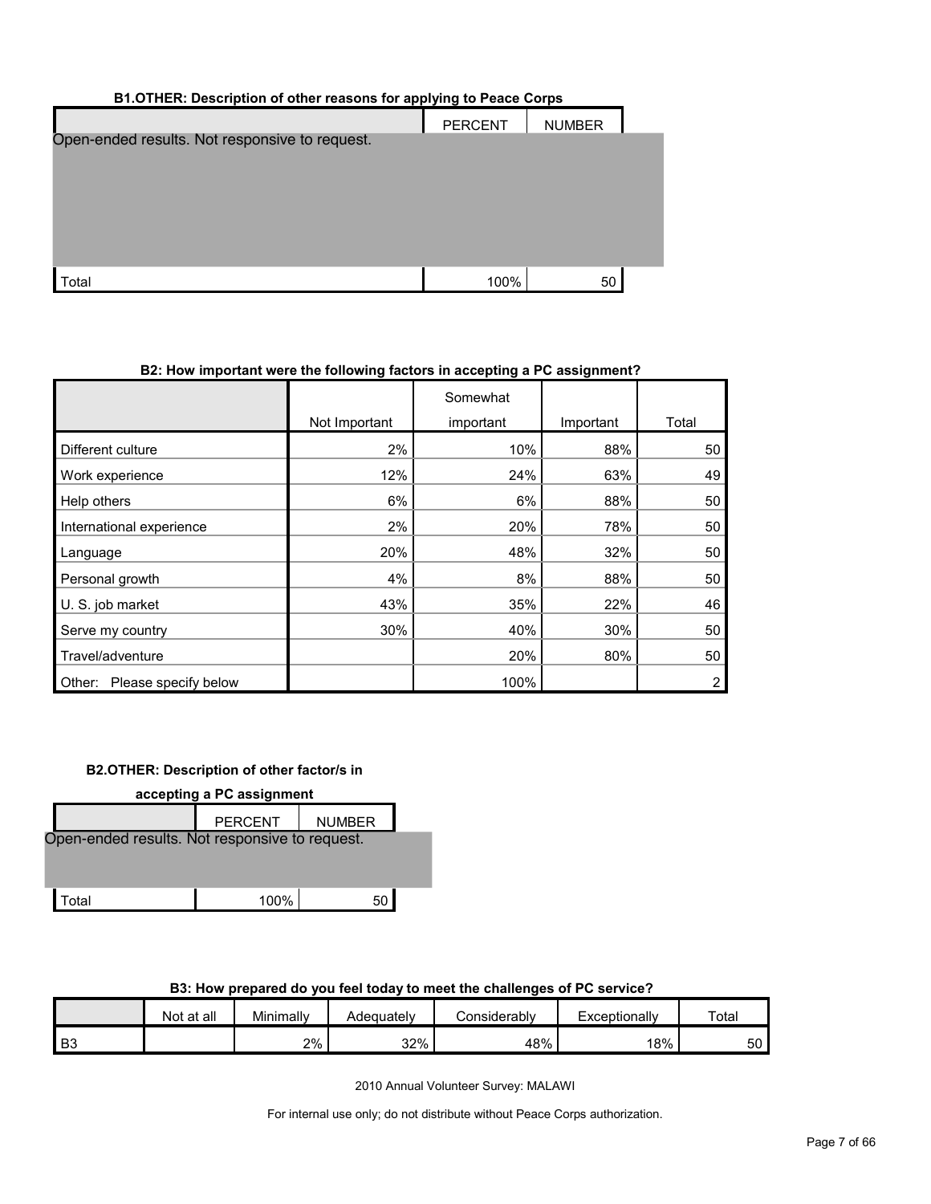**B1.OTHER: Description of other reasons for applying to Peace Corps**

| | PERCENT | NUMBER |
|---|---|---|
| Open-ended results. Not responsive to request. | | |
| Total | 100% | 50 |

**B2: How important were the following factors in accepting a PC assignment?**

| | Not Important | Somewhat important | Important | Total |
|---|---|---|---|---|
| Different culture | 2% | 10% | 88% | 50 |
| Work experience | 12% | 24% | 63% | 49 |
| Help others | 6% | 6% | 88% | 50 |
| International experience | 2% | 20% | 78% | 50 |
| Language | 20% | 48% | 32% | 50 |
| Personal growth | 4% | 8% | 88% | 50 |
| U. S. job market | 43% | 35% | 22% | 46 |
| Serve my country | 30% | 40% | 30% | 50 |
| Travel/adventure | | 20% | 80% | 50 |
| Other: Please specify below | | 100% | | 2 |

**B2.OTHER: Description of other factor/s in accepting a PC assignment**

| | PERCENT | NUMBER |
|---|---|---|
| Open-ended results. Not responsive to request. | | |
| Total | 100% | 50 |

**B3: How prepared do you feel today to meet the challenges of PC service?**

| | Not at all | Minimally | Adequately | Considerably | Exceptionally | Total |
|---|---|---|---|---|---|---|
| B3 | | 2% | 32% | 48% | 18% | 50 |

2010 Annual Volunteer Survey: MALAWI

For internal use only; do not distribute without Peace Corps authorization.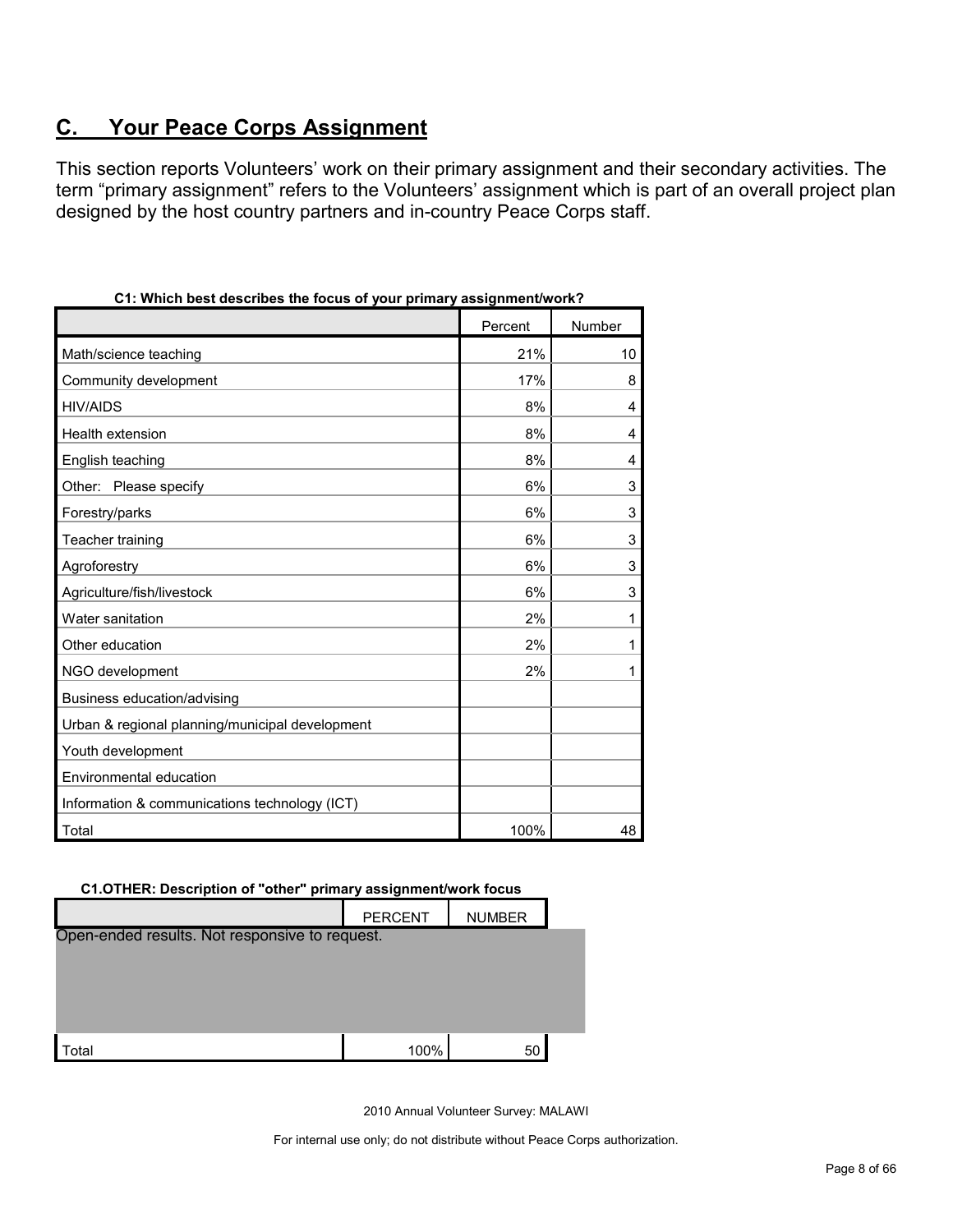## C. Your Peace Corps Assignment

This section reports Volunteers' work on their primary assignment and their secondary activities. The term "primary assignment" refers to the Volunteers' assignment which is part of an overall project plan designed by the host country partners and in-country Peace Corps staff.

**C1: Which best describes the focus of your primary assignment/work?**

| | Percent | Number |
|---|---|---|
| Math/science teaching | 21% | 10 |
| Community development | 17% | 8 |
| HIV/AIDS | 8% | 4 |
| Health extension | 8% | 4 |
| English teaching | 8% | 4 |
| Other: Please specify | 6% | 3 |
| Forestry/parks | 6% | 3 |
| Teacher training | 6% | 3 |
| Agroforestry | 6% | 3 |
| Agriculture/fish/livestock | 6% | 3 |
| Water sanitation | 2% | 1 |
| Other education | 2% | 1 |
| NGO development | 2% | 1 |
| Business education/advising | | |
| Urban & regional planning/municipal development | | |
| Youth development | | |
| Environmental education | | |
| Information & communications technology (ICT) | | |
| Total | 100% | 48 |

**C1.OTHER: Description of "other" primary assignment/work focus**

| | PERCENT | NUMBER |
|---|---|---|
| Open-ended results. Not responsive to request. | | |
| Total | 100% | 50 |

2010 Annual Volunteer Survey: MALAWI

For internal use only; do not distribute without Peace Corps authorization.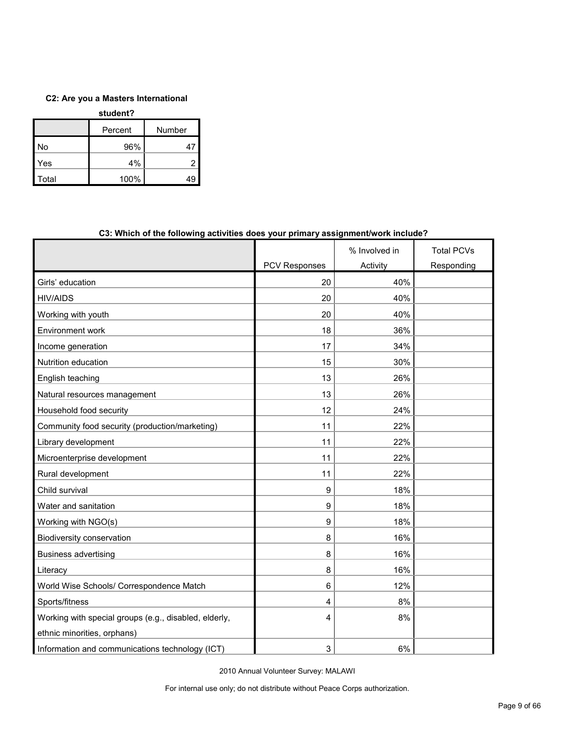**C2: Are you a Masters International student?**

| | Percent | Number |
|---|---|---|
| No | 96% | 47 |
| Yes | 4% | 2 |
| Total | 100% | 49 |

**C3: Which of the following activities does your primary assignment/work include?**

| | PCV Responses | % Involved in Activity | Total PCVs Responding |
|---|---|---|---|
| Girls' education | 20 | 40% | |
| HIV/AIDS | 20 | 40% | |
| Working with youth | 20 | 40% | |
| Environment work | 18 | 36% | |
| Income generation | 17 | 34% | |
| Nutrition education | 15 | 30% | |
| English teaching | 13 | 26% | |
| Natural resources management | 13 | 26% | |
| Household food security | 12 | 24% | |
| Community food security (production/marketing) | 11 | 22% | |
| Library development | 11 | 22% | |
| Microenterprise development | 11 | 22% | |
| Rural development | 11 | 22% | |
| Child survival | 9 | 18% | |
| Water and sanitation | 9 | 18% | |
| Working with NGO(s) | 9 | 18% | |
| Biodiversity conservation | 8 | 16% | |
| Business advertising | 8 | 16% | |
| Literacy | 8 | 16% | |
| World Wise Schools/ Correspondence Match | 6 | 12% | |
| Sports/fitness | 4 | 8% | |
| Working with special groups (e.g., disabled, elderly, ethnic minorities, orphans) | 4 | 8% | |
| Information and communications technology (ICT) | 3 | 6% | |

2010 Annual Volunteer Survey: MALAWI

For internal use only; do not distribute without Peace Corps authorization.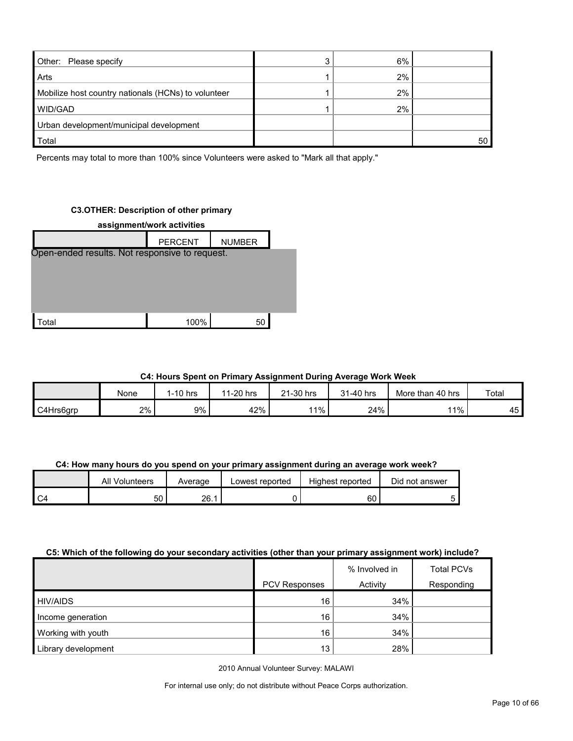| | | | |
|---|---|---|---|
| Other: Please specify | 3 | 6% | |
| Arts | 1 | 2% | |
| Mobilize host country nationals (HCNs) to volunteer | 1 | 2% | |
| WID/GAD | 1 | 2% | |
| Urban development/municipal development | | | |
| Total | | | 50 |

Percents may total to more than 100% since Volunteers were asked to "Mark all that apply."

**C3.OTHER: Description of other primary assignment/work activities**

| | PERCENT | NUMBER |
|---|---|---|
| Open-ended results. Not responsive to request. | | |
| Total | 100% | 50 |

**C4: Hours Spent on Primary Assignment During Average Work Week**

| | None | 1-10 hrs | 11-20 hrs | 21-30 hrs | 31-40 hrs | More than 40 hrs | Total |
|---|---|---|---|---|---|---|---|
| C4Hrs6grp | 2% | 9% | 42% | 11% | 24% | 11% | 45 |

**C4: How many hours do you spend on your primary assignment during an average work week?**

| | All Volunteers | Average | Lowest reported | Highest reported | Did not answer |
|---|---|---|---|---|---|
| C4 | 50 | 26.1 | 0 | 60 | 5 |

**C5: Which of the following do your secondary activities (other than your primary assignment work) include?**

| | PCV Responses | % Involved in Activity | Total PCVs Responding |
|---|---|---|---|
| HIV/AIDS | 16 | 34% | |
| Income generation | 16 | 34% | |
| Working with youth | 16 | 34% | |
| Library development | 13 | 28% | |

2010 Annual Volunteer Survey: MALAWI

For internal use only; do not distribute without Peace Corps authorization.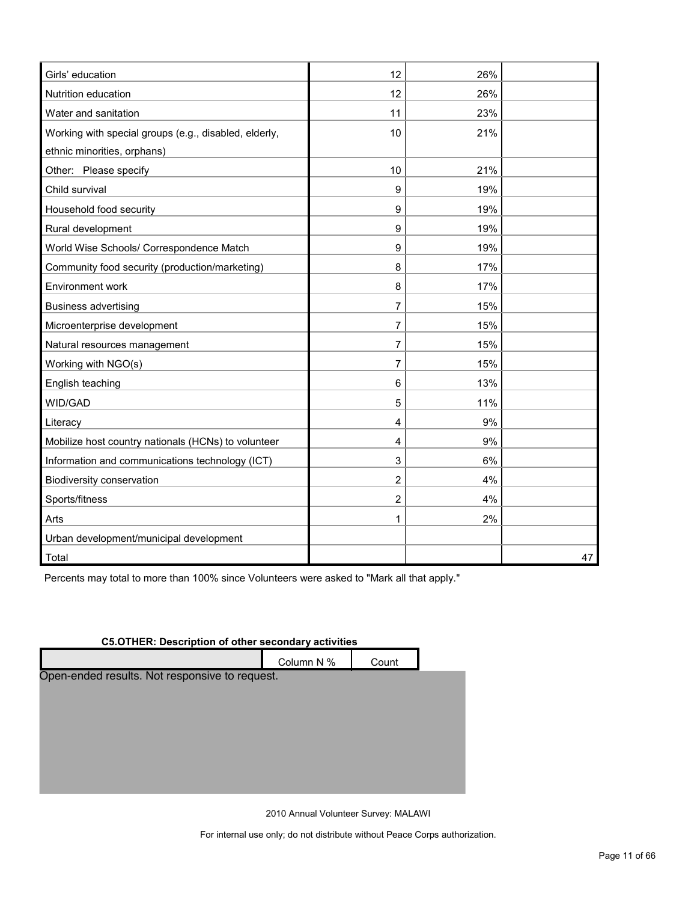| | | | |
|---|---|---|---|
| Girls' education | 12 | 26% | |
| Nutrition education | 12 | 26% | |
| Water and sanitation | 11 | 23% | |
| Working with special groups (e.g., disabled, elderly, ethnic minorities, orphans) | 10 | 21% | |
| Other: Please specify | 10 | 21% | |
| Child survival | 9 | 19% | |
| Household food security | 9 | 19% | |
| Rural development | 9 | 19% | |
| World Wise Schools/ Correspondence Match | 9 | 19% | |
| Community food security (production/marketing) | 8 | 17% | |
| Environment work | 8 | 17% | |
| Business advertising | 7 | 15% | |
| Microenterprise development | 7 | 15% | |
| Natural resources management | 7 | 15% | |
| Working with NGO(s) | 7 | 15% | |
| English teaching | 6 | 13% | |
| WID/GAD | 5 | 11% | |
| Literacy | 4 | 9% | |
| Mobilize host country nationals (HCNs) to volunteer | 4 | 9% | |
| Information and communications technology (ICT) | 3 | 6% | |
| Biodiversity conservation | 2 | 4% | |
| Sports/fitness | 2 | 4% | |
| Arts | 1 | 2% | |
| Urban development/municipal development | | | |
| Total | | | 47 |

Percents may total to more than 100% since Volunteers were asked to "Mark all that apply."

**C5.OTHER: Description of other secondary activities**

| | Column N % | Count |
|---|---|---|
| Open-ended results. Not responsive to request. | | |

2010 Annual Volunteer Survey: MALAWI

For internal use only; do not distribute without Peace Corps authorization.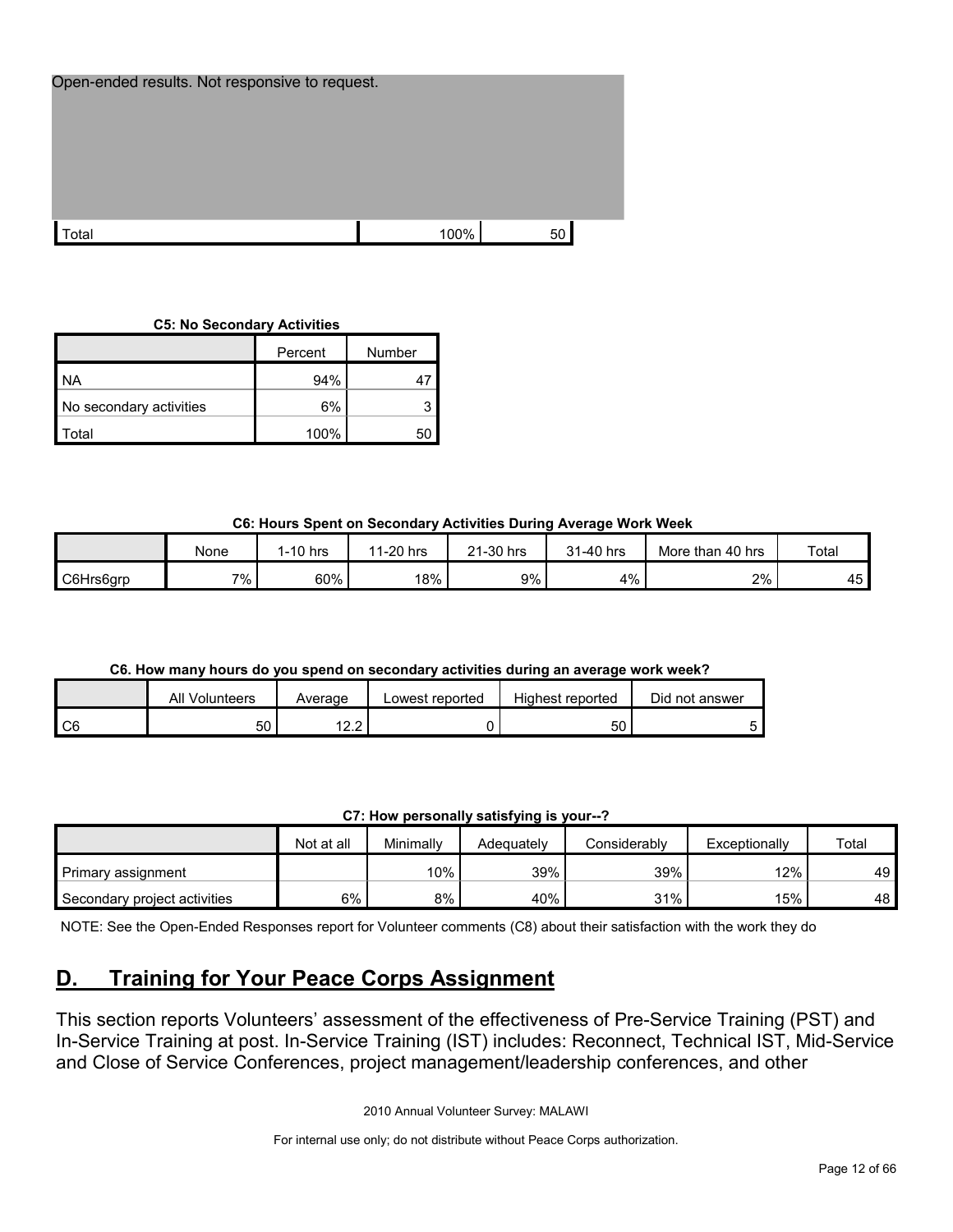Open-ended results. Not responsive to request.

| | | |
|---|---|---|
| Total | 100% | 50 |

**C5: No Secondary Activities**

| | Percent | Number |
|---|---|---|
| NA | 94% | 47 |
| No secondary activities | 6% | 3 |
| Total | 100% | 50 |

**C6: Hours Spent on Secondary Activities During Average Work Week**

| | None | 1-10 hrs | 11-20 hrs | 21-30 hrs | 31-40 hrs | More than 40 hrs | Total |
|---|---|---|---|---|---|---|---|
| C6Hrs6grp | 7% | 60% | 18% | 9% | 4% | 2% | 45 |

**C6. How many hours do you spend on secondary activities during an average work week?**

| | All Volunteers | Average | Lowest reported | Highest reported | Did not answer |
|---|---|---|---|---|---|
| C6 | 50 | 12.2 | 0 | 50 | 5 |

**C7: How personally satisfying is your--?**

| | Not at all | Minimally | Adequately | Considerably | Exceptionally | Total |
|---|---|---|---|---|---|---|
| Primary assignment | | 10% | 39% | 39% | 12% | 49 |
| Secondary project activities | 6% | 8% | 40% | 31% | 15% | 48 |

NOTE: See the Open-Ended Responses report for Volunteer comments (C8) about their satisfaction with the work they do

## D. Training for Your Peace Corps Assignment

This section reports Volunteers' assessment of the effectiveness of Pre-Service Training (PST) and In-Service Training at post. In-Service Training (IST) includes: Reconnect, Technical IST, Mid-Service and Close of Service Conferences, project management/leadership conferences, and other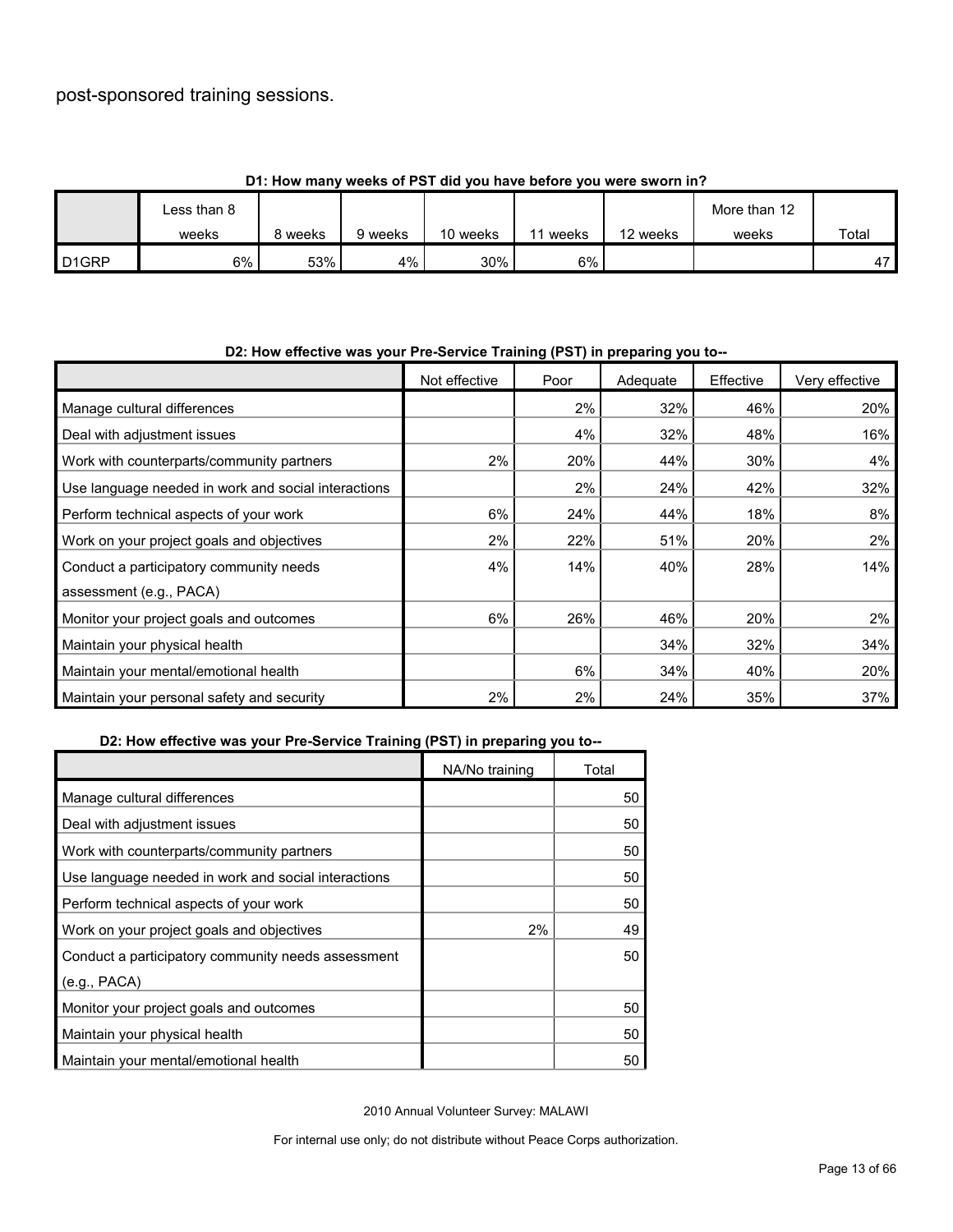post-sponsored training sessions.

**D1: How many weeks of PST did you have before you were sworn in?**

| | Less than 8 weeks | 8 weeks | 9 weeks | 10 weeks | 11 weeks | 12 weeks | More than 12 weeks | Total |
|---|---|---|---|---|---|---|---|---|
| D1GRP | 6% | 53% | 4% | 30% | 6% | | | 47 |

**D2: How effective was your Pre-Service Training (PST) in preparing you to--**

| | Not effective | Poor | Adequate | Effective | Very effective |
|---|---|---|---|---|---|
| Manage cultural differences | | 2% | 32% | 46% | 20% |
| Deal with adjustment issues | | 4% | 32% | 48% | 16% |
| Work with counterparts/community partners | 2% | 20% | 44% | 30% | 4% |
| Use language needed in work and social interactions | | 2% | 24% | 42% | 32% |
| Perform technical aspects of your work | 6% | 24% | 44% | 18% | 8% |
| Work on your project goals and objectives | 2% | 22% | 51% | 20% | 2% |
| Conduct a participatory community needs assessment (e.g., PACA) | 4% | 14% | 40% | 28% | 14% |
| Monitor your project goals and outcomes | 6% | 26% | 46% | 20% | 2% |
| Maintain your physical health | | | 34% | 32% | 34% |
| Maintain your mental/emotional health | | 6% | 34% | 40% | 20% |
| Maintain your personal safety and security | 2% | 2% | 24% | 35% | 37% |

**D2: How effective was your Pre-Service Training (PST) in preparing you to--**

| | NA/No training | Total |
|---|---|---|
| Manage cultural differences | | 50 |
| Deal with adjustment issues | | 50 |
| Work with counterparts/community partners | | 50 |
| Use language needed in work and social interactions | | 50 |
| Perform technical aspects of your work | | 50 |
| Work on your project goals and objectives | 2% | 49 |
| Conduct a participatory community needs assessment (e.g., PACA) | | 50 |
| Monitor your project goals and outcomes | | 50 |
| Maintain your physical health | | 50 |
| Maintain your mental/emotional health | | 50 |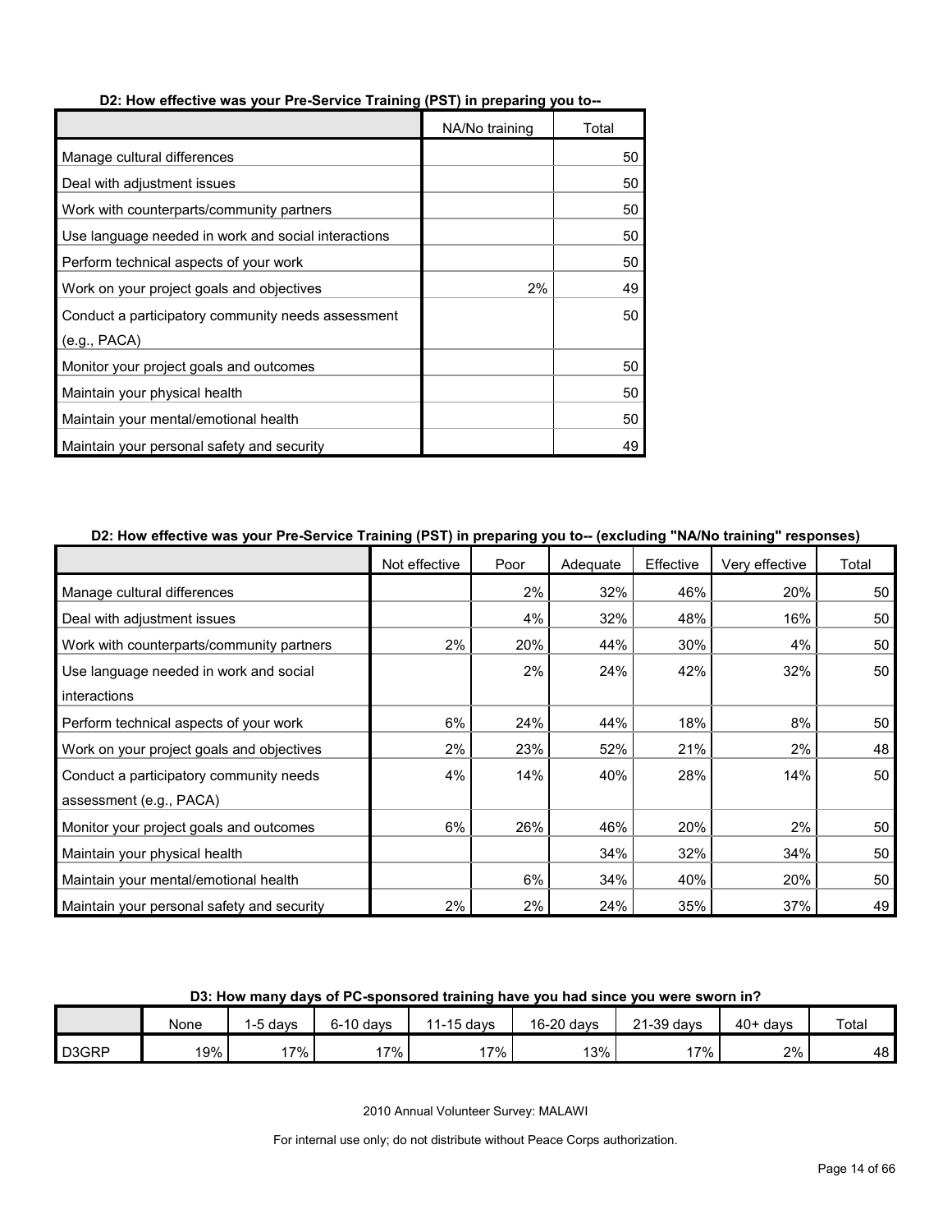**D2: How effective was your Pre-Service Training (PST) in preparing you to--**

| | NA/No training | Total |
|---|---|---|
| Manage cultural differences | | 50 |
| Deal with adjustment issues | | 50 |
| Work with counterparts/community partners | | 50 |
| Use language needed in work and social interactions | | 50 |
| Perform technical aspects of your work | | 50 |
| Work on your project goals and objectives | 2% | 49 |
| Conduct a participatory community needs assessment (e.g., PACA) | | 50 |
| Monitor your project goals and outcomes | | 50 |
| Maintain your physical health | | 50 |
| Maintain your mental/emotional health | | 50 |
| Maintain your personal safety and security | | 49 |

**D2: How effective was your Pre-Service Training (PST) in preparing you to-- (excluding "NA/No training" responses)**

| | Not effective | Poor | Adequate | Effective | Very effective | Total |
|---|---|---|---|---|---|---|
| Manage cultural differences | | 2% | 32% | 46% | 20% | 50 |
| Deal with adjustment issues | | 4% | 32% | 48% | 16% | 50 |
| Work with counterparts/community partners | 2% | 20% | 44% | 30% | 4% | 50 |
| Use language needed in work and social interactions | | 2% | 24% | 42% | 32% | 50 |
| Perform technical aspects of your work | 6% | 24% | 44% | 18% | 8% | 50 |
| Work on your project goals and objectives | 2% | 23% | 52% | 21% | 2% | 48 |
| Conduct a participatory community needs assessment (e.g., PACA) | 4% | 14% | 40% | 28% | 14% | 50 |
| Monitor your project goals and outcomes | 6% | 26% | 46% | 20% | 2% | 50 |
| Maintain your physical health | | | 34% | 32% | 34% | 50 |
| Maintain your mental/emotional health | | 6% | 34% | 40% | 20% | 50 |
| Maintain your personal safety and security | 2% | 2% | 24% | 35% | 37% | 49 |

**D3: How many days of PC-sponsored training have you had since you were sworn in?**

| | None | 1-5 days | 6-10 days | 11-15 days | 16-20 days | 21-39 days | 40+ days | Total |
|---|---|---|---|---|---|---|---|---|
| D3GRP | 19% | 17% | 17% | 17% | 13% | 17% | 2% | 48 |

2010 Annual Volunteer Survey: MALAWI

For internal use only; do not distribute without Peace Corps authorization.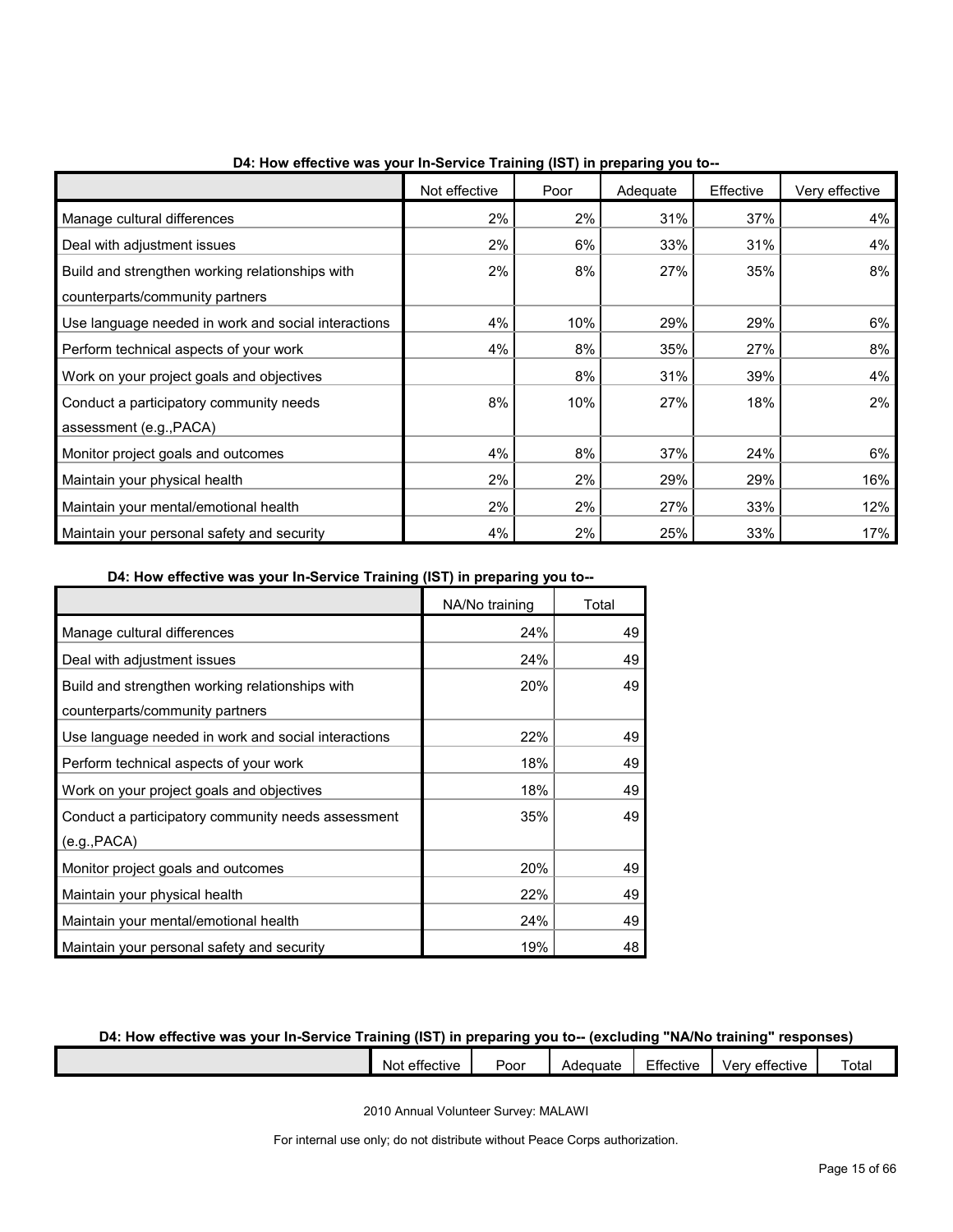**D4: How effective was your In-Service Training (IST) in preparing you to--**

| | Not effective | Poor | Adequate | Effective | Very effective |
|---|---|---|---|---|---|
| Manage cultural differences | 2% | 2% | 31% | 37% | 4% |
| Deal with adjustment issues | 2% | 6% | 33% | 31% | 4% |
| Build and strengthen working relationships with counterparts/community partners | 2% | 8% | 27% | 35% | 8% |
| Use language needed in work and social interactions | 4% | 10% | 29% | 29% | 6% |
| Perform technical aspects of your work | 4% | 8% | 35% | 27% | 8% |
| Work on your project goals and objectives | | 8% | 31% | 39% | 4% |
| Conduct a participatory community needs assessment (e.g.,PACA) | 8% | 10% | 27% | 18% | 2% |
| Monitor project goals and outcomes | 4% | 8% | 37% | 24% | 6% |
| Maintain your physical health | 2% | 2% | 29% | 29% | 16% |
| Maintain your mental/emotional health | 2% | 2% | 27% | 33% | 12% |
| Maintain your personal safety and security | 4% | 2% | 25% | 33% | 17% |

**D4: How effective was your In-Service Training (IST) in preparing you to--**

| | NA/No training | Total |
|---|---|---|
| Manage cultural differences | 24% | 49 |
| Deal with adjustment issues | 24% | 49 |
| Build and strengthen working relationships with counterparts/community partners | 20% | 49 |
| Use language needed in work and social interactions | 22% | 49 |
| Perform technical aspects of your work | 18% | 49 |
| Work on your project goals and objectives | 18% | 49 |
| Conduct a participatory community needs assessment (e.g.,PACA) | 35% | 49 |
| Monitor project goals and outcomes | 20% | 49 |
| Maintain your physical health | 22% | 49 |
| Maintain your mental/emotional health | 24% | 49 |
| Maintain your personal safety and security | 19% | 48 |

**D4: How effective was your In-Service Training (IST) in preparing you to-- (excluding "NA/No training" responses)**

| | Not effective | Poor | Adequate | Effective | Very effective | Total |
|---|---|---|---|---|---|---|

2010 Annual Volunteer Survey: MALAWI

For internal use only; do not distribute without Peace Corps authorization.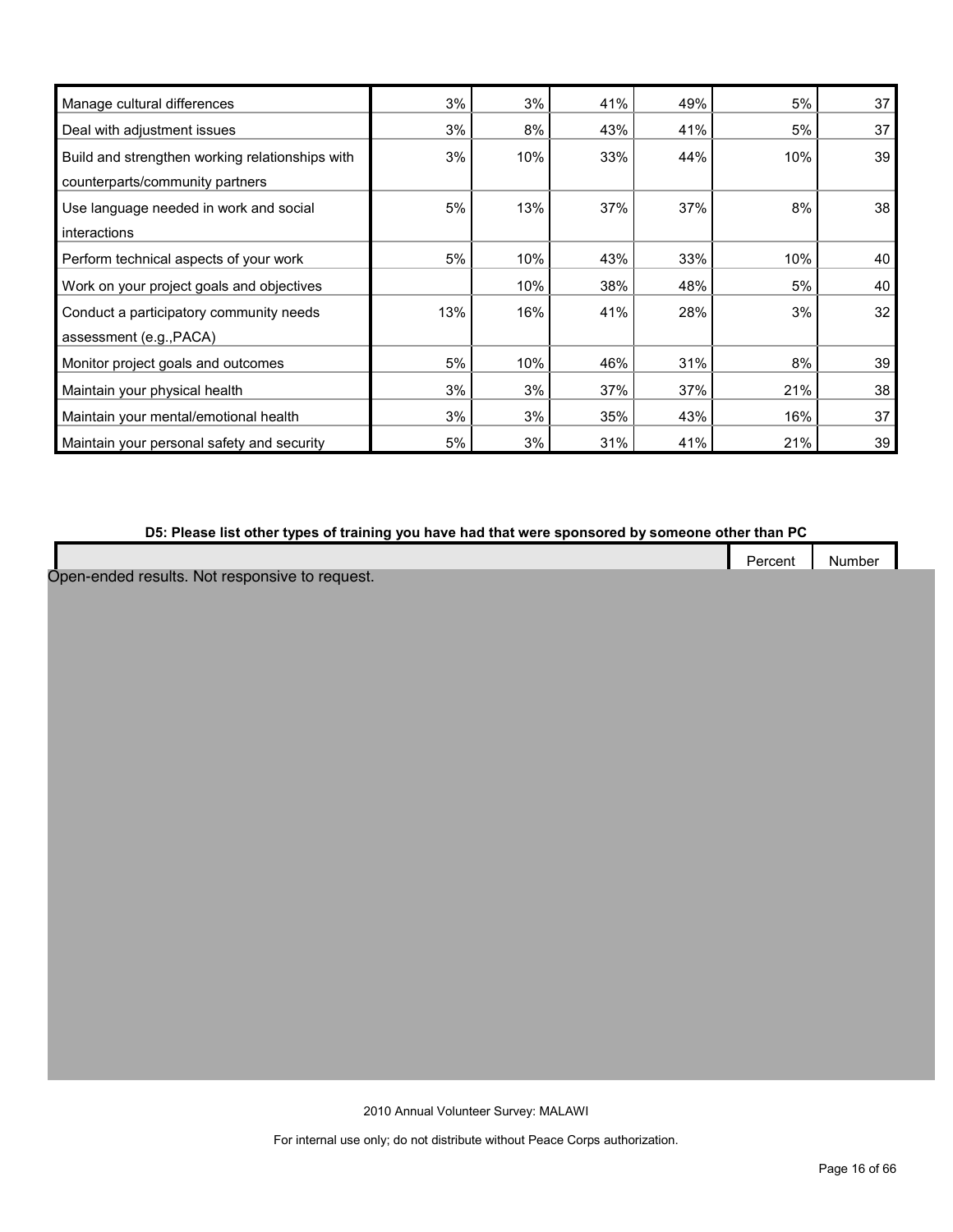| | | | | | | |
|---|---|---|---|---|---|---|
| Manage cultural differences | 3% | 3% | 41% | 49% | 5% | 37 |
| Deal with adjustment issues | 3% | 8% | 43% | 41% | 5% | 37 |
| Build and strengthen working relationships with counterparts/community partners | 3% | 10% | 33% | 44% | 10% | 39 |
| Use language needed in work and social interactions | 5% | 13% | 37% | 37% | 8% | 38 |
| Perform technical aspects of your work | 5% | 10% | 43% | 33% | 10% | 40 |
| Work on your project goals and objectives | | 10% | 38% | 48% | 5% | 40 |
| Conduct a participatory community needs assessment (e.g.,PACA) | 13% | 16% | 41% | 28% | 3% | 32 |
| Monitor project goals and outcomes | 5% | 10% | 46% | 31% | 8% | 39 |
| Maintain your physical health | 3% | 3% | 37% | 37% | 21% | 38 |
| Maintain your mental/emotional health | 3% | 3% | 35% | 43% | 16% | 37 |
| Maintain your personal safety and security | 5% | 3% | 31% | 41% | 21% | 39 |

**D5: Please list other types of training you have had that were sponsored by someone other than PC**

| | Percent | Number |
|---|---|---|

Open-ended results. Not responsive to request.

2010 Annual Volunteer Survey: MALAWI

For internal use only; do not distribute without Peace Corps authorization.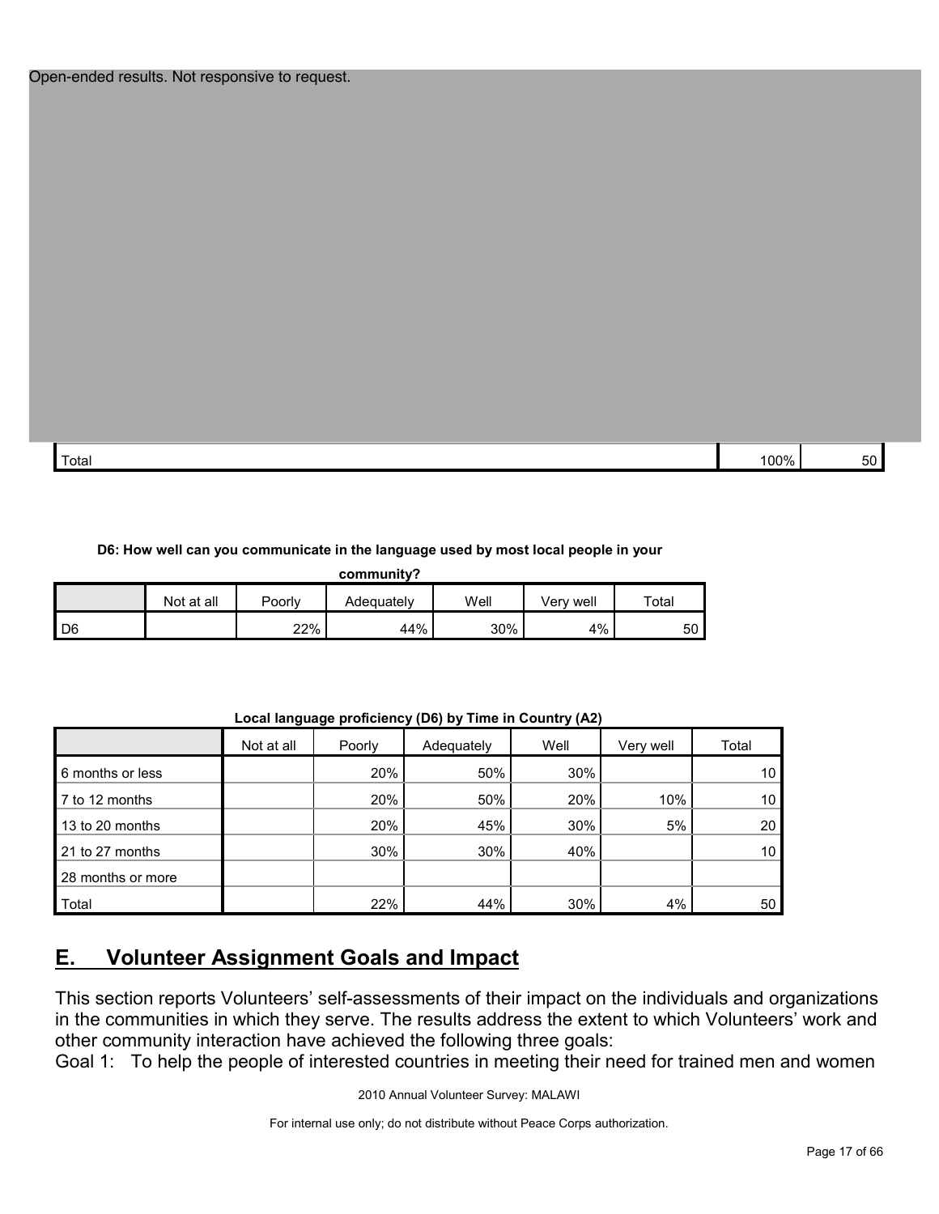Open-ended results. Not responsive to request.

| | | |
|---|---|---|
| Total | 100% | 50 |

**D6: How well can you communicate in the language used by most local people in your community?**

| | Not at all | Poorly | Adequately | Well | Very well | Total |
|---|---|---|---|---|---|---|
| D6 | | 22% | 44% | 30% | 4% | 50 |

**Local language proficiency (D6) by Time in Country (A2)**

| | Not at all | Poorly | Adequately | Well | Very well | Total |
|---|---|---|---|---|---|---|
| 6 months or less | | 20% | 50% | 30% | | 10 |
| 7 to 12 months | | 20% | 50% | 20% | 10% | 10 |
| 13 to 20 months | | 20% | 45% | 30% | 5% | 20 |
| 21 to 27 months | | 30% | 30% | 40% | | 10 |
| 28 months or more | | | | | | |
| Total | | 22% | 44% | 30% | 4% | 50 |

## E. Volunteer Assignment Goals and Impact

This section reports Volunteers' self-assessments of their impact on the individuals and organizations in the communities in which they serve. The results address the extent to which Volunteers' work and other community interaction have achieved the following three goals:

Goal 1: To help the people of interested countries in meeting their need for trained men and women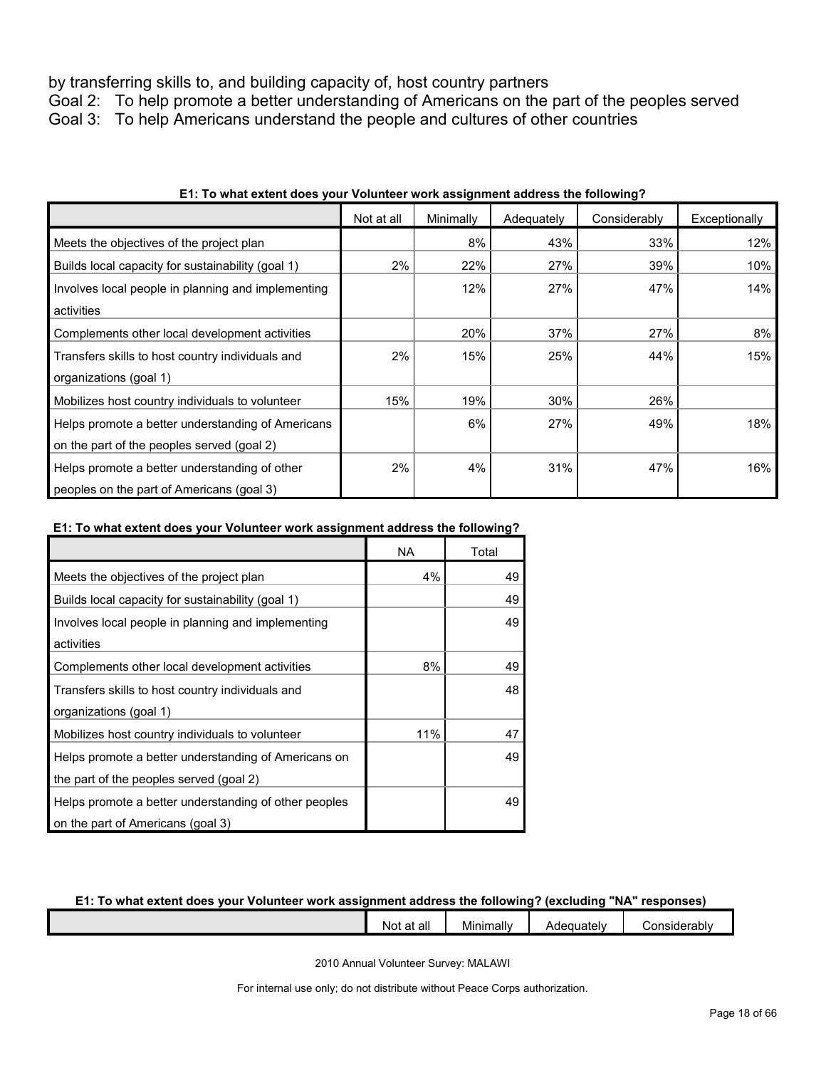by transferring skills to, and building capacity of, host country partners

Goal 2: To help promote a better understanding of Americans on the part of the peoples served

Goal 3: To help Americans understand the people and cultures of other countries

**E1: To what extent does your Volunteer work assignment address the following?**

| | Not at all | Minimally | Adequately | Considerably | Exceptionally |
|---|---|---|---|---|---|
| Meets the objectives of the project plan | | 8% | 43% | 33% | 12% |
| Builds local capacity for sustainability (goal 1) | 2% | 22% | 27% | 39% | 10% |
| Involves local people in planning and implementing activities | | 12% | 27% | 47% | 14% |
| Complements other local development activities | | 20% | 37% | 27% | 8% |
| Transfers skills to host country individuals and organizations (goal 1) | 2% | 15% | 25% | 44% | 15% |
| Mobilizes host country individuals to volunteer | 15% | 19% | 30% | 26% | |
| Helps promote a better understanding of Americans on the part of the peoples served (goal 2) | | 6% | 27% | 49% | 18% |
| Helps promote a better understanding of other peoples on the part of Americans (goal 3) | 2% | 4% | 31% | 47% | 16% |

**E1: To what extent does your Volunteer work assignment address the following?**

| | NA | Total |
|---|---|---|
| Meets the objectives of the project plan | 4% | 49 |
| Builds local capacity for sustainability (goal 1) | | 49 |
| Involves local people in planning and implementing activities | | 49 |
| Complements other local development activities | 8% | 49 |
| Transfers skills to host country individuals and organizations (goal 1) | | 48 |
| Mobilizes host country individuals to volunteer | 11% | 47 |
| Helps promote a better understanding of Americans on the part of the peoples served (goal 2) | | 49 |
| Helps promote a better understanding of other peoples on the part of Americans (goal 3) | | 49 |

**E1: To what extent does your Volunteer work assignment address the following? (excluding "NA" responses)**

| | Not at all | Minimally | Adequately | Considerably |
|---|---|---|---|---|

2010 Annual Volunteer Survey: MALAWI

For internal use only; do not distribute without Peace Corps authorization.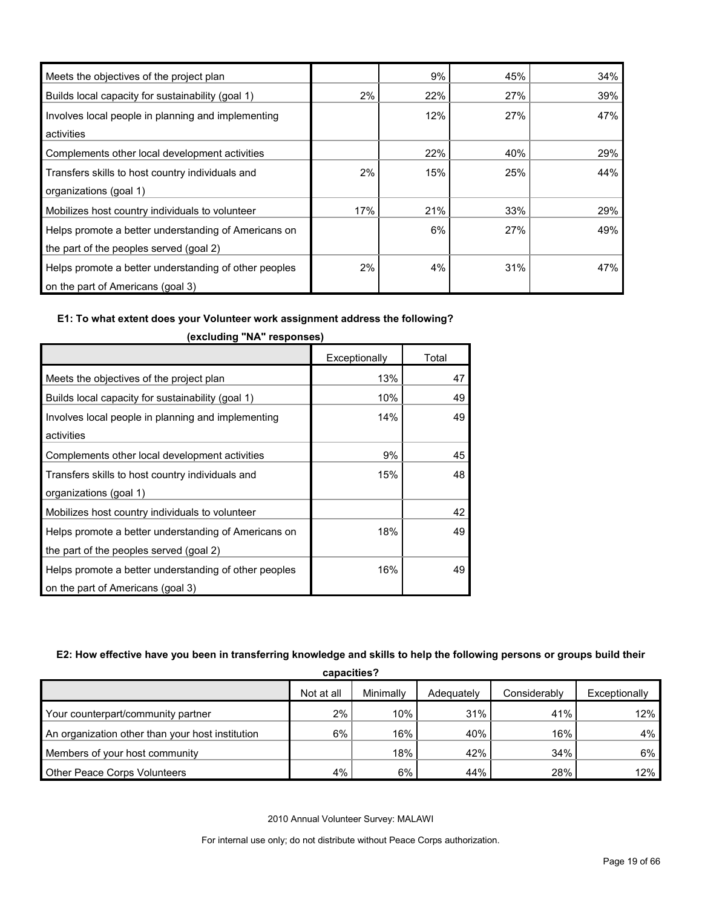| | | | | |
|---|---|---|---|---|
| Meets the objectives of the project plan | | 9% | 45% | 34% |
| Builds local capacity for sustainability (goal 1) | 2% | 22% | 27% | 39% |
| Involves local people in planning and implementing activities | | 12% | 27% | 47% |
| Complements other local development activities | | 22% | 40% | 29% |
| Transfers skills to host country individuals and organizations (goal 1) | 2% | 15% | 25% | 44% |
| Mobilizes host country individuals to volunteer | 17% | 21% | 33% | 29% |
| Helps promote a better understanding of Americans on the part of the peoples served (goal 2) | | 6% | 27% | 49% |
| Helps promote a better understanding of other peoples on the part of Americans (goal 3) | 2% | 4% | 31% | 47% |

**E1: To what extent does your Volunteer work assignment address the following? (excluding "NA" responses)**

| | Exceptionally | Total |
|---|---|---|
| Meets the objectives of the project plan | 13% | 47 |
| Builds local capacity for sustainability (goal 1) | 10% | 49 |
| Involves local people in planning and implementing activities | 14% | 49 |
| Complements other local development activities | 9% | 45 |
| Transfers skills to host country individuals and organizations (goal 1) | 15% | 48 |
| Mobilizes host country individuals to volunteer | | 42 |
| Helps promote a better understanding of Americans on the part of the peoples served (goal 2) | 18% | 49 |
| Helps promote a better understanding of other peoples on the part of Americans (goal 3) | 16% | 49 |

**E2: How effective have you been in transferring knowledge and skills to help the following persons or groups build their capacities?**

| | Not at all | Minimally | Adequately | Considerably | Exceptionally |
|---|---|---|---|---|---|
| Your counterpart/community partner | 2% | 10% | 31% | 41% | 12% |
| An organization other than your host institution | 6% | 16% | 40% | 16% | 4% |
| Members of your host community | | 18% | 42% | 34% | 6% |
| Other Peace Corps Volunteers | 4% | 6% | 44% | 28% | 12% |

2010 Annual Volunteer Survey: MALAWI

For internal use only; do not distribute without Peace Corps authorization.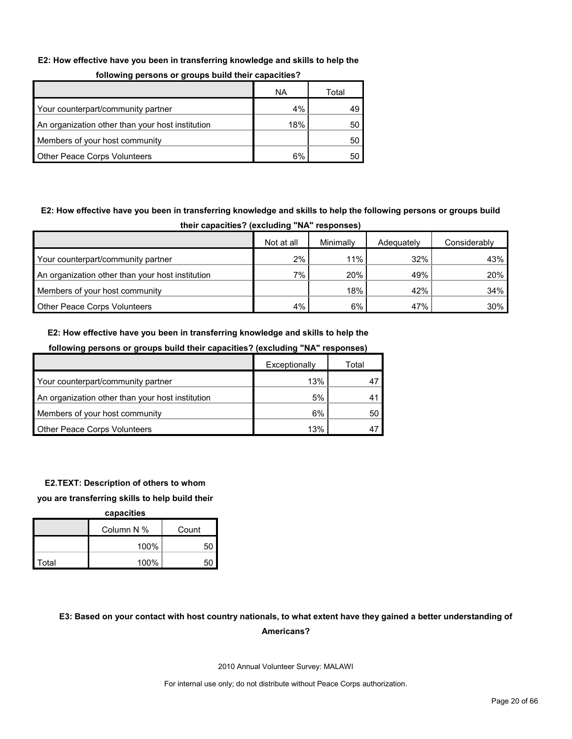**E2: How effective have you been in transferring knowledge and skills to help the following persons or groups build their capacities?**

| | NA | Total |
|---|---|---|
| Your counterpart/community partner | 4% | 49 |
| An organization other than your host institution | 18% | 50 |
| Members of your host community | | 50 |
| Other Peace Corps Volunteers | 6% | 50 |

**E2: How effective have you been in transferring knowledge and skills to help the following persons or groups build their capacities? (excluding "NA" responses)**

| | Not at all | Minimally | Adequately | Considerably | Exceptionally | Total |
|---|---|---|---|---|---|---|
| Your counterpart/community partner | 2% | 11% | 32% | 43% | 13% | 47 |
| An organization other than your host institution | 7% | 20% | 49% | 20% | 5% | 41 |
| Members of your host community | | 18% | 42% | 34% | 6% | 50 |
| Other Peace Corps Volunteers | 4% | 6% | 47% | 30% | 13% | 47 |

**E2.TEXT: Description of others to whom you are transferring skills to help build their capacities**

| | Column N % | Count |
|---|---|---|
| | 100% | 50 |
| Total | 100% | 50 |

**E3: Based on your contact with host country nationals, to what extent have they gained a better understanding of Americans?**

2010 Annual Volunteer Survey: MALAWI

For internal use only; do not distribute without Peace Corps authorization.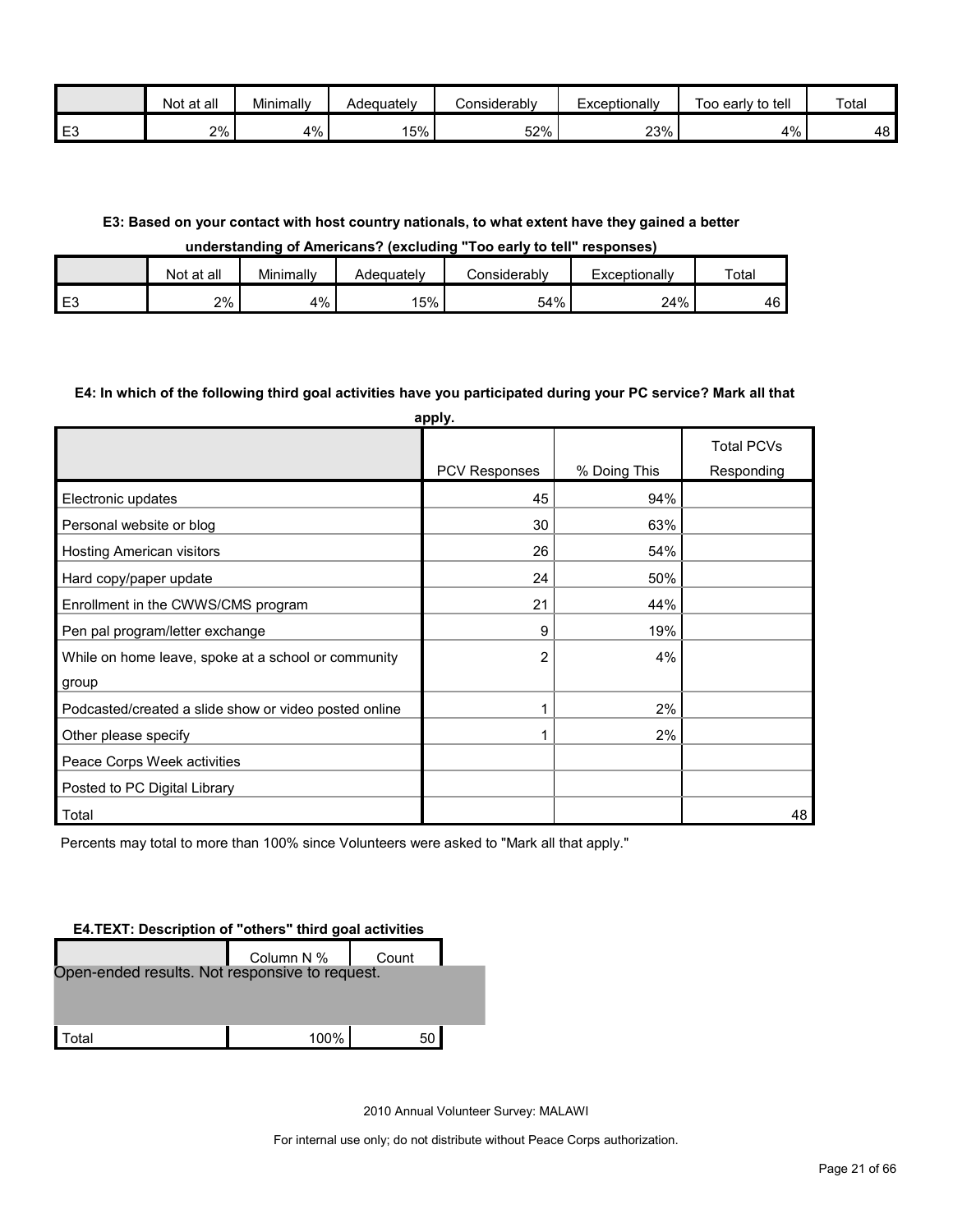| | Not at all | Minimally | Adequately | Considerably | Exceptionally | Too early to tell | Total |
|---|---|---|---|---|---|---|---|
| E3 | 2% | 4% | 15% | 52% | 23% | 4% | 48 |

**E3: Based on your contact with host country nationals, to what extent have they gained a better understanding of Americans? (excluding "Too early to tell" responses)**

| | Not at all | Minimally | Adequately | Considerably | Exceptionally | Total |
|---|---|---|---|---|---|---|
| E3 | 2% | 4% | 15% | 54% | 24% | 46 |

**E4: In which of the following third goal activities have you participated during your PC service? Mark all that apply.**

| | PCV Responses | % Doing This | Total PCVs Responding |
|---|---|---|---|
| Electronic updates | 45 | 94% | |
| Personal website or blog | 30 | 63% | |
| Hosting American visitors | 26 | 54% | |
| Hard copy/paper update | 24 | 50% | |
| Enrollment in the CWWS/CMS program | 21 | 44% | |
| Pen pal program/letter exchange | 9 | 19% | |
| While on home leave, spoke at a school or community group | 2 | 4% | |
| Podcasted/created a slide show or video posted online | 1 | 2% | |
| Other please specify | 1 | 2% | |
| Peace Corps Week activities | | | |
| Posted to PC Digital Library | | | |
| Total | | | 48 |

Percents may total to more than 100% since Volunteers were asked to "Mark all that apply."

**E4.TEXT: Description of "others" third goal activities**

| | Column N % | Count |
|---|---|---|
| Open-ended results. Not responsive to request. | | |
| Total | 100% | 50 |

2010 Annual Volunteer Survey: MALAWI

For internal use only; do not distribute without Peace Corps authorization.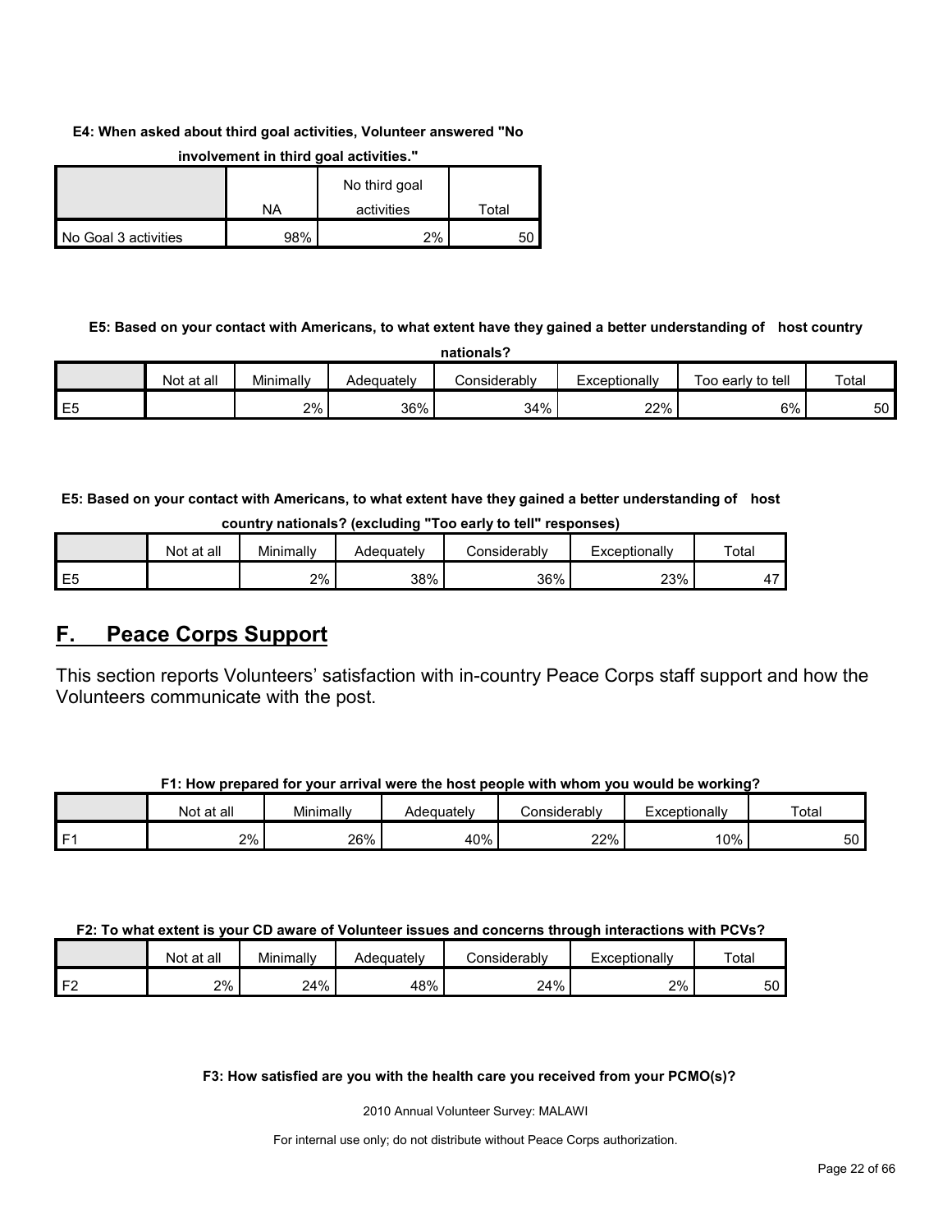**E4: When asked about third goal activities, Volunteer answered "No involvement in third goal activities."**

| | NA | No third goal activities | Total |
|---|---|---|---|
| No Goal 3 activities | 98% | 2% | 50 |

**E5: Based on your contact with Americans, to what extent have they gained a better understanding of host country nationals?**

| | Not at all | Minimally | Adequately | Considerably | Exceptionally | Too early to tell | Total |
|---|---|---|---|---|---|---|---|
| E5 | | 2% | 36% | 34% | 22% | 6% | 50 |

**E5: Based on your contact with Americans, to what extent have they gained a better understanding of host country nationals? (excluding "Too early to tell" responses)**

| | Not at all | Minimally | Adequately | Considerably | Exceptionally | Total |
|---|---|---|---|---|---|---|
| E5 | | 2% | 38% | 36% | 23% | 47 |

## F. Peace Corps Support

This section reports Volunteers' satisfaction with in-country Peace Corps staff support and how the Volunteers communicate with the post.

**F1: How prepared for your arrival were the host people with whom you would be working?**

| | Not at all | Minimally | Adequately | Considerably | Exceptionally | Total |
|---|---|---|---|---|---|---|
| F1 | 2% | 26% | 40% | 22% | 10% | 50 |

**F2: To what extent is your CD aware of Volunteer issues and concerns through interactions with PCVs?**

| | Not at all | Minimally | Adequately | Considerably | Exceptionally | Total |
|---|---|---|---|---|---|---|
| F2 | 2% | 24% | 48% | 24% | 2% | 50 |

**F3: How satisfied are you with the health care you received from your PCMO(s)?**

2010 Annual Volunteer Survey: MALAWI

For internal use only; do not distribute without Peace Corps authorization.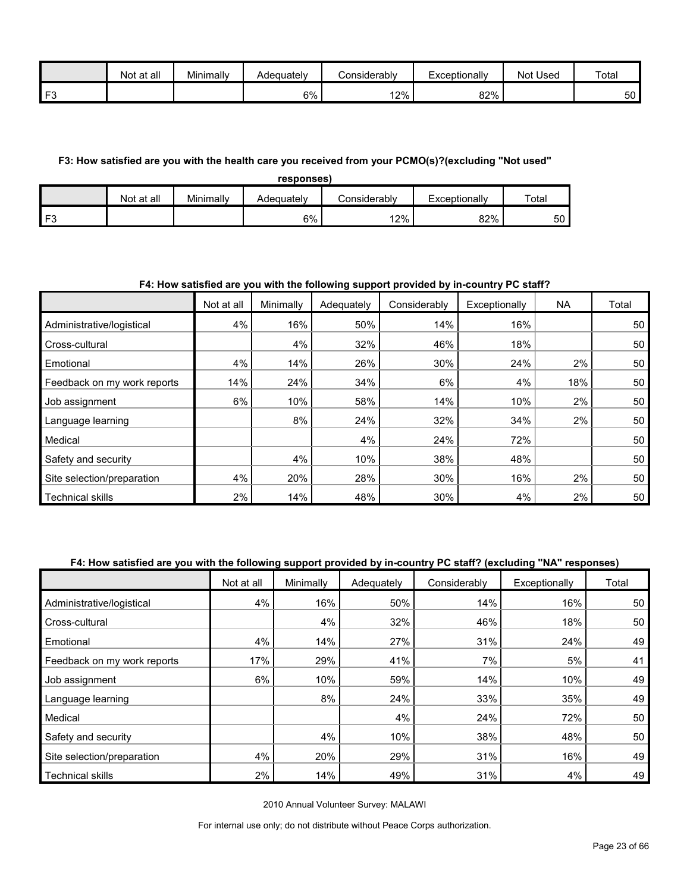| | Not at all | Minimally | Adequately | Considerably | Exceptionally | Not Used | Total |
|---|---|---|---|---|---|---|---|
| F3 | | | 6% | 12% | 82% | | 50 |

**F3: How satisfied are you with the health care you received from your PCMO(s)?(excluding "Not used" responses)**

| | Not at all | Minimally | Adequately | Considerably | Exceptionally | Total |
|---|---|---|---|---|---|---|
| F3 | | | 6% | 12% | 82% | 50 |

**F4: How satisfied are you with the following support provided by in-country PC staff?**

| | Not at all | Minimally | Adequately | Considerably | Exceptionally | NA | Total |
|---|---|---|---|---|---|---|---|
| Administrative/logistical | 4% | 16% | 50% | 14% | 16% | | 50 |
| Cross-cultural | | 4% | 32% | 46% | 18% | | 50 |
| Emotional | 4% | 14% | 26% | 30% | 24% | 2% | 50 |
| Feedback on my work reports | 14% | 24% | 34% | 6% | 4% | 18% | 50 |
| Job assignment | 6% | 10% | 58% | 14% | 10% | 2% | 50 |
| Language learning | | 8% | 24% | 32% | 34% | 2% | 50 |
| Medical | | | 4% | 24% | 72% | | 50 |
| Safety and security | | 4% | 10% | 38% | 48% | | 50 |
| Site selection/preparation | 4% | 20% | 28% | 30% | 16% | 2% | 50 |
| Technical skills | 2% | 14% | 48% | 30% | 4% | 2% | 50 |

**F4: How satisfied are you with the following support provided by in-country PC staff? (excluding "NA" responses)**

| | Not at all | Minimally | Adequately | Considerably | Exceptionally | Total |
|---|---|---|---|---|---|---|
| Administrative/logistical | 4% | 16% | 50% | 14% | 16% | 50 |
| Cross-cultural | | 4% | 32% | 46% | 18% | 50 |
| Emotional | 4% | 14% | 27% | 31% | 24% | 49 |
| Feedback on my work reports | 17% | 29% | 41% | 7% | 5% | 41 |
| Job assignment | 6% | 10% | 59% | 14% | 10% | 49 |
| Language learning | | 8% | 24% | 33% | 35% | 49 |
| Medical | | | 4% | 24% | 72% | 50 |
| Safety and security | | 4% | 10% | 38% | 48% | 50 |
| Site selection/preparation | 4% | 20% | 29% | 31% | 16% | 49 |
| Technical skills | 2% | 14% | 49% | 31% | 4% | 49 |

2010 Annual Volunteer Survey: MALAWI

For internal use only; do not distribute without Peace Corps authorization.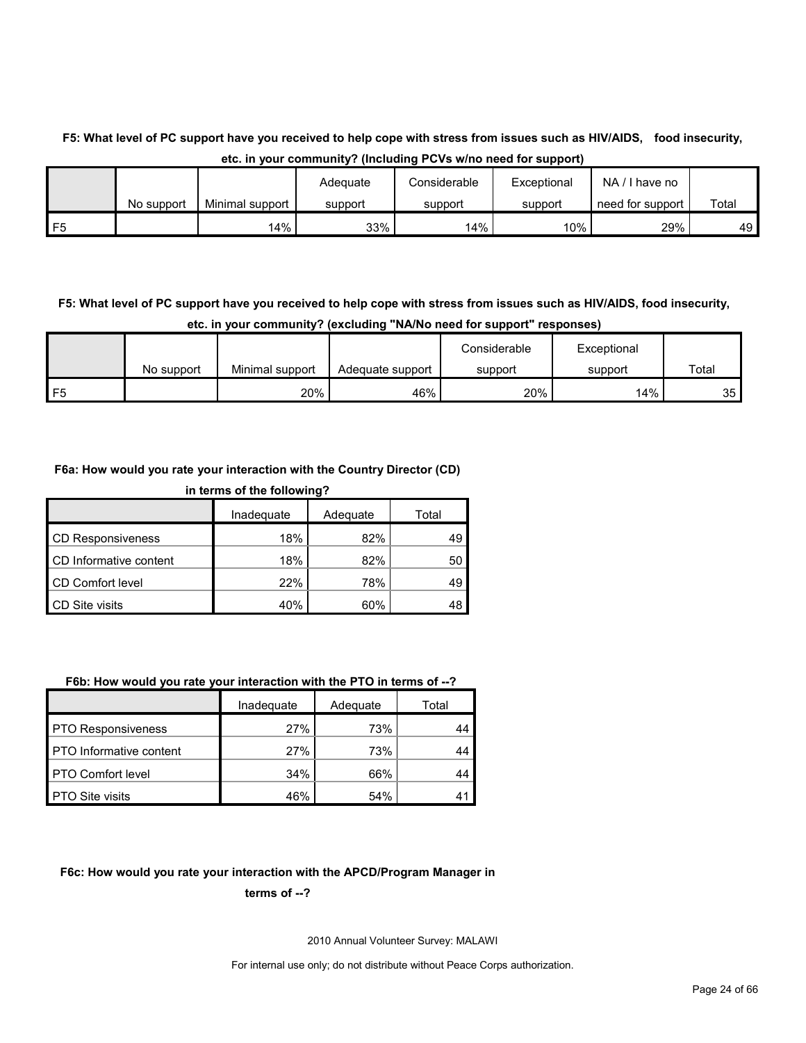**F5: What level of PC support have you received to help cope with stress from issues such as HIV/AIDS, food insecurity, etc. in your community? (Including PCVs w/no need for support)**

| | No support | Minimal support | Adequate support | Considerable support | Exceptional support | NA / I have no need for support | Total |
|---|---|---|---|---|---|---|---|
| F5 | | 14% | 33% | 14% | 10% | 29% | 49 |

**F5: What level of PC support have you received to help cope with stress from issues such as HIV/AIDS, food insecurity, etc. in your community? (excluding "NA/No need for support" responses)**

| | No support | Minimal support | Adequate support | Considerable support | Exceptional support | Total |
|---|---|---|---|---|---|---|
| F5 | | 20% | 46% | 20% | 14% | 35 |

**F6a: How would you rate your interaction with the Country Director (CD) in terms of the following?**

| | Inadequate | Adequate | Total |
|---|---|---|---|
| CD Responsiveness | 18% | 82% | 49 |
| CD Informative content | 18% | 82% | 50 |
| CD Comfort level | 22% | 78% | 49 |
| CD Site visits | 40% | 60% | 48 |

**F6b: How would you rate your interaction with the PTO in terms of --?**

| | Inadequate | Adequate | Total |
|---|---|---|---|
| PTO Responsiveness | 27% | 73% | 44 |
| PTO Informative content | 27% | 73% | 44 |
| PTO Comfort level | 34% | 66% | 44 |
| PTO Site visits | 46% | 54% | 41 |

**F6c: How would you rate your interaction with the APCD/Program Manager in terms of --?**

2010 Annual Volunteer Survey: MALAWI

For internal use only; do not distribute without Peace Corps authorization.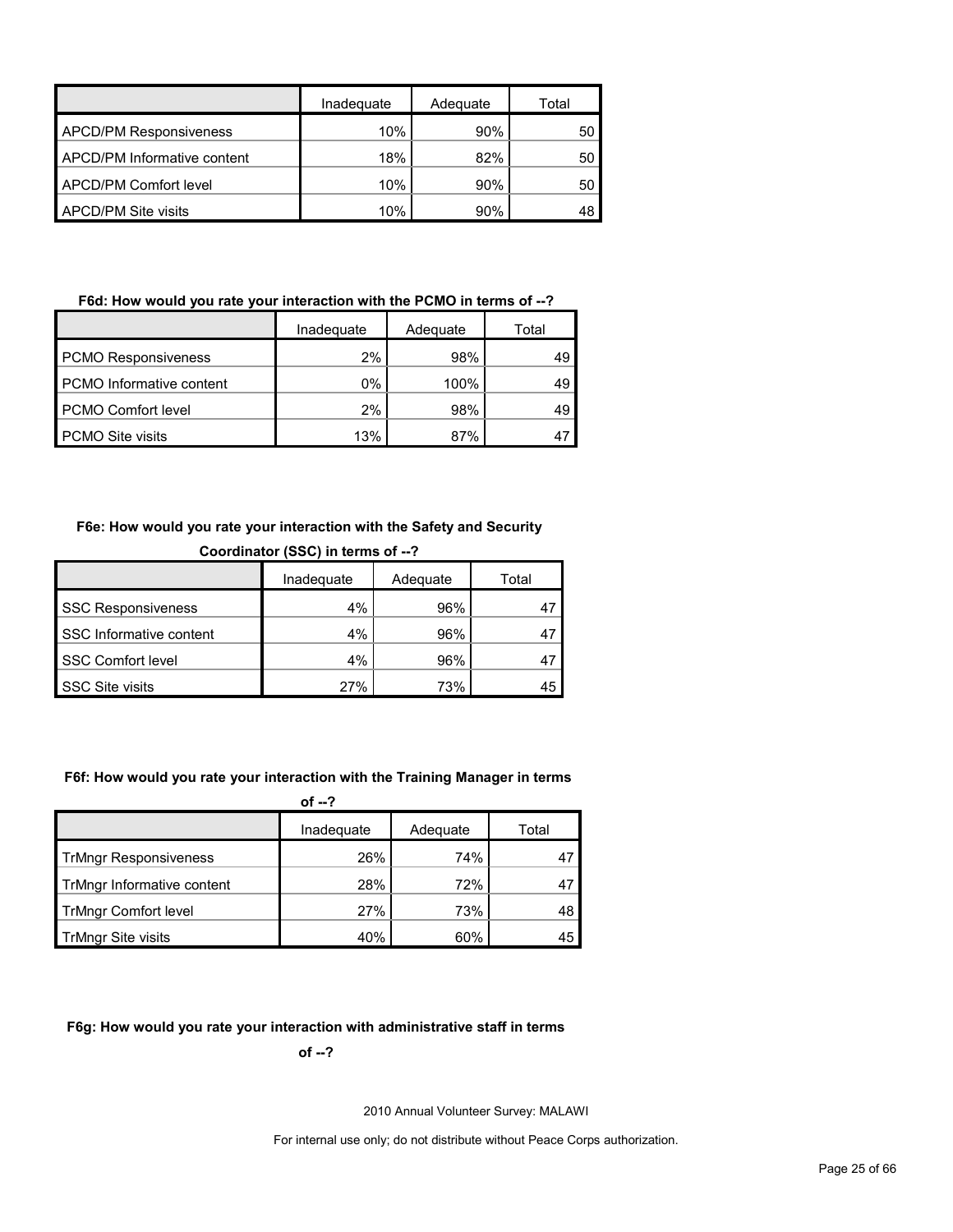| | Inadequate | Adequate | Total |
|---|---|---|---|
| APCD/PM Responsiveness | 10% | 90% | 50 |
| APCD/PM Informative content | 18% | 82% | 50 |
| APCD/PM Comfort level | 10% | 90% | 50 |
| APCD/PM Site visits | 10% | 90% | 48 |

**F6d: How would you rate your interaction with the PCMO in terms of --?**

| | Inadequate | Adequate | Total |
|---|---|---|---|
| PCMO Responsiveness | 2% | 98% | 49 |
| PCMO Informative content | 0% | 100% | 49 |
| PCMO Comfort level | 2% | 98% | 49 |
| PCMO Site visits | 13% | 87% | 47 |

**F6e: How would you rate your interaction with the Safety and Security Coordinator (SSC) in terms of --?**

| | Inadequate | Adequate | Total |
|---|---|---|---|
| SSC Responsiveness | 4% | 96% | 47 |
| SSC Informative content | 4% | 96% | 47 |
| SSC Comfort level | 4% | 96% | 47 |
| SSC Site visits | 27% | 73% | 45 |

**F6f: How would you rate your interaction with the Training Manager in terms of --?**

| | Inadequate | Adequate | Total |
|---|---|---|---|
| TrMngr Responsiveness | 26% | 74% | 47 |
| TrMngr Informative content | 28% | 72% | 47 |
| TrMngr Comfort level | 27% | 73% | 48 |
| TrMngr Site visits | 40% | 60% | 45 |

**F6g: How would you rate your interaction with administrative staff in terms of --?**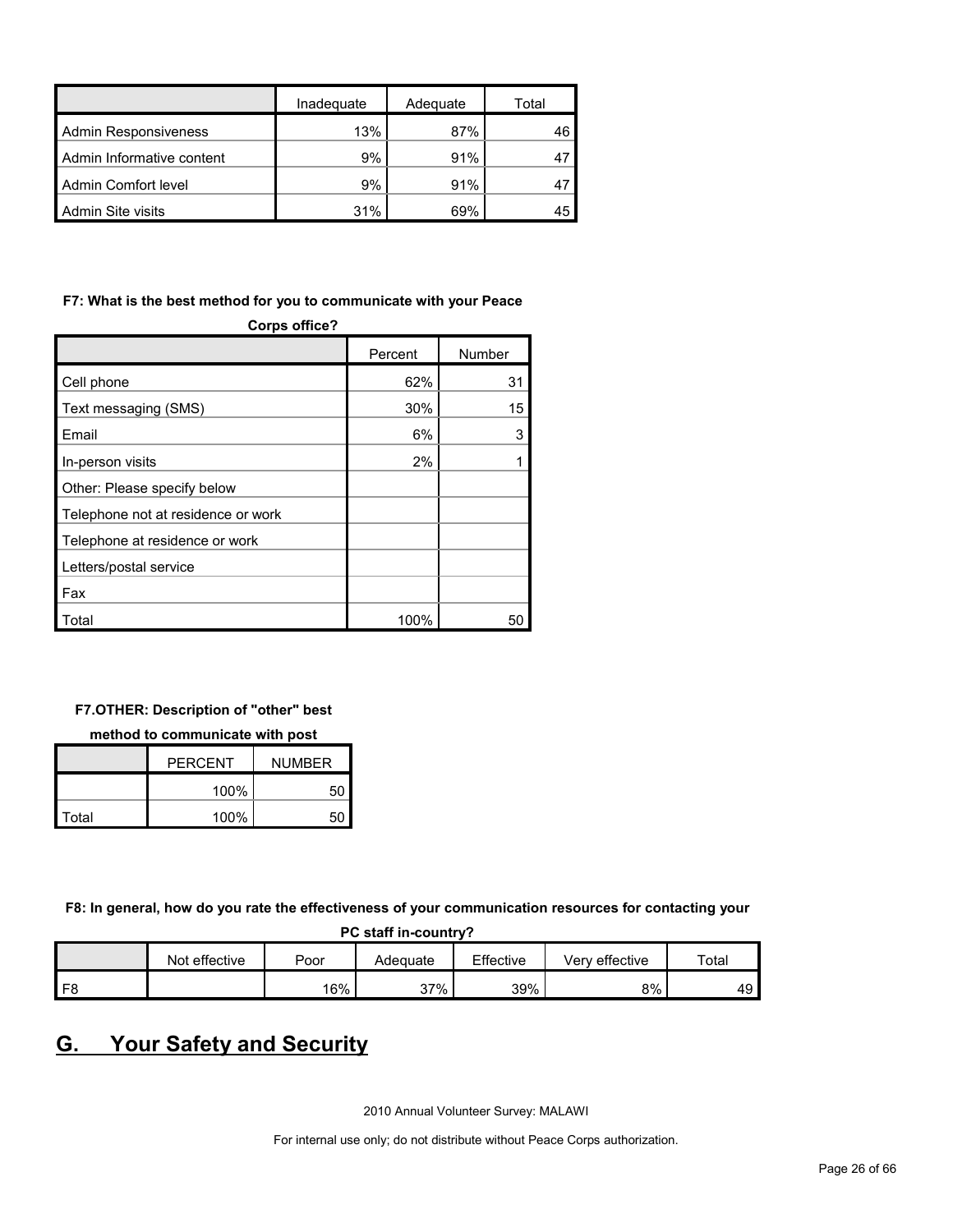| | Inadequate | Adequate | Total |
|---|---|---|---|
| Admin Responsiveness | 13% | 87% | 46 |
| Admin Informative content | 9% | 91% | 47 |
| Admin Comfort level | 9% | 91% | 47 |
| Admin Site visits | 31% | 69% | 45 |

**F7: What is the best method for you to communicate with your Peace Corps office?**

| | Percent | Number |
|---|---|---|
| Cell phone | 62% | 31 |
| Text messaging (SMS) | 30% | 15 |
| Email | 6% | 3 |
| In-person visits | 2% | 1 |
| Other: Please specify below | | |
| Telephone not at residence or work | | |
| Telephone at residence or work | | |
| Letters/postal service | | |
| Fax | | |
| Total | 100% | 50 |

**F7.OTHER: Description of "other" best method to communicate with post**

| | PERCENT | NUMBER |
|---|---|---|
| | 100% | 50 |
| Total | 100% | 50 |

**F8: In general, how do you rate the effectiveness of your communication resources for contacting your PC staff in-country?**

| | Not effective | Poor | Adequate | Effective | Very effective | Total |
|---|---|---|---|---|---|---|
| F8 | | 16% | 37% | 39% | 8% | 49 |

# G. Your Safety and Security

2010 Annual Volunteer Survey: MALAWI

For internal use only; do not distribute without Peace Corps authorization.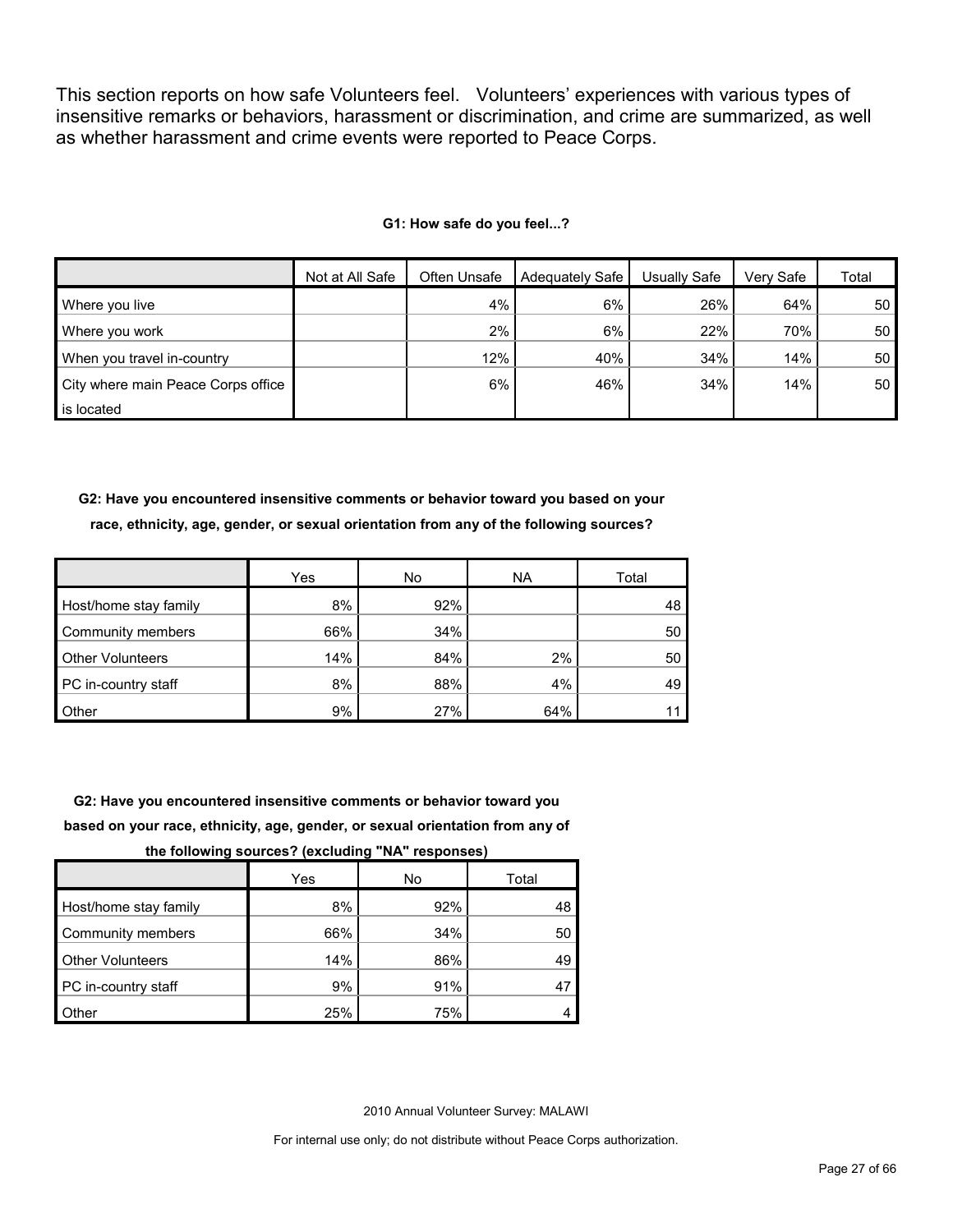This section reports on how safe Volunteers feel. Volunteers' experiences with various types of insensitive remarks or behaviors, harassment or discrimination, and crime are summarized, as well as whether harassment and crime events were reported to Peace Corps.

**G1: How safe do you feel...?**

| | Not at All Safe | Often Unsafe | Adequately Safe | Usually Safe | Very Safe | Total |
|---|---|---|---|---|---|---|
| Where you live | | 4% | 6% | 26% | 64% | 50 |
| Where you work | | 2% | 6% | 22% | 70% | 50 |
| When you travel in-country | | 12% | 40% | 34% | 14% | 50 |
| City where main Peace Corps office is located | | 6% | 46% | 34% | 14% | 50 |

**G2: Have you encountered insensitive comments or behavior toward you based on your race, ethnicity, age, gender, or sexual orientation from any of the following sources?**

| | Yes | No | NA | Total |
|---|---|---|---|---|
| Host/home stay family | 8% | 92% | | 48 |
| Community members | 66% | 34% | | 50 |
| Other Volunteers | 14% | 84% | 2% | 50 |
| PC in-country staff | 8% | 88% | 4% | 49 |
| Other | 9% | 27% | 64% | 11 |

**G2: Have you encountered insensitive comments or behavior toward you based on your race, ethnicity, age, gender, or sexual orientation from any of the following sources? (excluding "NA" responses)**

| | Yes | No | Total |
|---|---|---|---|
| Host/home stay family | 8% | 92% | 48 |
| Community members | 66% | 34% | 50 |
| Other Volunteers | 14% | 86% | 49 |
| PC in-country staff | 9% | 91% | 47 |
| Other | 25% | 75% | 4 |

2010 Annual Volunteer Survey: MALAWI

For internal use only; do not distribute without Peace Corps authorization.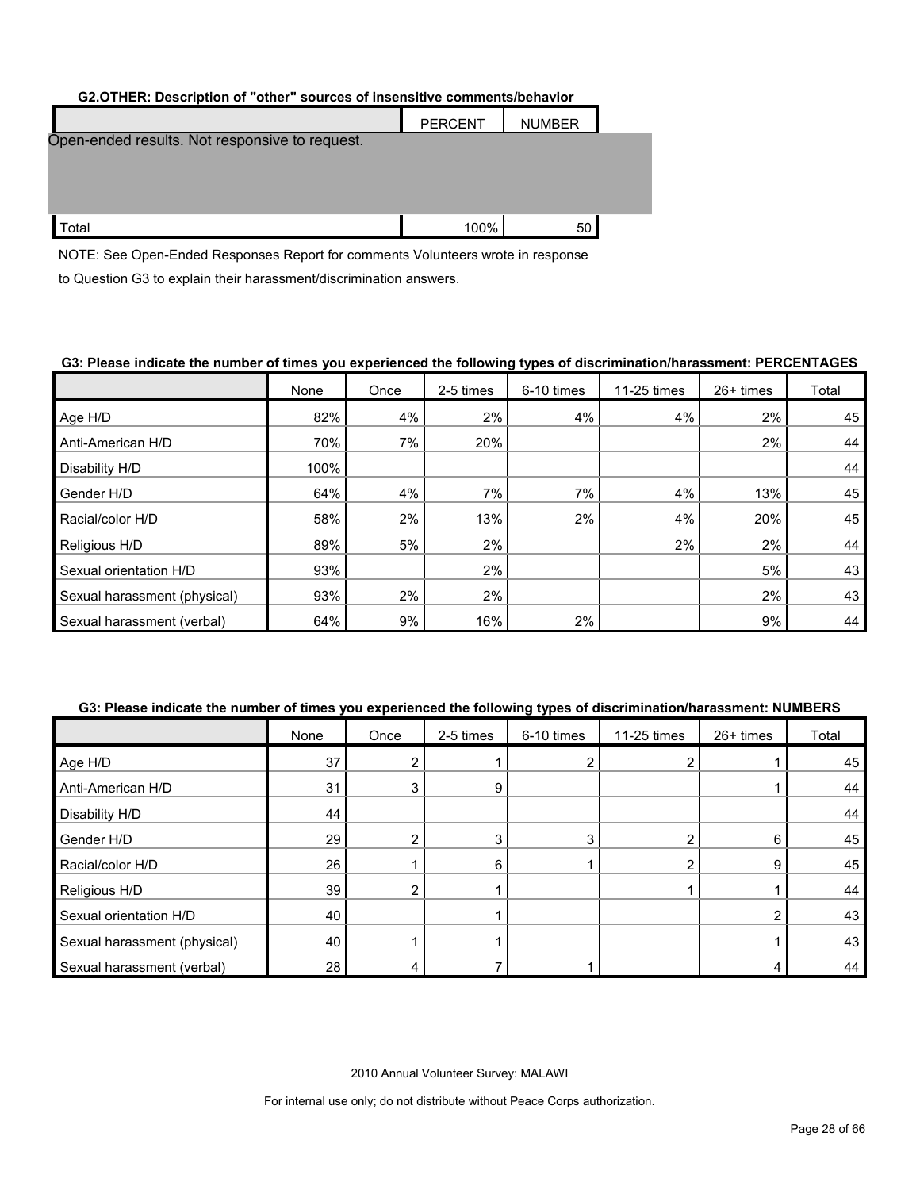**G2.OTHER: Description of "other" sources of insensitive comments/behavior**

| | PERCENT | NUMBER |
|---|---|---|
| Open-ended results. Not responsive to request. | | |
| Total | 100% | 50 |

NOTE: See Open-Ended Responses Report for comments Volunteers wrote in response to Question G3 to explain their harassment/discrimination answers.

**G3: Please indicate the number of times you experienced the following types of discrimination/harassment: PERCENTAGES**

| | None | Once | 2-5 times | 6-10 times | 11-25 times | 26+ times | Total |
|---|---|---|---|---|---|---|---|
| Age H/D | 82% | 4% | 2% | 4% | 4% | 2% | 45 |
| Anti-American H/D | 70% | 7% | 20% | | | 2% | 44 |
| Disability H/D | 100% | | | | | | 44 |
| Gender H/D | 64% | 4% | 7% | 7% | 4% | 13% | 45 |
| Racial/color H/D | 58% | 2% | 13% | 2% | 4% | 20% | 45 |
| Religious H/D | 89% | 5% | 2% | | 2% | 2% | 44 |
| Sexual orientation H/D | 93% | | 2% | | | 5% | 43 |
| Sexual harassment (physical) | 93% | 2% | 2% | | | 2% | 43 |
| Sexual harassment (verbal) | 64% | 9% | 16% | 2% | | 9% | 44 |

**G3: Please indicate the number of times you experienced the following types of discrimination/harassment: NUMBERS**

| | None | Once | 2-5 times | 6-10 times | 11-25 times | 26+ times | Total |
|---|---|---|---|---|---|---|---|
| Age H/D | 37 | 2 | 1 | 2 | 2 | 1 | 45 |
| Anti-American H/D | 31 | 3 | 9 | | | 1 | 44 |
| Disability H/D | 44 | | | | | | 44 |
| Gender H/D | 29 | 2 | 3 | 3 | 2 | 6 | 45 |
| Racial/color H/D | 26 | 1 | 6 | 1 | 2 | 9 | 45 |
| Religious H/D | 39 | 2 | 1 | | 1 | 1 | 44 |
| Sexual orientation H/D | 40 | | 1 | | | 2 | 43 |
| Sexual harassment (physical) | 40 | 1 | 1 | | | 1 | 43 |
| Sexual harassment (verbal) | 28 | 4 | 7 | 1 | | 4 | 44 |

2010 Annual Volunteer Survey: MALAWI

For internal use only; do not distribute without Peace Corps authorization.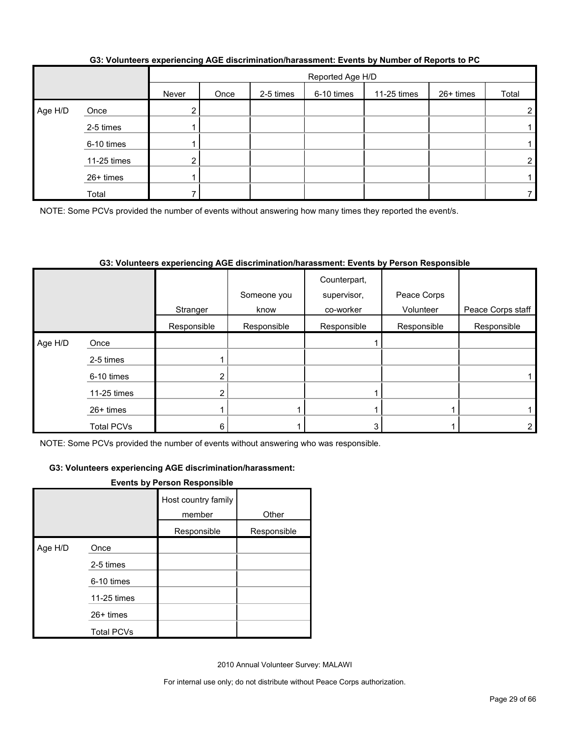**G3: Volunteers experiencing AGE discrimination/harassment: Events by Number of Reports to PC**

| | | Reported Age H/D | | | | | | |
|---|---|---|---|---|---|---|---|---|
| | | Never | Once | 2-5 times | 6-10 times | 11-25 times | 26+ times | Total |
| Age H/D | Once | 2 | | | | | | 2 |
| | 2-5 times | 1 | | | | | | 1 |
| | 6-10 times | 1 | | | | | | 1 |
| | 11-25 times | 2 | | | | | | 2 |
| | 26+ times | 1 | | | | | | 1 |
| | Total | 7 | | | | | | 7 |

NOTE: Some PCVs provided the number of events without answering how many times they reported the event/s.

**G3: Volunteers experiencing AGE discrimination/harassment: Events by Person Responsible**

| | | Stranger | Someone you know | Counterpart, supervisor, co-worker | Peace Corps Volunteer | Peace Corps staff |
|---|---|---|---|---|---|---|
| | | Responsible | Responsible | Responsible | Responsible | Responsible |
| Age H/D | Once | | | 1 | | |
| | 2-5 times | 1 | | | | |
| | 6-10 times | 2 | | | | 1 |
| | 11-25 times | 2 | | 1 | | |
| | 26+ times | 1 | 1 | 1 | 1 | 1 |
| | Total PCVs | 6 | 1 | 3 | 1 | 2 |

NOTE: Some PCVs provided the number of events without answering who was responsible.

**G3: Volunteers experiencing AGE discrimination/harassment: Events by Person Responsible**

| | | Host country family member | Other |
|---|---|---|---|
| | | Responsible | Responsible |
| Age H/D | Once | | |
| | 2-5 times | | |
| | 6-10 times | | |
| | 11-25 times | | |
| | 26+ times | | |
| | Total PCVs | | |

2010 Annual Volunteer Survey: MALAWI

For internal use only; do not distribute without Peace Corps authorization.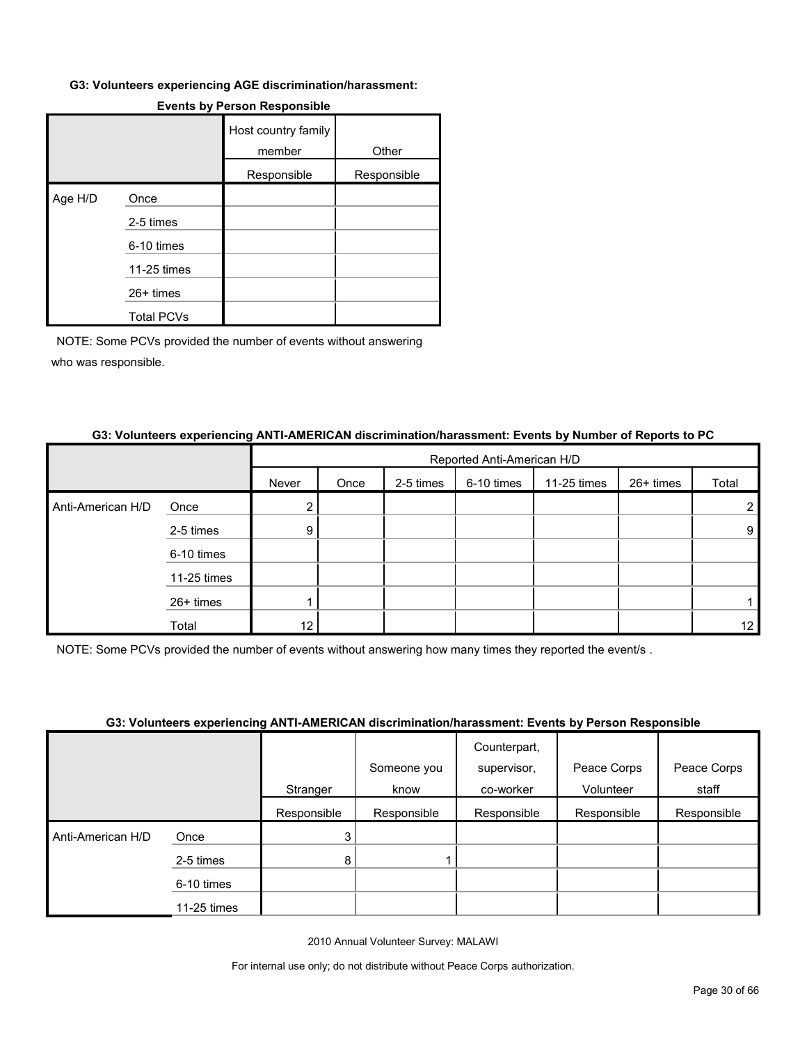**G3: Volunteers experiencing AGE discrimination/harassment:**

**Events by Person Responsible**

| | | Host country family member | Other |
|---|---|---|---|
| | | Responsible | Responsible |
| Age H/D | Once | | |
| | 2-5 times | | |
| | 6-10 times | | |
| | 11-25 times | | |
| | 26+ times | | |
| | Total PCVs | | |

NOTE: Some PCVs provided the number of events without answering who was responsible.

**G3: Volunteers experiencing ANTI-AMERICAN discrimination/harassment: Events by Number of Reports to PC**

| | | Reported Anti-American H/D | | | | | | |
|---|---|---|---|---|---|---|---|---|
| | | Never | Once | 2-5 times | 6-10 times | 11-25 times | 26+ times | Total |
| Anti-American H/D | Once | 2 | | | | | | 2 |
| | 2-5 times | 9 | | | | | | 9 |
| | 6-10 times | | | | | | | |
| | 11-25 times | | | | | | | |
| | 26+ times | 1 | | | | | | 1 |
| | Total | 12 | | | | | | 12 |

NOTE: Some PCVs provided the number of events without answering how many times they reported the event/s .

**G3: Volunteers experiencing ANTI-AMERICAN discrimination/harassment: Events by Person Responsible**

| | | Stranger | Someone you know | Counterpart, supervisor, co-worker | Peace Corps Volunteer | Peace Corps staff |
|---|---|---|---|---|---|---|
| | | Responsible | Responsible | Responsible | Responsible | Responsible |
| Anti-American H/D | Once | 3 | | | | |
| | 2-5 times | 8 | 1 | | | |
| | 6-10 times | | | | | |
| | 11-25 times | | | | | |

2010 Annual Volunteer Survey: MALAWI

For internal use only; do not distribute without Peace Corps authorization.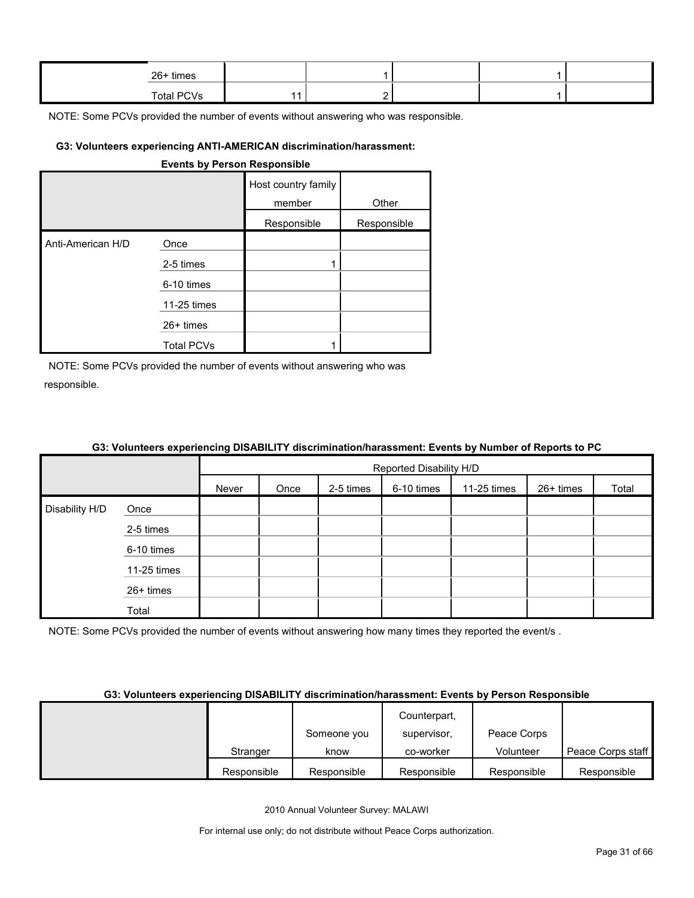| | | | | | | |
|---|---|---|---|---|---|---|
| | 26+ times | | 1 | | 1 | |
| | Total PCVs | 11 | 2 | | 1 | |

NOTE: Some PCVs provided the number of events without answering who was responsible.

#### G3: Volunteers experiencing ANTI-AMERICAN discrimination/harassment: Events by Person Responsible

| | | Host country family member | Other |
|---|---|---|---|
| | | Responsible | Responsible |
| Anti-American H/D | Once | | |
| | 2-5 times | 1 | |
| | 6-10 times | | |
| | 11-25 times | | |
| | 26+ times | | |
| | Total PCVs | 1 | |

NOTE: Some PCVs provided the number of events without answering who was responsible.

#### G3: Volunteers experiencing DISABILITY discrimination/harassment: Events by Number of Reports to PC

| | | Reported Disability H/D | | | | | | |
|---|---|---|---|---|---|---|---|---|
| | | Never | Once | 2-5 times | 6-10 times | 11-25 times | 26+ times | Total |
| Disability H/D | Once | | | | | | | |
| | 2-5 times | | | | | | | |
| | 6-10 times | | | | | | | |
| | 11-25 times | | | | | | | |
| | 26+ times | | | | | | | |
| | Total | | | | | | | |

NOTE: Some PCVs provided the number of events without answering how many times they reported the event/s .

#### G3: Volunteers experiencing DISABILITY discrimination/harassment: Events by Person Responsible

| | Stranger | Someone you know | Counterpart, supervisor, co-worker | Peace Corps Volunteer | Peace Corps staff |
|---|---|---|---|---|---|
| | Responsible | Responsible | Responsible | Responsible | Responsible |

2010 Annual Volunteer Survey: MALAWI

For internal use only; do not distribute without Peace Corps authorization.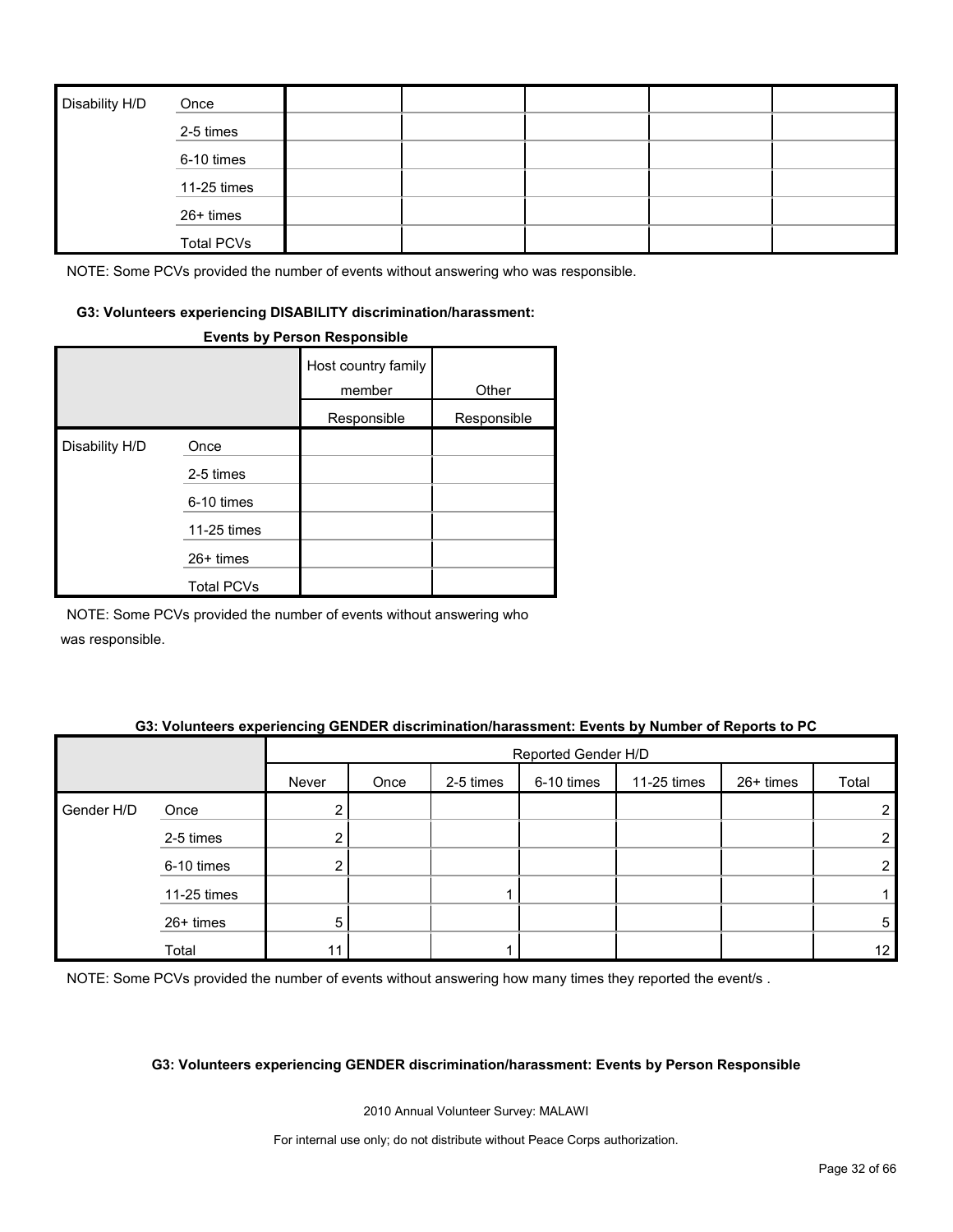| | | | | | | |
|---|---|---|---|---|---|---|
| Disability H/D | Once | | | | | |
| | 2-5 times | | | | | |
| | 6-10 times | | | | | |
| | 11-25 times | | | | | |
| | 26+ times | | | | | |
| | Total PCVs | | | | | |

NOTE: Some PCVs provided the number of events without answering who was responsible.

**G3: Volunteers experiencing DISABILITY discrimination/harassment: Events by Person Responsible**

| | | Host country family member | Other |
|---|---|---|---|
| | | Responsible | Responsible |
| Disability H/D | Once | | |
| | 2-5 times | | |
| | 6-10 times | | |
| | 11-25 times | | |
| | 26+ times | | |
| | Total PCVs | | |

NOTE: Some PCVs provided the number of events without answering who was responsible.

**G3: Volunteers experiencing GENDER discrimination/harassment: Events by Number of Reports to PC**

| | | Reported Gender H/D | | | | | | |
|---|---|---|---|---|---|---|---|---|
| | | Never | Once | 2-5 times | 6-10 times | 11-25 times | 26+ times | Total |
| Gender H/D | Once | 2 | | | | | | 2 |
| | 2-5 times | 2 | | | | | | 2 |
| | 6-10 times | 2 | | | | | | 2 |
| | 11-25 times | | | 1 | | | | 1 |
| | 26+ times | 5 | | | | | | 5 |
| | Total | 11 | | 1 | | | | 12 |

NOTE: Some PCVs provided the number of events without answering how many times they reported the event/s .

**G3: Volunteers experiencing GENDER discrimination/harassment: Events by Person Responsible**

2010 Annual Volunteer Survey: MALAWI

For internal use only; do not distribute without Peace Corps authorization.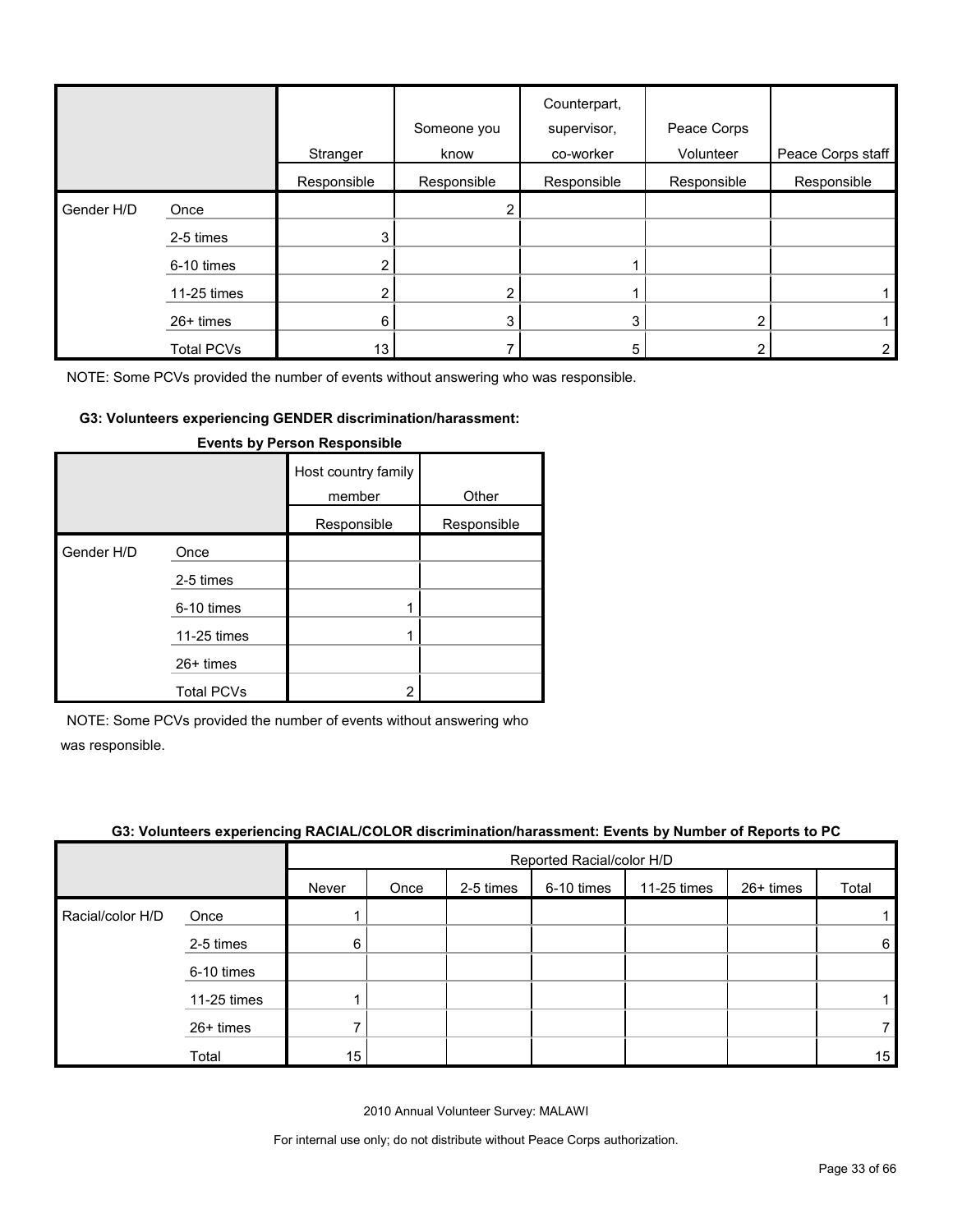| | | Stranger | Someone you know | Counterpart, supervisor, co-worker | Peace Corps Volunteer | Peace Corps staff |
|---|---|---|---|---|---|---|
| | | Responsible | Responsible | Responsible | Responsible | Responsible |
| Gender H/D | Once | | 2 | | | |
| | 2-5 times | 3 | | | | |
| | 6-10 times | 2 | | 1 | | |
| | 11-25 times | 2 | 2 | 1 | | 1 |
| | 26+ times | 6 | 3 | 3 | 2 | 1 |
| | Total PCVs | 13 | 7 | 5 | 2 | 2 |

NOTE: Some PCVs provided the number of events without answering who was responsible.

#### G3: Volunteers experiencing GENDER discrimination/harassment: Events by Person Responsible

| | | Host country family member | Other |
|---|---|---|---|
| | | Responsible | Responsible |
| Gender H/D | Once | | |
| | 2-5 times | | |
| | 6-10 times | 1 | |
| | 11-25 times | 1 | |
| | 26+ times | | |
| | Total PCVs | 2 | |

NOTE: Some PCVs provided the number of events without answering who was responsible.

#### G3: Volunteers experiencing RACIAL/COLOR discrimination/harassment: Events by Number of Reports to PC

| | | Reported Racial/color H/D | | | | | | |
|---|---|---|---|---|---|---|---|---|
| | | Never | Once | 2-5 times | 6-10 times | 11-25 times | 26+ times | Total |
| Racial/color H/D | Once | 1 | | | | | | 1 |
| | 2-5 times | 6 | | | | | | 6 |
| | 6-10 times | | | | | | | |
| | 11-25 times | 1 | | | | | | 1 |
| | 26+ times | 7 | | | | | | 7 |
| | Total | 15 | | | | | | 15 |

2010 Annual Volunteer Survey: MALAWI

For internal use only; do not distribute without Peace Corps authorization.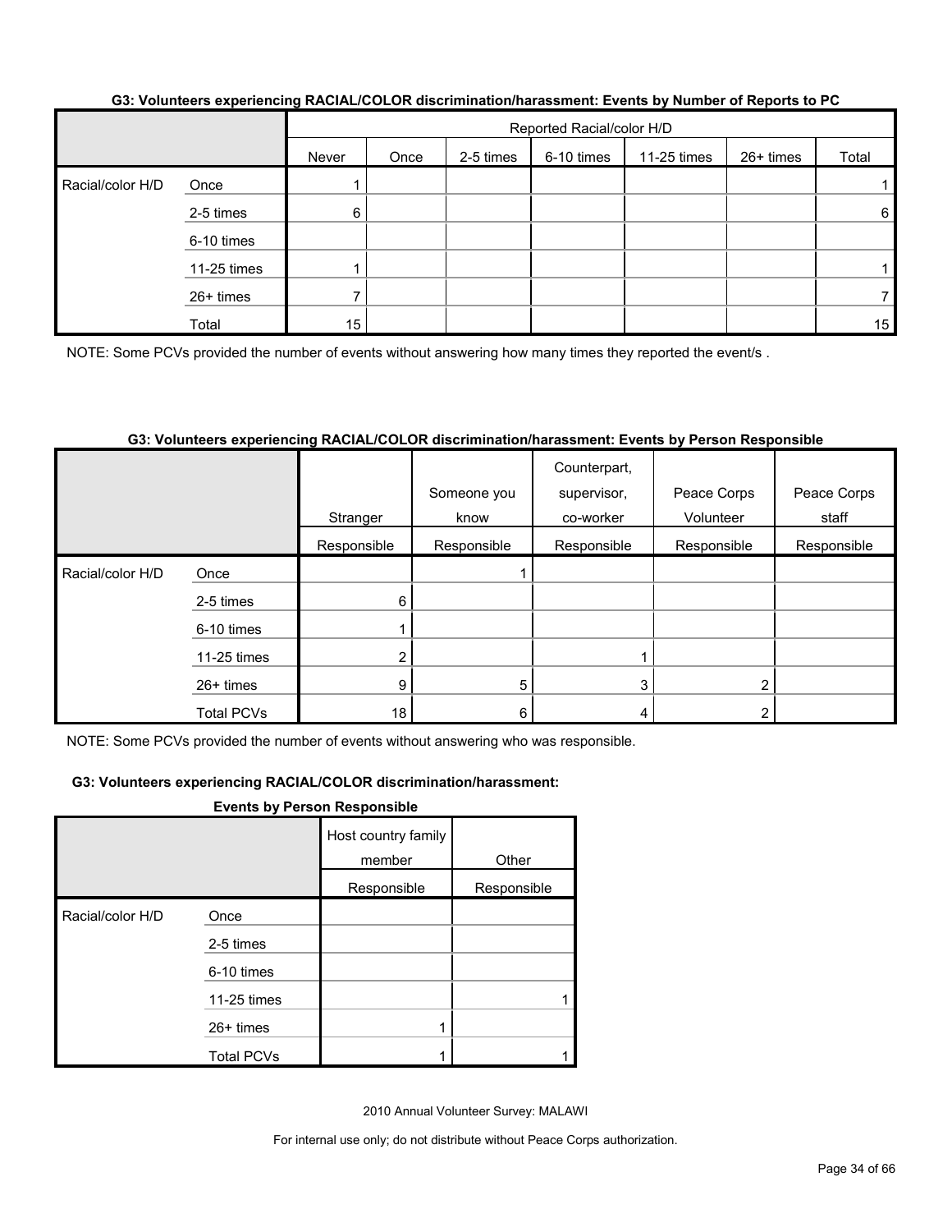**G3: Volunteers experiencing RACIAL/COLOR discrimination/harassment: Events by Number of Reports to PC**

| | | Reported Racial/color H/D | | | | | | |
|---|---|---|---|---|---|---|---|---|
| | | Never | Once | 2-5 times | 6-10 times | 11-25 times | 26+ times | Total |
| Racial/color H/D | Once | 1 | | | | | | 1 |
| | 2-5 times | 6 | | | | | | 6 |
| | 6-10 times | | | | | | | |
| | 11-25 times | 1 | | | | | | 1 |
| | 26+ times | 7 | | | | | | 7 |
| | Total | 15 | | | | | | 15 |

NOTE: Some PCVs provided the number of events without answering how many times they reported the event/s .

**G3: Volunteers experiencing RACIAL/COLOR discrimination/harassment: Events by Person Responsible**

| | | Stranger | Someone you know | Counterpart, supervisor, co-worker | Peace Corps Volunteer | Peace Corps staff |
|---|---|---|---|---|---|---|
| | | Responsible | Responsible | Responsible | Responsible | Responsible |
| Racial/color H/D | Once | | 1 | | | |
| | 2-5 times | 6 | | | | |
| | 6-10 times | 1 | | | | |
| | 11-25 times | 2 | | 1 | | |
| | 26+ times | 9 | 5 | 3 | 2 | |
| | Total PCVs | 18 | 6 | 4 | 2 | |

NOTE: Some PCVs provided the number of events without answering who was responsible.

**G3: Volunteers experiencing RACIAL/COLOR discrimination/harassment: Events by Person Responsible**

| | | Host country family member | Other |
|---|---|---|---|
| | | Responsible | Responsible |
| Racial/color H/D | Once | | |
| | 2-5 times | | |
| | 6-10 times | | |
| | 11-25 times | | 1 |
| | 26+ times | 1 | |
| | Total PCVs | 1 | 1 |

2010 Annual Volunteer Survey: MALAWI

For internal use only; do not distribute without Peace Corps authorization.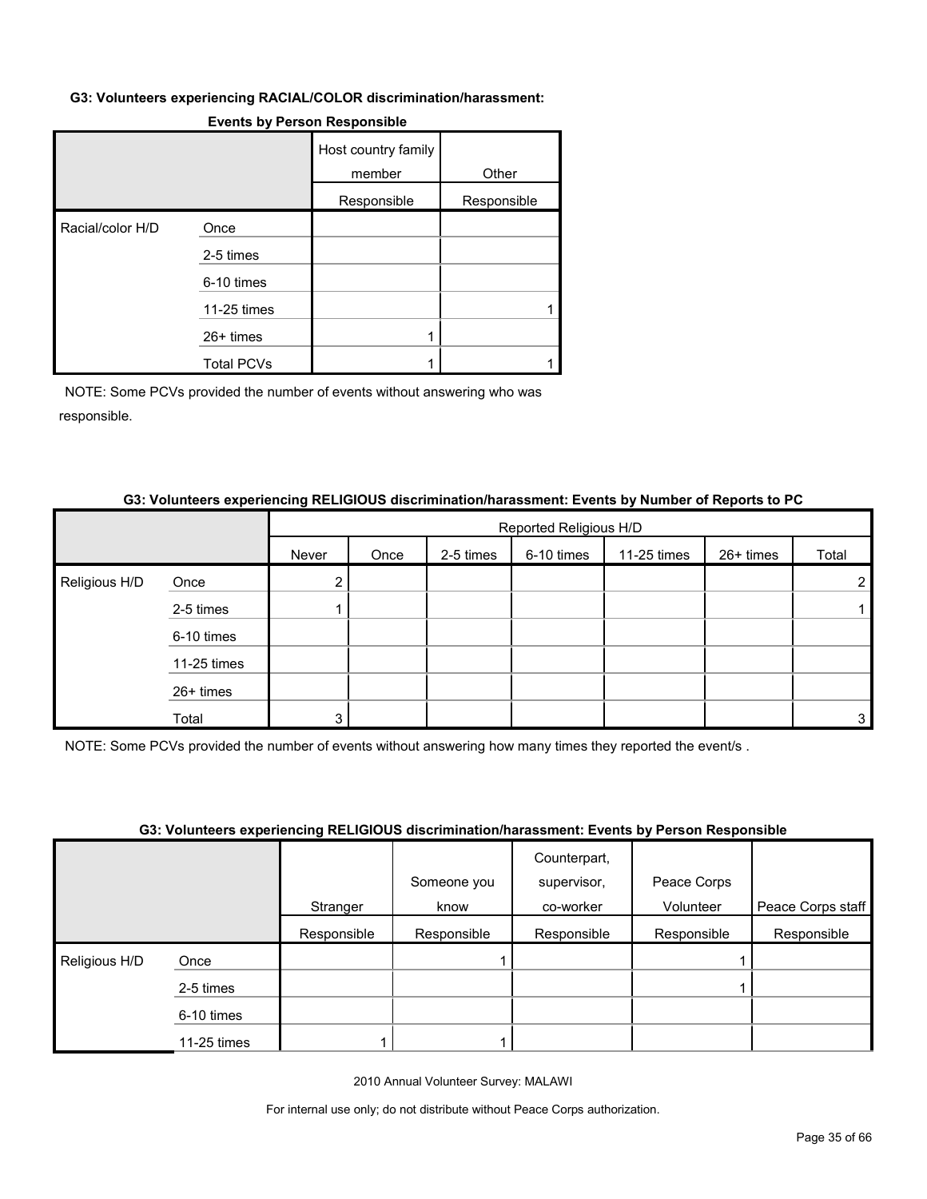**G3: Volunteers experiencing RACIAL/COLOR discrimination/harassment: Events by Person Responsible**

| | | Host country family member | Other |
|---|---|---|---|
| | | Responsible | Responsible |
| Racial/color H/D | Once | | |
| | 2-5 times | | |
| | 6-10 times | | |
| | 11-25 times | | 1 |
| | 26+ times | 1 | |
| | Total PCVs | 1 | 1 |

NOTE: Some PCVs provided the number of events without answering who was responsible.

**G3: Volunteers experiencing RELIGIOUS discrimination/harassment: Events by Number of Reports to PC**

| | | Reported Religious H/D | | | | | | |
|---|---|---|---|---|---|---|---|---|
| | | Never | Once | 2-5 times | 6-10 times | 11-25 times | 26+ times | Total |
| Religious H/D | Once | 2 | | | | | | 2 |
| | 2-5 times | 1 | | | | | | 1 |
| | 6-10 times | | | | | | | |
| | 11-25 times | | | | | | | |
| | 26+ times | | | | | | | |
| | Total | 3 | | | | | | 3 |

NOTE: Some PCVs provided the number of events without answering how many times they reported the event/s .

**G3: Volunteers experiencing RELIGIOUS discrimination/harassment: Events by Person Responsible**

| | | Stranger | Someone you know | Counterpart, supervisor, co-worker | Peace Corps Volunteer | Peace Corps staff |
|---|---|---|---|---|---|---|
| | | Responsible | Responsible | Responsible | Responsible | Responsible |
| Religious H/D | Once | | 1 | | 1 | |
| | 2-5 times | | | | 1 | |
| | 6-10 times | | | | | |
| | 11-25 times | 1 | 1 | | | |

2010 Annual Volunteer Survey: MALAWI

For internal use only; do not distribute without Peace Corps authorization.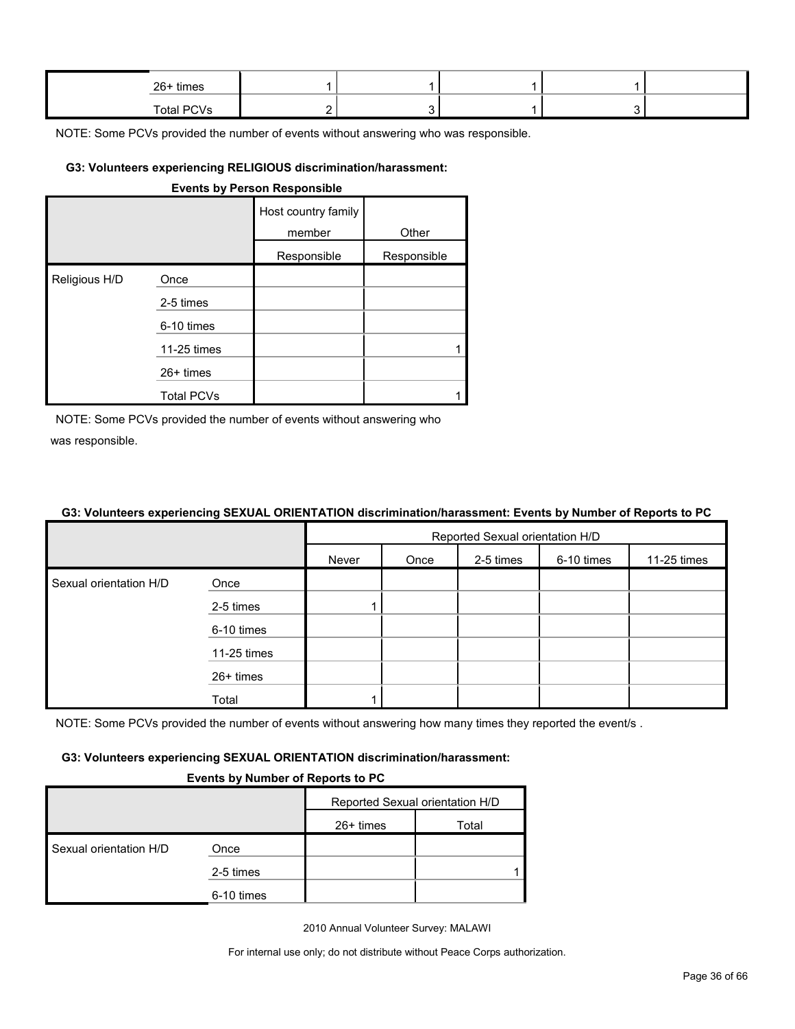| | | | | | | |
|---|---|---|---|---|---|---|
| | 26+ times | 1 | 1 | 1 | 1 | |
| | Total PCVs | 2 | 3 | 1 | 3 | |

NOTE: Some PCVs provided the number of events without answering who was responsible.

#### G3: Volunteers experiencing RELIGIOUS discrimination/harassment:

**Events by Person Responsible**

| | | Host country family member Responsible | Other Responsible |
|---|---|---|---|
| Religious H/D | Once | | |
| | 2-5 times | | |
| | 6-10 times | | |
| | 11-25 times | | 1 |
| | 26+ times | | |
| | Total PCVs | | 1 |

NOTE: Some PCVs provided the number of events without answering who was responsible.

#### G3: Volunteers experiencing SEXUAL ORIENTATION discrimination/harassment: Events by Number of Reports to PC

| | | Reported Sexual orientation H/D | | | | |
|---|---|---|---|---|---|---|
| | | Never | Once | 2-5 times | 6-10 times | 11-25 times |
| Sexual orientation H/D | Once | | | | | |
| | 2-5 times | 1 | | | | |
| | 6-10 times | | | | | |
| | 11-25 times | | | | | |
| | 26+ times | | | | | |
| | Total | 1 | | | | |

NOTE: Some PCVs provided the number of events without answering how many times they reported the event/s .

#### G3: Volunteers experiencing SEXUAL ORIENTATION discrimination/harassment:

**Events by Number of Reports to PC**

| | | Reported Sexual orientation H/D | |
|---|---|---|---|
| | | 26+ times | Total |
| Sexual orientation H/D | Once | | |
| | 2-5 times | | 1 |
| | 6-10 times | | |

2010 Annual Volunteer Survey: MALAWI

For internal use only; do not distribute without Peace Corps authorization.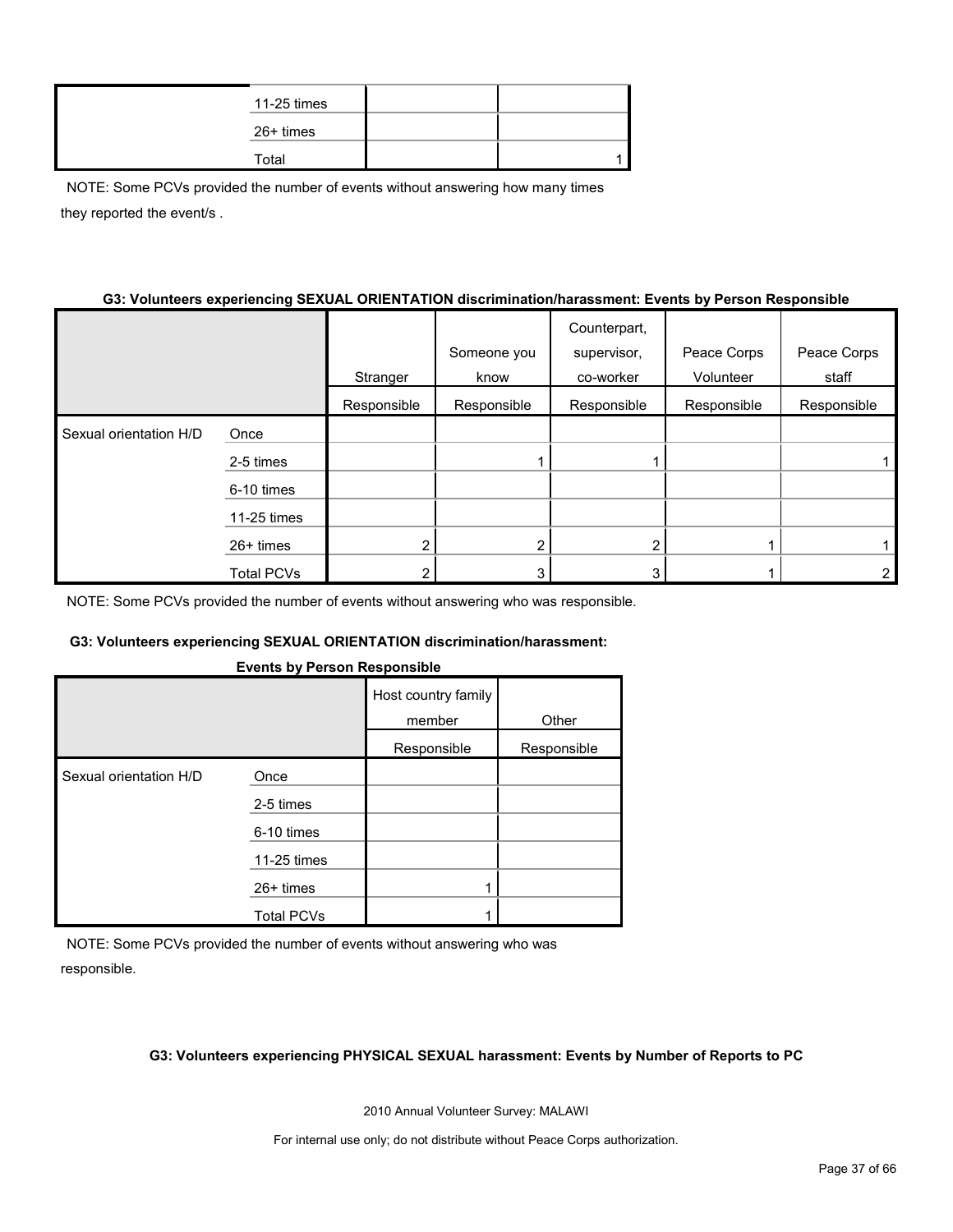| | | | |
|---|---|---|---|
| | 11-25 times | | |
| | 26+ times | | |
| | Total | | 1 |

NOTE: Some PCVs provided the number of events without answering how many times they reported the event/s .

**G3: Volunteers experiencing SEXUAL ORIENTATION discrimination/harassment: Events by Person Responsible**

| | | Stranger | Someone you know | Counterpart, supervisor, co-worker | Peace Corps Volunteer | Peace Corps staff |
|---|---|---|---|---|---|---|
| | | Responsible | Responsible | Responsible | Responsible | Responsible |
| Sexual orientation H/D | Once | | | | | |
| | 2-5 times | | 1 | 1 | | 1 |
| | 6-10 times | | | | | |
| | 11-25 times | | | | | |
| | 26+ times | 2 | 2 | 2 | 1 | 1 |
| | Total PCVs | 2 | 3 | 3 | 1 | 2 |

NOTE: Some PCVs provided the number of events without answering who was responsible.

**G3: Volunteers experiencing SEXUAL ORIENTATION discrimination/harassment: Events by Person Responsible**

| | | Host country family member | Other |
|---|---|---|---|
| | | Responsible | Responsible |
| Sexual orientation H/D | Once | | |
| | 2-5 times | | |
| | 6-10 times | | |
| | 11-25 times | | |
| | 26+ times | 1 | |
| | Total PCVs | 1 | |

NOTE: Some PCVs provided the number of events without answering who was responsible.

**G3: Volunteers experiencing PHYSICAL SEXUAL harassment: Events by Number of Reports to PC**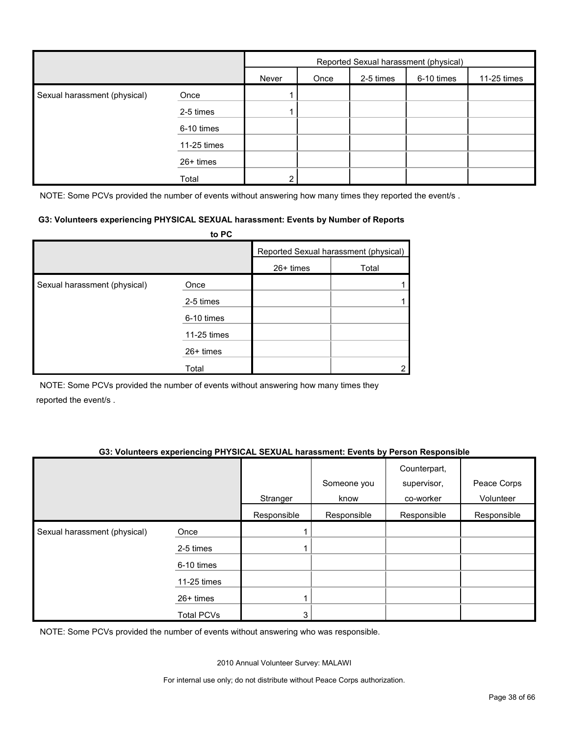| | | Reported Sexual harassment (physical) | | | | |
|---|---|---|---|---|---|---|
| | | Never | Once | 2-5 times | 6-10 times | 11-25 times |
| Sexual harassment (physical) | Once | 1 | | | | |
| | 2-5 times | 1 | | | | |
| | 6-10 times | | | | | |
| | 11-25 times | | | | | |
| | 26+ times | | | | | |
| | Total | 2 | | | | |

NOTE: Some PCVs provided the number of events without answering how many times they reported the event/s .

**G3: Volunteers experiencing PHYSICAL SEXUAL harassment: Events by Number of Reports to PC**

| | | Reported Sexual harassment (physical) | |
|---|---|---|---|
| | | 26+ times | Total |
| Sexual harassment (physical) | Once | | 1 |
| | 2-5 times | | 1 |
| | 6-10 times | | |
| | 11-25 times | | |
| | 26+ times | | |
| | Total | | 2 |

NOTE: Some PCVs provided the number of events without answering how many times they reported the event/s .

**G3: Volunteers experiencing PHYSICAL SEXUAL harassment: Events by Person Responsible**

| | | Stranger | Someone you know | Counterpart, supervisor, co-worker | Peace Corps Volunteer |
|---|---|---|---|---|---|
| | | Responsible | Responsible | Responsible | Responsible |
| Sexual harassment (physical) | Once | 1 | | | |
| | 2-5 times | 1 | | | |
| | 6-10 times | | | | |
| | 11-25 times | | | | |
| | 26+ times | 1 | | | |
| | Total PCVs | 3 | | | |

NOTE: Some PCVs provided the number of events without answering who was responsible.

2010 Annual Volunteer Survey: MALAWI

For internal use only; do not distribute without Peace Corps authorization.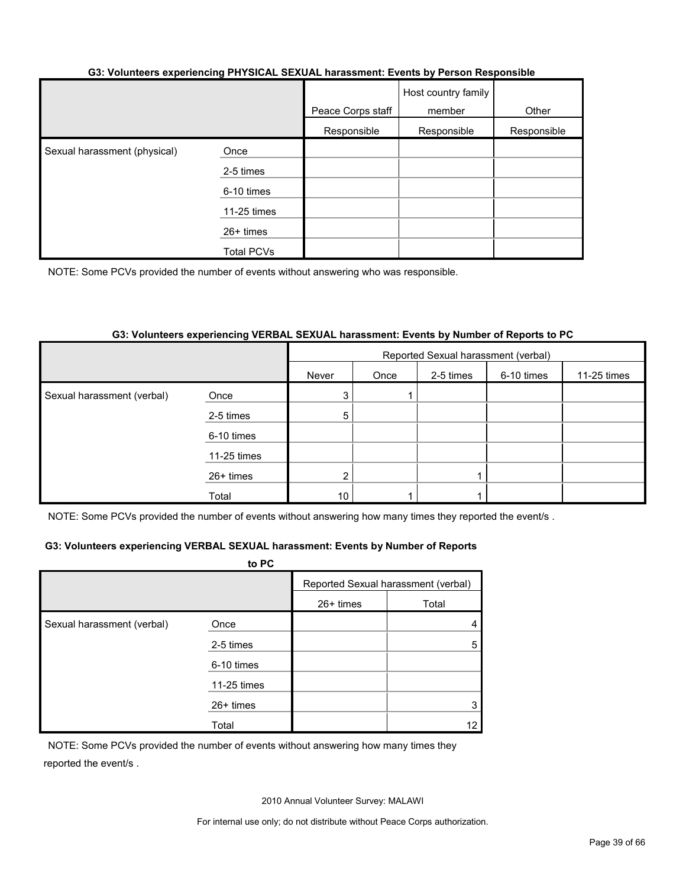**G3: Volunteers experiencing PHYSICAL SEXUAL harassment: Events by Person Responsible**

| | | Peace Corps staff | Host country family member | Other |
|---|---|---|---|---|
| | | Responsible | Responsible | Responsible |
| Sexual harassment (physical) | Once | | | |
| | 2-5 times | | | |
| | 6-10 times | | | |
| | 11-25 times | | | |
| | 26+ times | | | |
| | Total PCVs | | | |

NOTE: Some PCVs provided the number of events without answering who was responsible.

**G3: Volunteers experiencing VERBAL SEXUAL harassment: Events by Number of Reports to PC**

| | | Reported Sexual harassment (verbal) | | | | |
|---|---|---|---|---|---|---|
| | | Never | Once | 2-5 times | 6-10 times | 11-25 times |
| Sexual harassment (verbal) | Once | 3 | 1 | | | |
| | 2-5 times | 5 | | | | |
| | 6-10 times | | | | | |
| | 11-25 times | | | | | |
| | 26+ times | 2 | | 1 | | |
| | Total | 10 | 1 | 1 | | |

NOTE: Some PCVs provided the number of events without answering how many times they reported the event/s .

**G3: Volunteers experiencing VERBAL SEXUAL harassment: Events by Number of Reports to PC**

| | | Reported Sexual harassment (verbal) | |
|---|---|---|---|
| | | 26+ times | Total |
| Sexual harassment (verbal) | Once | | 4 |
| | 2-5 times | | 5 |
| | 6-10 times | | |
| | 11-25 times | | |
| | 26+ times | | 3 |
| | Total | | 12 |

NOTE: Some PCVs provided the number of events without answering how many times they reported the event/s .

2010 Annual Volunteer Survey: MALAWI

For internal use only; do not distribute without Peace Corps authorization.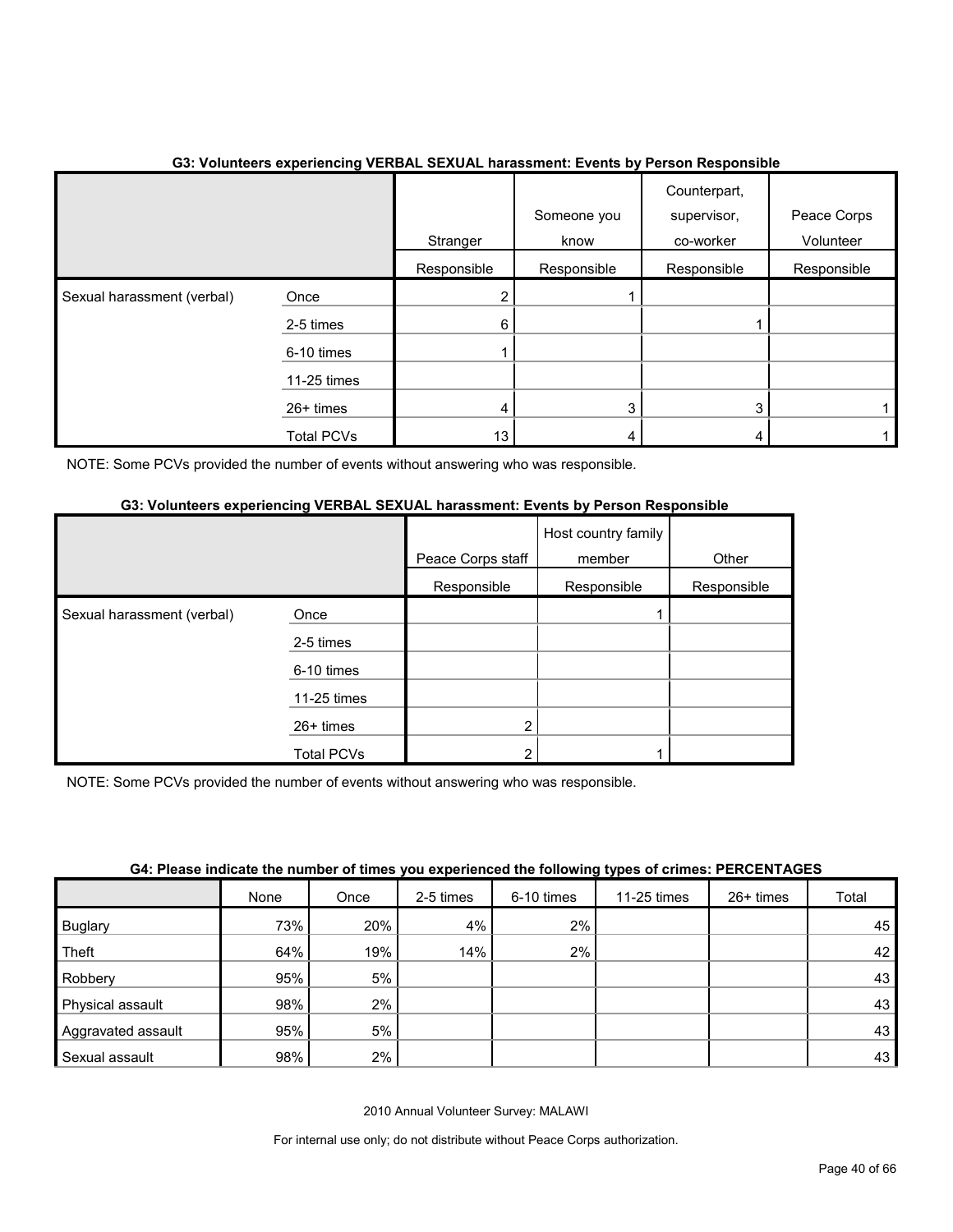### G3: Volunteers experiencing VERBAL SEXUAL harassment: Events by Person Responsible

| | | Stranger | Someone you know | Counterpart, supervisor, co-worker | Peace Corps Volunteer |
|---|---|---|---|---|---|
| | | Responsible | Responsible | Responsible | Responsible |
| Sexual harassment (verbal) | Once | 2 | 1 | | |
| | 2-5 times | 6 | | 1 | |
| | 6-10 times | 1 | | | |
| | 11-25 times | | | | |
| | 26+ times | 4 | 3 | 3 | 1 |
| | Total PCVs | 13 | 4 | 4 | 1 |

NOTE: Some PCVs provided the number of events without answering who was responsible.

### G3: Volunteers experiencing VERBAL SEXUAL harassment: Events by Person Responsible

| | | Peace Corps staff | Host country family member | Other |
|---|---|---|---|---|
| | | Responsible | Responsible | Responsible |
| Sexual harassment (verbal) | Once | | 1 | |
| | 2-5 times | | | |
| | 6-10 times | | | |
| | 11-25 times | | | |
| | 26+ times | 2 | | |
| | Total PCVs | 2 | 1 | |

NOTE: Some PCVs provided the number of events without answering who was responsible.

### G4: Please indicate the number of times you experienced the following types of crimes: PERCENTAGES

| | None | Once | 2-5 times | 6-10 times | 11-25 times | 26+ times | Total |
|---|---|---|---|---|---|---|---|
| Buglary | 73% | 20% | 4% | 2% | | | 45 |
| Theft | 64% | 19% | 14% | 2% | | | 42 |
| Robbery | 95% | 5% | | | | | 43 |
| Physical assault | 98% | 2% | | | | | 43 |
| Aggravated assault | 95% | 5% | | | | | 43 |
| Sexual assault | 98% | 2% | | | | | 43 |

2010 Annual Volunteer Survey: MALAWI

For internal use only; do not distribute without Peace Corps authorization.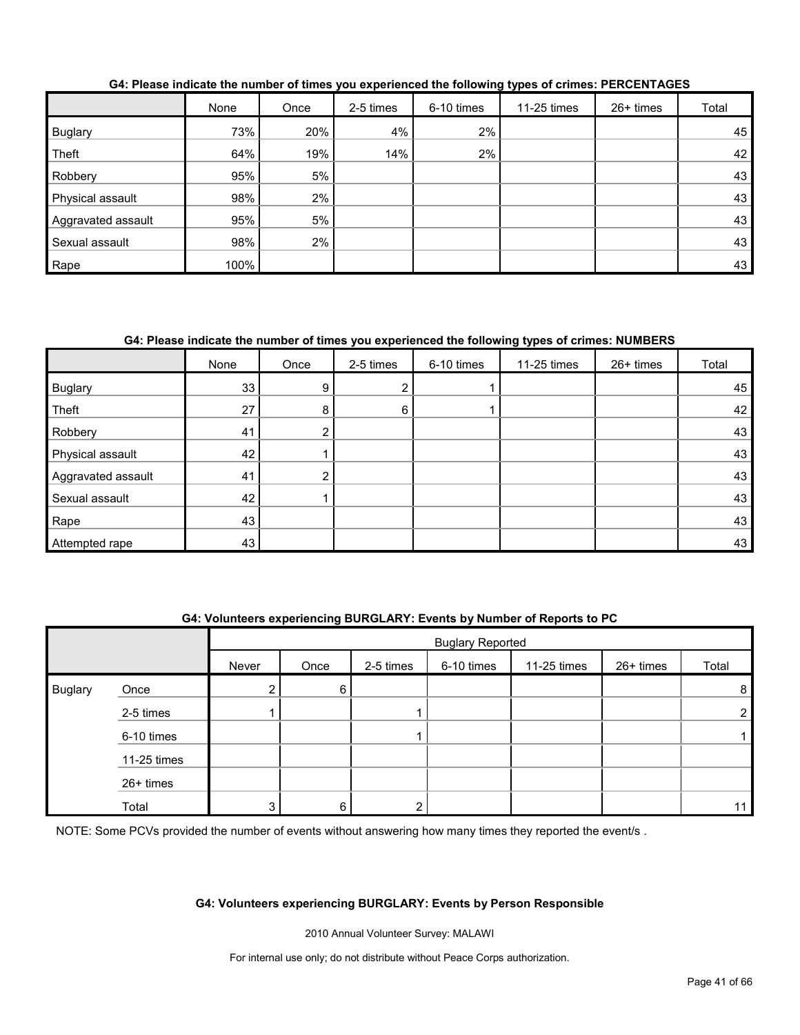**G4: Please indicate the number of times you experienced the following types of crimes: PERCENTAGES**

| | None | Once | 2-5 times | 6-10 times | 11-25 times | 26+ times | Total |
|---|---|---|---|---|---|---|---|
| Buglary | 73% | 20% | 4% | 2% | | | 45 |
| Theft | 64% | 19% | 14% | 2% | | | 42 |
| Robbery | 95% | 5% | | | | | 43 |
| Physical assault | 98% | 2% | | | | | 43 |
| Aggravated assault | 95% | 5% | | | | | 43 |
| Sexual assault | 98% | 2% | | | | | 43 |
| Rape | 100% | | | | | | 43 |

**G4: Please indicate the number of times you experienced the following types of crimes: NUMBERS**

| | None | Once | 2-5 times | 6-10 times | 11-25 times | 26+ times | Total |
|---|---|---|---|---|---|---|---|
| Buglary | 33 | 9 | 2 | 1 | | | 45 |
| Theft | 27 | 8 | 6 | 1 | | | 42 |
| Robbery | 41 | 2 | | | | | 43 |
| Physical assault | 42 | 1 | | | | | 43 |
| Aggravated assault | 41 | 2 | | | | | 43 |
| Sexual assault | 42 | 1 | | | | | 43 |
| Rape | 43 | | | | | | 43 |
| Attempted rape | 43 | | | | | | 43 |

**G4: Volunteers experiencing BURGLARY: Events by Number of Reports to PC**

| | | Buglary Reported | | | | | | |
|---|---|---|---|---|---|---|---|---|
| | | Never | Once | 2-5 times | 6-10 times | 11-25 times | 26+ times | Total |
| Buglary | Once | 2 | 6 | | | | | 8 |
| | 2-5 times | 1 | | 1 | | | | 2 |
| | 6-10 times | | | 1 | | | | 1 |
| | 11-25 times | | | | | | | |
| | 26+ times | | | | | | | |
| | Total | 3 | 6 | 2 | | | | 11 |

NOTE: Some PCVs provided the number of events without answering how many times they reported the event/s .

**G4: Volunteers experiencing BURGLARY: Events by Person Responsible**

2010 Annual Volunteer Survey: MALAWI

For internal use only; do not distribute without Peace Corps authorization.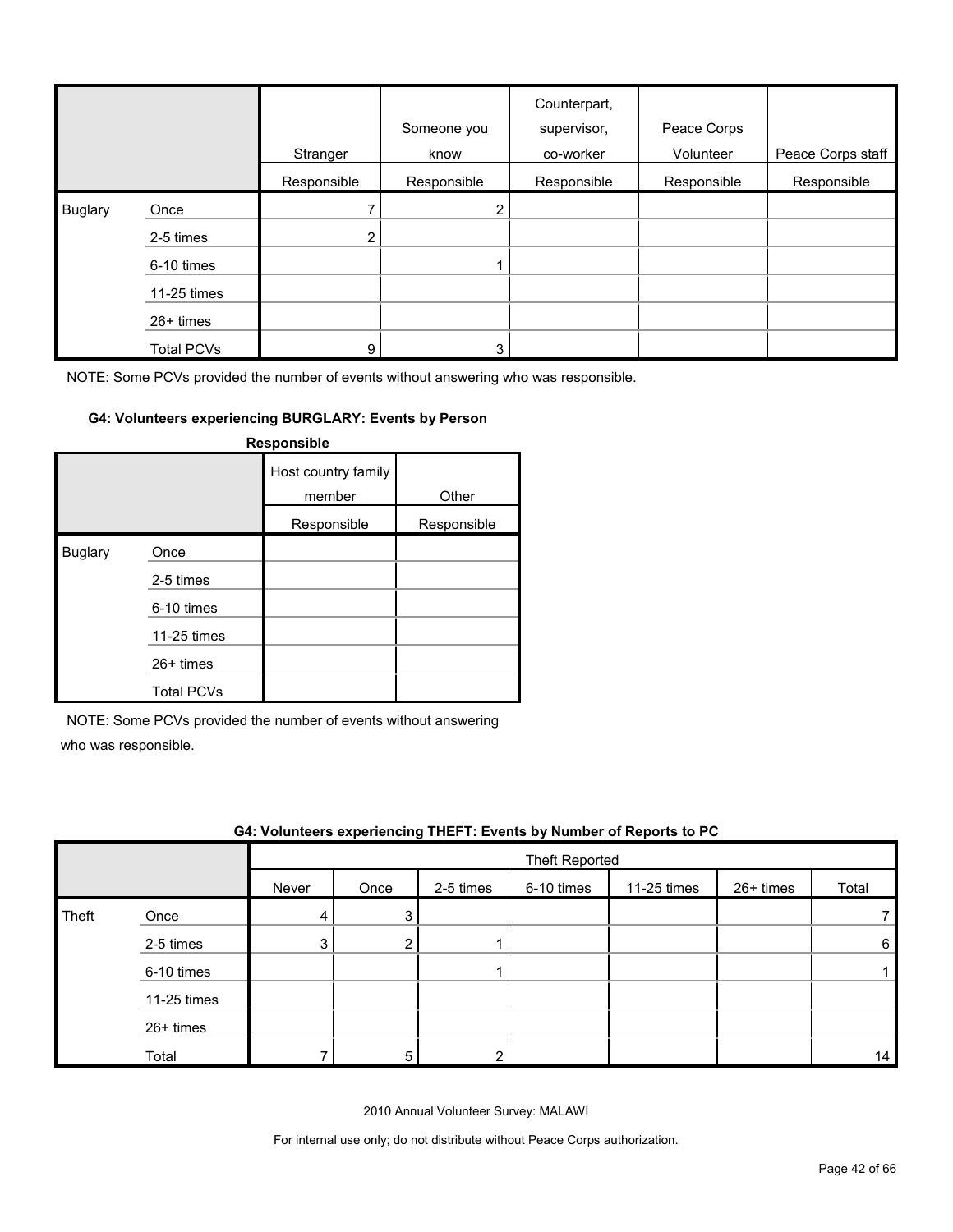| | | Stranger | Someone you know | Counterpart, supervisor, co-worker | Peace Corps Volunteer | Peace Corps staff |
|---|---|---|---|---|---|---|
| | | Responsible | Responsible | Responsible | Responsible | Responsible |
| Buglary | Once | 7 | 2 | | | |
| | 2-5 times | 2 | | | | |
| | 6-10 times | | 1 | | | |
| | 11-25 times | | | | | |
| | 26+ times | | | | | |
| | Total PCVs | 9 | 3 | | | |

NOTE: Some PCVs provided the number of events without answering who was responsible.

#### G4: Volunteers experiencing BURGLARY: Events by Person Responsible

| | | Host country family member | Other |
|---|---|---|---|
| | | Responsible | Responsible |
| Buglary | Once | | |
| | 2-5 times | | |
| | 6-10 times | | |
| | 11-25 times | | |
| | 26+ times | | |
| | Total PCVs | | |

NOTE: Some PCVs provided the number of events without answering who was responsible.

#### G4: Volunteers experiencing THEFT: Events by Number of Reports to PC

| | | Theft Reported | | | | | | |
|---|---|---|---|---|---|---|---|---|
| | | Never | Once | 2-5 times | 6-10 times | 11-25 times | 26+ times | Total |
| Theft | Once | 4 | 3 | | | | | 7 |
| | 2-5 times | 3 | 2 | 1 | | | | 6 |
| | 6-10 times | | | 1 | | | | 1 |
| | 11-25 times | | | | | | | |
| | 26+ times | | | | | | | |
| | Total | 7 | 5 | 2 | | | | 14 |

2010 Annual Volunteer Survey: MALAWI

For internal use only; do not distribute without Peace Corps authorization.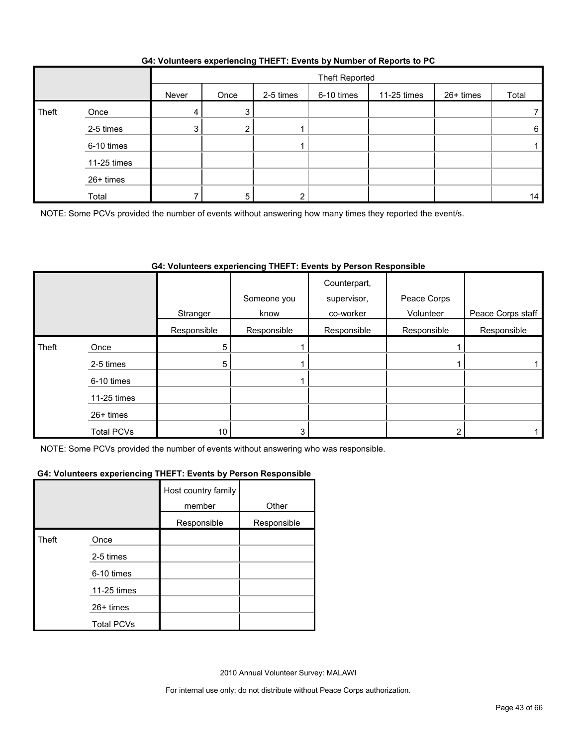**G4: Volunteers experiencing THEFT: Events by Number of Reports to PC**

| | | Theft Reported | | | | | | |
|---|---|---|---|---|---|---|---|---|
| | | Never | Once | 2-5 times | 6-10 times | 11-25 times | 26+ times | Total |
| Theft | Once | 4 | 3 | | | | | 7 |
| | 2-5 times | 3 | 2 | 1 | | | | 6 |
| | 6-10 times | | | 1 | | | | 1 |
| | 11-25 times | | | | | | | |
| | 26+ times | | | | | | | |
| | Total | 7 | 5 | 2 | | | | 14 |

NOTE: Some PCVs provided the number of events without answering how many times they reported the event/s.

**G4: Volunteers experiencing THEFT: Events by Person Responsible**

| | | Stranger | Someone you know | Counterpart, supervisor, co-worker | Peace Corps Volunteer | Peace Corps staff |
|---|---|---|---|---|---|---|
| | | Responsible | Responsible | Responsible | Responsible | Responsible |
| Theft | Once | 5 | 1 | | 1 | |
| | 2-5 times | 5 | 1 | | 1 | 1 |
| | 6-10 times | | 1 | | | |
| | 11-25 times | | | | | |
| | 26+ times | | | | | |
| | Total PCVs | 10 | 3 | | 2 | 1 |

NOTE: Some PCVs provided the number of events without answering who was responsible.

**G4: Volunteers experiencing THEFT: Events by Person Responsible**

| | | Host country family member | Other |
|---|---|---|---|
| | | Responsible | Responsible |
| Theft | Once | | |
| | 2-5 times | | |
| | 6-10 times | | |
| | 11-25 times | | |
| | 26+ times | | |
| | Total PCVs | | |

2010 Annual Volunteer Survey: MALAWI

For internal use only; do not distribute without Peace Corps authorization.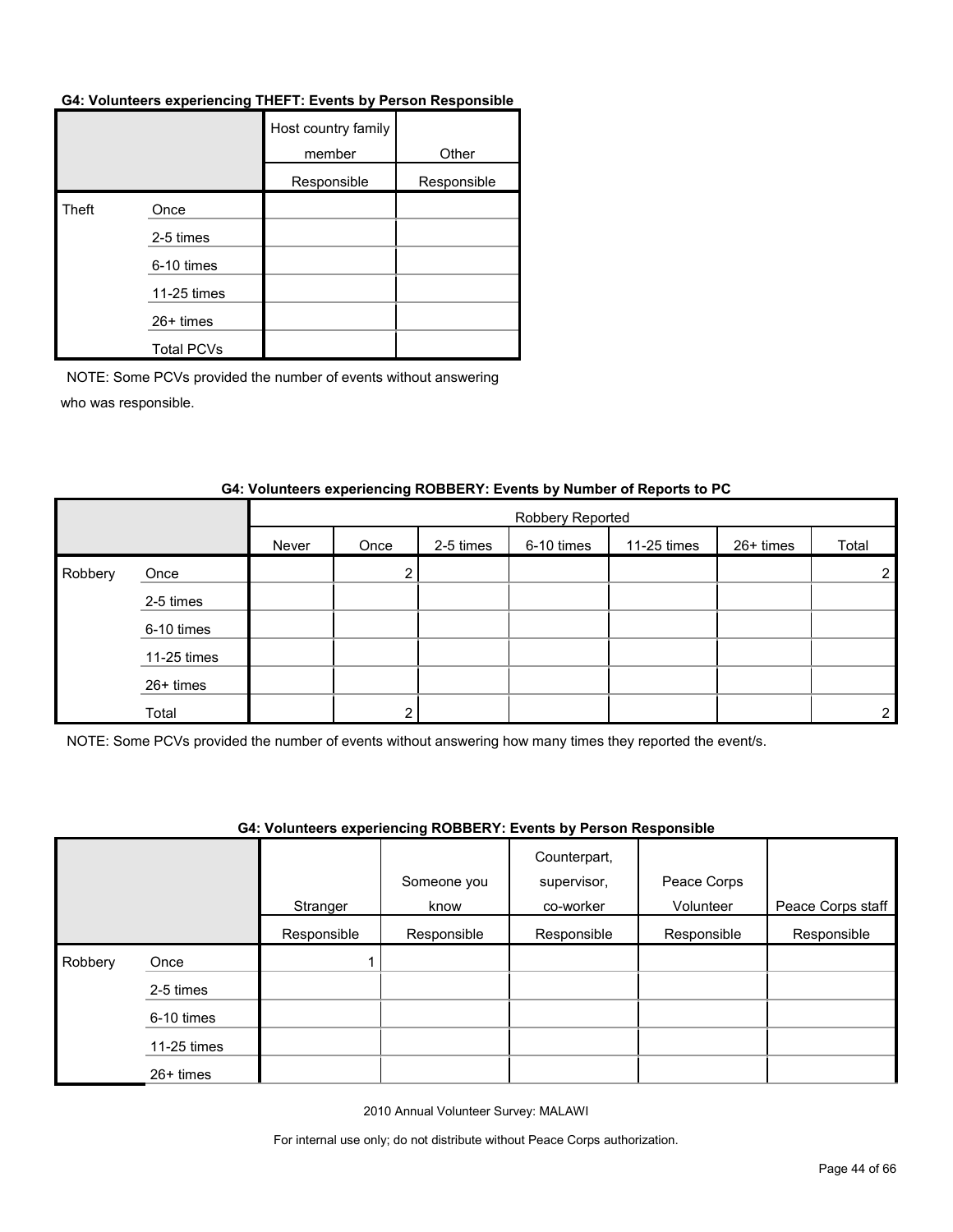**G4: Volunteers experiencing THEFT: Events by Person Responsible**

| | | Host country family member | Other |
|---|---|---|---|
| | | Responsible | Responsible |
| Theft | Once | | |
| | 2-5 times | | |
| | 6-10 times | | |
| | 11-25 times | | |
| | 26+ times | | |
| | Total PCVs | | |

NOTE: Some PCVs provided the number of events without answering who was responsible.

**G4: Volunteers experiencing ROBBERY: Events by Number of Reports to PC**

| | | Robbery Reported | | | | | | |
|---|---|---|---|---|---|---|---|---|
| | | Never | Once | 2-5 times | 6-10 times | 11-25 times | 26+ times | Total |
| Robbery | Once | | 2 | | | | | 2 |
| | 2-5 times | | | | | | | |
| | 6-10 times | | | | | | | |
| | 11-25 times | | | | | | | |
| | 26+ times | | | | | | | |
| | Total | | 2 | | | | | 2 |

NOTE: Some PCVs provided the number of events without answering how many times they reported the event/s.

**G4: Volunteers experiencing ROBBERY: Events by Person Responsible**

| | | Stranger | Someone you know | Counterpart, supervisor, co-worker | Peace Corps Volunteer | Peace Corps staff |
|---|---|---|---|---|---|---|
| | | Responsible | Responsible | Responsible | Responsible | Responsible |
| Robbery | Once | 1 | | | | |
| | 2-5 times | | | | | |
| | 6-10 times | | | | | |
| | 11-25 times | | | | | |
| | 26+ times | | | | | |

2010 Annual Volunteer Survey: MALAWI

For internal use only; do not distribute without Peace Corps authorization.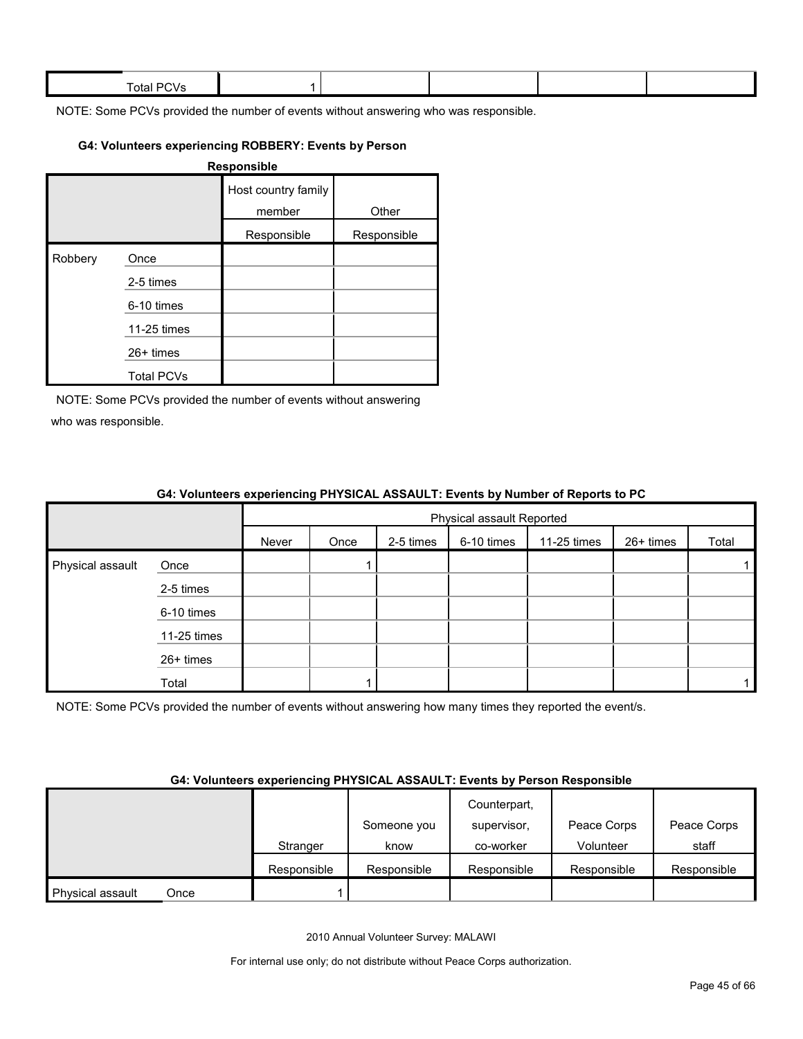| | | | | | | |
|---|---|---|---|---|---|---|
| | Total PCVs | 1 | | | | |

NOTE: Some PCVs provided the number of events without answering who was responsible.

**G4: Volunteers experiencing ROBBERY: Events by Person Responsible**

| | | Host country family member | Other |
|---|---|---|---|
| | | Responsible | Responsible |
| Robbery | Once | | |
| | 2-5 times | | |
| | 6-10 times | | |
| | 11-25 times | | |
| | 26+ times | | |
| | Total PCVs | | |

NOTE: Some PCVs provided the number of events without answering who was responsible.

**G4: Volunteers experiencing PHYSICAL ASSAULT: Events by Number of Reports to PC**

| | | Physical assault Reported | | | | | | |
|---|---|---|---|---|---|---|---|---|
| | | Never | Once | 2-5 times | 6-10 times | 11-25 times | 26+ times | Total |
| Physical assault | Once | | 1 | | | | | 1 |
| | 2-5 times | | | | | | | |
| | 6-10 times | | | | | | | |
| | 11-25 times | | | | | | | |
| | 26+ times | | | | | | | |
| | Total | | 1 | | | | | 1 |

NOTE: Some PCVs provided the number of events without answering how many times they reported the event/s.

**G4: Volunteers experiencing PHYSICAL ASSAULT: Events by Person Responsible**

| | | Stranger | Someone you know | Counterpart, supervisor, co-worker | Peace Corps Volunteer | Peace Corps staff |
|---|---|---|---|---|---|---|
| | | Responsible | Responsible | Responsible | Responsible | Responsible |
| Physical assault | Once | 1 | | | | |

2010 Annual Volunteer Survey: MALAWI

For internal use only; do not distribute without Peace Corps authorization.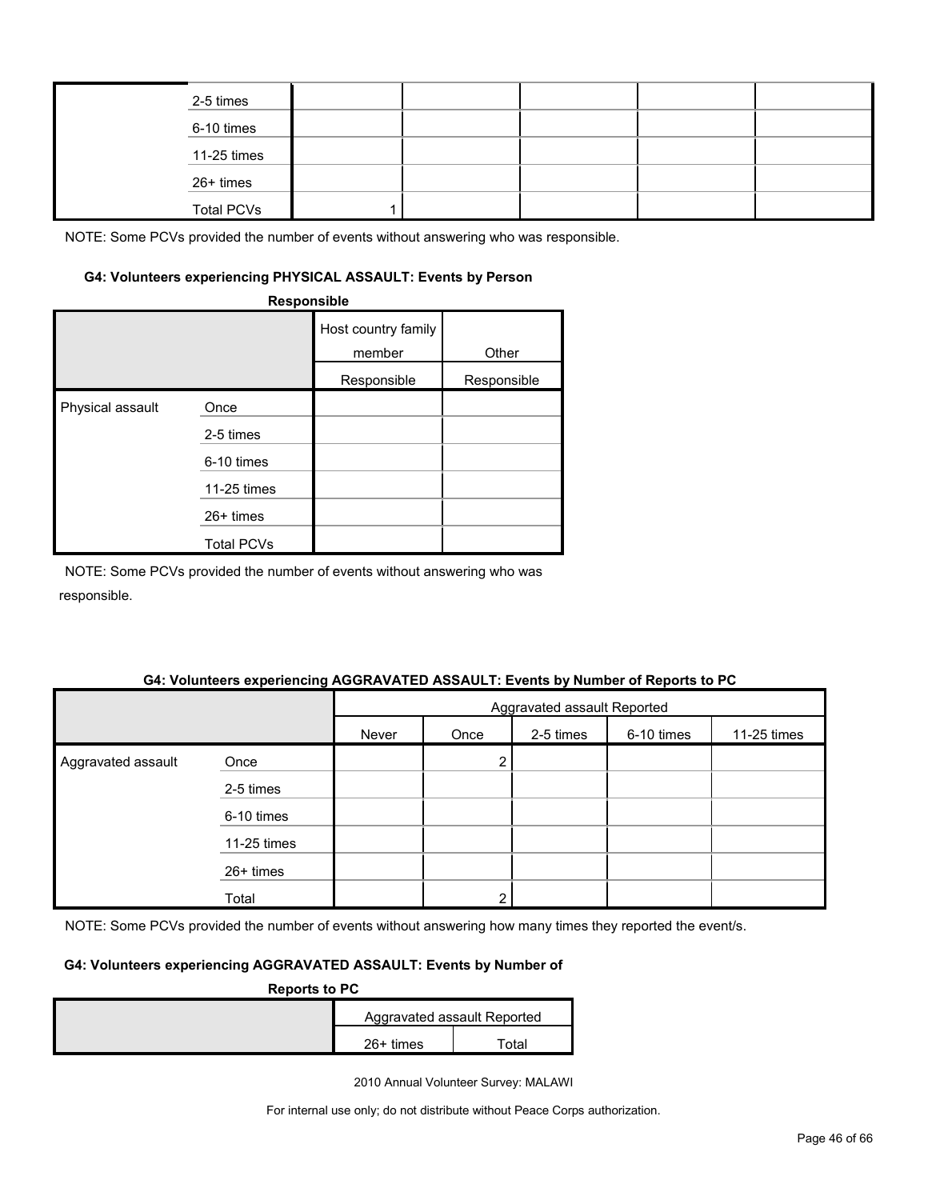| | | | | | | |
|---|---|---|---|---|---|---|
| | 2-5 times | | | | | |
| | 6-10 times | | | | | |
| | 11-25 times | | | | | |
| | 26+ times | | | | | |
| | Total PCVs | 1 | | | | |

NOTE: Some PCVs provided the number of events without answering who was responsible.

**G4: Volunteers experiencing PHYSICAL ASSAULT: Events by Person Responsible**

| | | Host country family member | Other |
|---|---|---|---|
| | | Responsible | Responsible |
| Physical assault | Once | | |
| | 2-5 times | | |
| | 6-10 times | | |
| | 11-25 times | | |
| | 26+ times | | |
| | Total PCVs | | |

NOTE: Some PCVs provided the number of events without answering who was responsible.

**G4: Volunteers experiencing AGGRAVATED ASSAULT: Events by Number of Reports to PC**

| | | Aggravated assault Reported | | | | |
|---|---|---|---|---|---|---|
| | | Never | Once | 2-5 times | 6-10 times | 11-25 times |
| Aggravated assault | Once | | 2 | | | |
| | 2-5 times | | | | | |
| | 6-10 times | | | | | |
| | 11-25 times | | | | | |
| | 26+ times | | | | | |
| | Total | | 2 | | | |

NOTE: Some PCVs provided the number of events without answering how many times they reported the event/s.

**G4: Volunteers experiencing AGGRAVATED ASSAULT: Events by Number of Reports to PC**

| | Aggravated assault Reported | |
|---|---|---|
| | 26+ times | Total |

2010 Annual Volunteer Survey: MALAWI

For internal use only; do not distribute without Peace Corps authorization.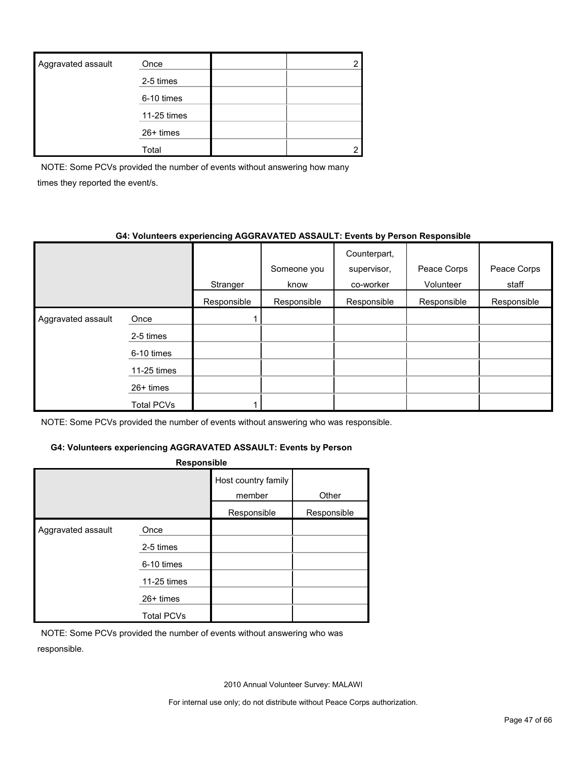| | | | |
|---|---|---|---|
| Aggravated assault | Once | | 2 |
| | 2-5 times | | |
| | 6-10 times | | |
| | 11-25 times | | |
| | 26+ times | | |
| | Total | | 2 |

NOTE: Some PCVs provided the number of events without answering how many times they reported the event/s.

**G4: Volunteers experiencing AGGRAVATED ASSAULT: Events by Person Responsible**

| | | Stranger | Someone you know | Counterpart, supervisor, co-worker | Peace Corps Volunteer | Peace Corps staff |
|---|---|---|---|---|---|---|
| | | Responsible | Responsible | Responsible | Responsible | Responsible |
| Aggravated assault | Once | 1 | | | | |
| | 2-5 times | | | | | |
| | 6-10 times | | | | | |
| | 11-25 times | | | | | |
| | 26+ times | | | | | |
| | Total PCVs | 1 | | | | |

NOTE: Some PCVs provided the number of events without answering who was responsible.

**G4: Volunteers experiencing AGGRAVATED ASSAULT: Events by Person Responsible**

| | | Host country family member | Other |
|---|---|---|---|
| | | Responsible | Responsible |
| Aggravated assault | Once | | |
| | 2-5 times | | |
| | 6-10 times | | |
| | 11-25 times | | |
| | 26+ times | | |
| | Total PCVs | | |

NOTE: Some PCVs provided the number of events without answering who was responsible.

2010 Annual Volunteer Survey: MALAWI

For internal use only; do not distribute without Peace Corps authorization.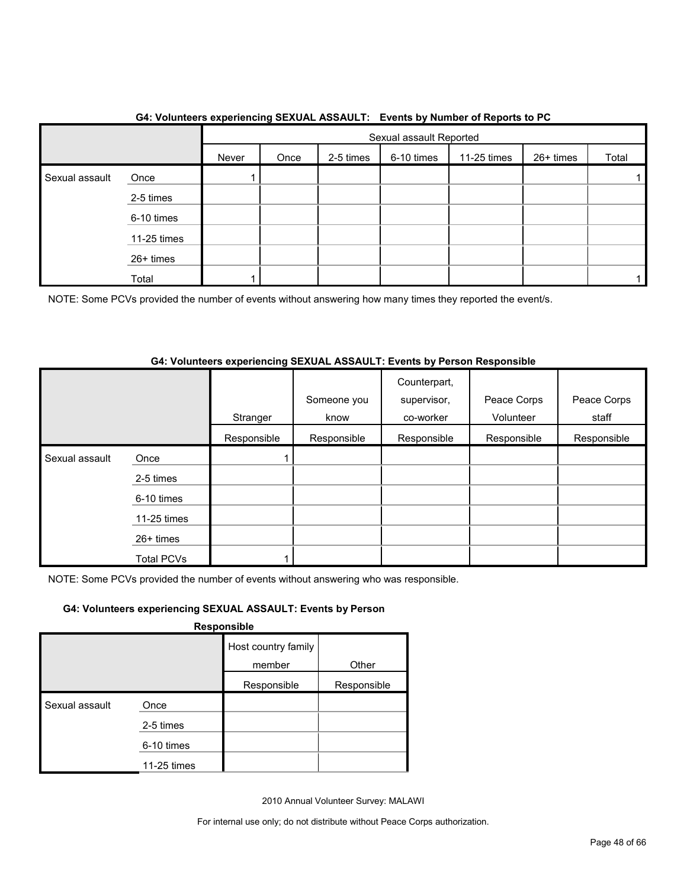**G4: Volunteers experiencing SEXUAL ASSAULT: Events by Number of Reports to PC**

| | | Sexual assault Reported | | | | | | |
|---|---|---|---|---|---|---|---|---|
| | | Never | Once | 2-5 times | 6-10 times | 11-25 times | 26+ times | Total |
| Sexual assault | Once | 1 | | | | | | 1 |
| | 2-5 times | | | | | | | |
| | 6-10 times | | | | | | | |
| | 11-25 times | | | | | | | |
| | 26+ times | | | | | | | |
| | Total | 1 | | | | | | 1 |

NOTE: Some PCVs provided the number of events without answering how many times they reported the event/s.

**G4: Volunteers experiencing SEXUAL ASSAULT: Events by Person Responsible**

| | | Stranger | Someone you know | Counterpart, supervisor, co-worker | Peace Corps Volunteer | Peace Corps staff |
|---|---|---|---|---|---|---|
| | | Responsible | Responsible | Responsible | Responsible | Responsible |
| Sexual assault | Once | 1 | | | | |
| | 2-5 times | | | | | |
| | 6-10 times | | | | | |
| | 11-25 times | | | | | |
| | 26+ times | | | | | |
| | Total PCVs | 1 | | | | |

NOTE: Some PCVs provided the number of events without answering who was responsible.

**G4: Volunteers experiencing SEXUAL ASSAULT: Events by Person Responsible**

| | | Host country family member | Other |
|---|---|---|---|
| | | Responsible | Responsible |
| Sexual assault | Once | | |
| | 2-5 times | | |
| | 6-10 times | | |
| | 11-25 times | | |

2010 Annual Volunteer Survey: MALAWI

For internal use only; do not distribute without Peace Corps authorization.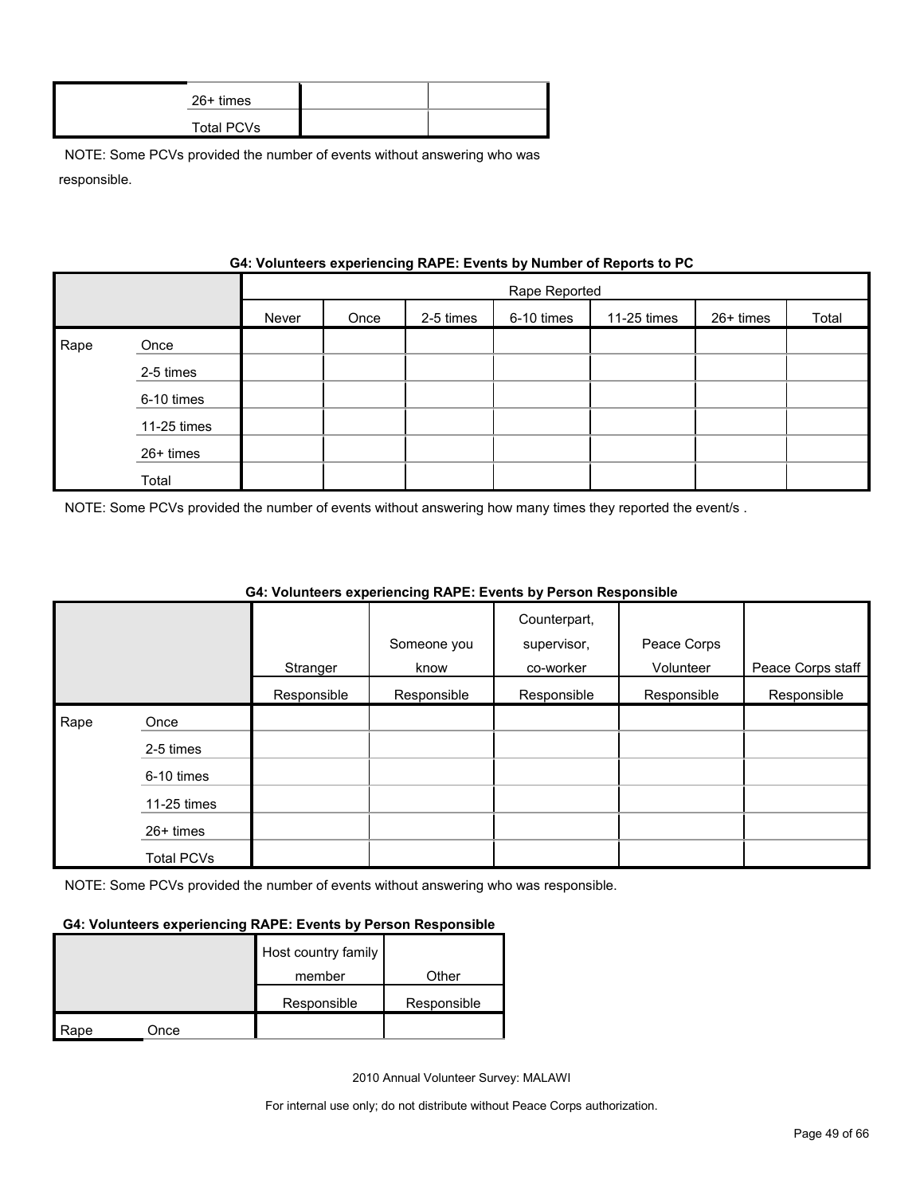| | | | |
|---|---|---|---|
| | 26+ times | | |
| | Total PCVs | | |

NOTE: Some PCVs provided the number of events without answering who was responsible.

**G4: Volunteers experiencing RAPE: Events by Number of Reports to PC**

| | | Rape Reported | | | | | | |
|---|---|---|---|---|---|---|---|---|
| | | Never | Once | 2-5 times | 6-10 times | 11-25 times | 26+ times | Total |
| Rape | Once | | | | | | | |
| | 2-5 times | | | | | | | |
| | 6-10 times | | | | | | | |
| | 11-25 times | | | | | | | |
| | 26+ times | | | | | | | |
| | Total | | | | | | | |

NOTE: Some PCVs provided the number of events without answering how many times they reported the event/s .

**G4: Volunteers experiencing RAPE: Events by Person Responsible**

| | | Stranger | Someone you know | Counterpart, supervisor, co-worker | Peace Corps Volunteer | Peace Corps staff |
|---|---|---|---|---|---|---|
| | | Responsible | Responsible | Responsible | Responsible | Responsible |
| Rape | Once | | | | | |
| | 2-5 times | | | | | |
| | 6-10 times | | | | | |
| | 11-25 times | | | | | |
| | 26+ times | | | | | |
| | Total PCVs | | | | | |

NOTE: Some PCVs provided the number of events without answering who was responsible.

**G4: Volunteers experiencing RAPE: Events by Person Responsible**

| | | Host country family member | Other |
|---|---|---|---|
| | | Responsible | Responsible |
| Rape | Once | | |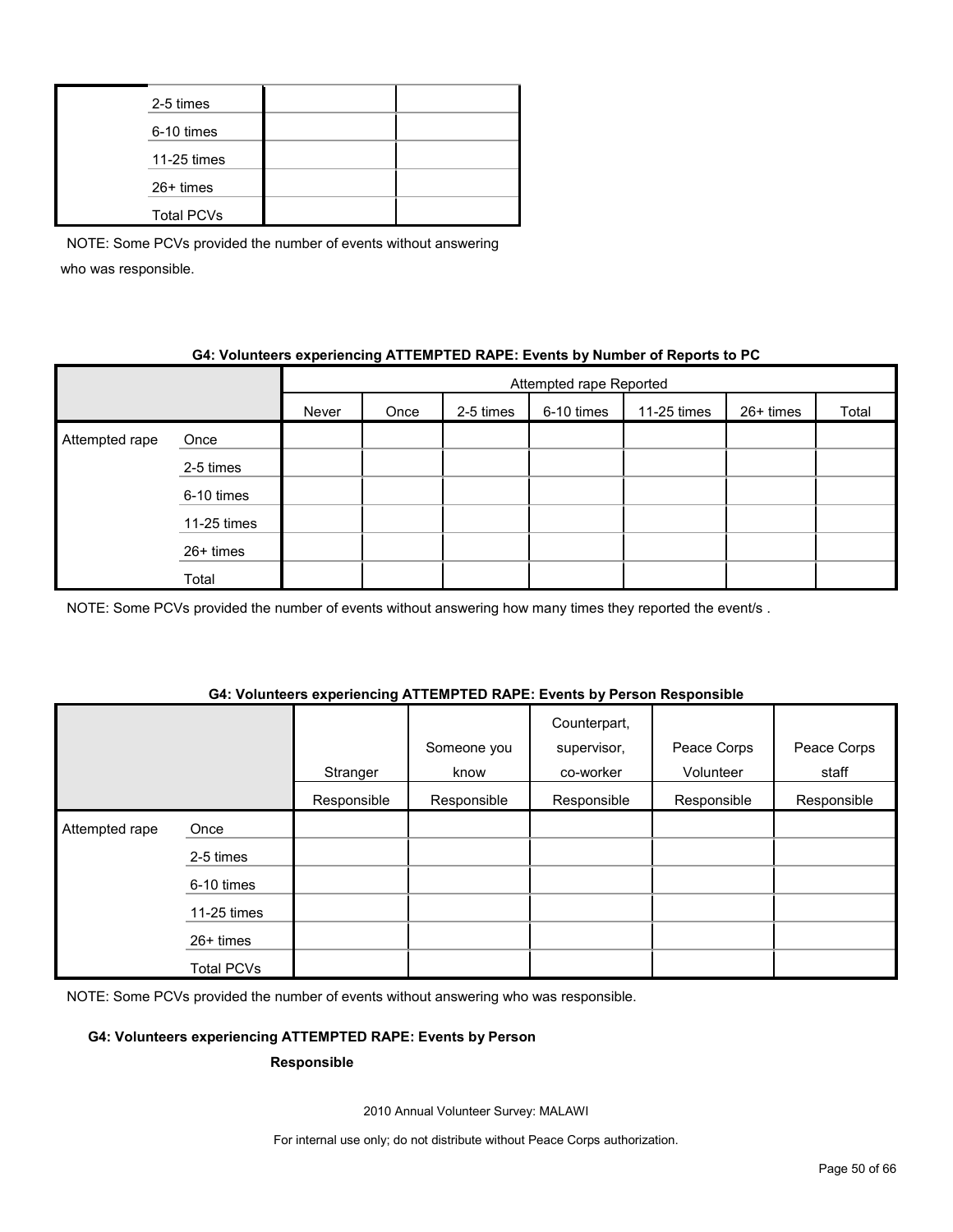| | | | |
|---|---|---|---|
| | 2-5 times | | |
| | 6-10 times | | |
| | 11-25 times | | |
| | 26+ times | | |
| | Total PCVs | | |

NOTE: Some PCVs provided the number of events without answering who was responsible.

**G4: Volunteers experiencing ATTEMPTED RAPE: Events by Number of Reports to PC**

| | | Attempted rape Reported | | | | | | |
|---|---|---|---|---|---|---|---|---|
| | | Never | Once | 2-5 times | 6-10 times | 11-25 times | 26+ times | Total |
| Attempted rape | Once | | | | | | | |
| | 2-5 times | | | | | | | |
| | 6-10 times | | | | | | | |
| | 11-25 times | | | | | | | |
| | 26+ times | | | | | | | |
| | Total | | | | | | | |

NOTE: Some PCVs provided the number of events without answering how many times they reported the event/s .

**G4: Volunteers experiencing ATTEMPTED RAPE: Events by Person Responsible**

| | | Stranger Responsible | Someone you know Responsible | Counterpart, supervisor, co-worker Responsible | Peace Corps Volunteer Responsible | Peace Corps staff Responsible |
|---|---|---|---|---|---|---|
| Attempted rape | Once | | | | | |
| | 2-5 times | | | | | |
| | 6-10 times | | | | | |
| | 11-25 times | | | | | |
| | 26+ times | | | | | |
| | Total PCVs | | | | | |

NOTE: Some PCVs provided the number of events without answering who was responsible.

**G4: Volunteers experiencing ATTEMPTED RAPE: Events by Person Responsible**

2010 Annual Volunteer Survey: MALAWI

For internal use only; do not distribute without Peace Corps authorization.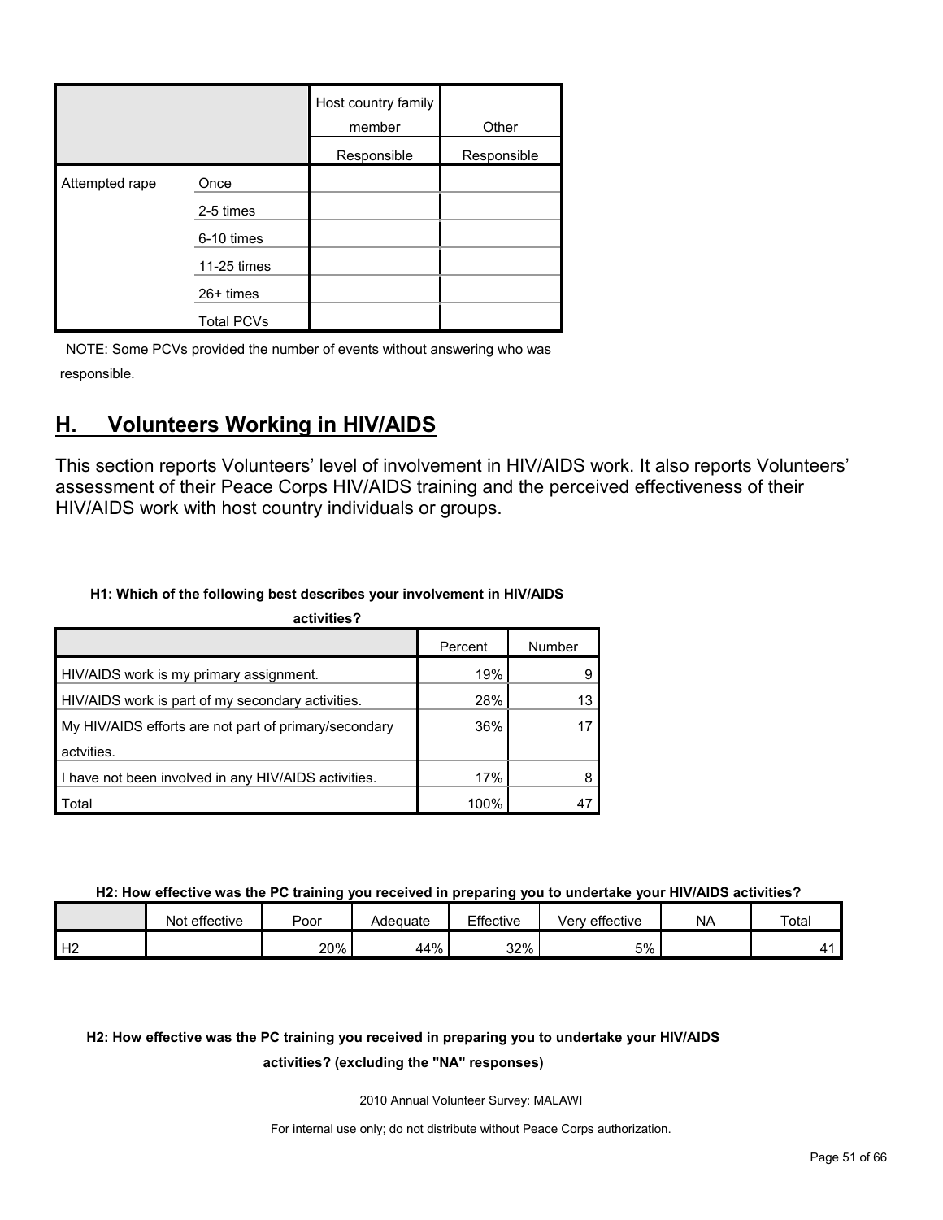| | | Host country family member Responsible | Other Responsible |
|---|---|---|---|
| Attempted rape | Once | | |
| | 2-5 times | | |
| | 6-10 times | | |
| | 11-25 times | | |
| | 26+ times | | |
| | Total PCVs | | |

NOTE: Some PCVs provided the number of events without answering who was responsible.

## H. Volunteers Working in HIV/AIDS

This section reports Volunteers' level of involvement in HIV/AIDS work. It also reports Volunteers' assessment of their Peace Corps HIV/AIDS training and the perceived effectiveness of their HIV/AIDS work with host country individuals or groups.

**H1: Which of the following best describes your involvement in HIV/AIDS activities?**

| | Percent | Number |
|---|---|---|
| HIV/AIDS work is my primary assignment. | 19% | 9 |
| HIV/AIDS work is part of my secondary activities. | 28% | 13 |
| My HIV/AIDS efforts are not part of primary/secondary actvities. | 36% | 17 |
| I have not been involved in any HIV/AIDS activities. | 17% | 8 |
| Total | 100% | 47 |

**H2: How effective was the PC training you received in preparing you to undertake your HIV/AIDS activities?**

| | Not effective | Poor | Adequate | Effective | Very effective | NA | Total |
|---|---|---|---|---|---|---|---|
| H2 | | 20% | 44% | 32% | 5% | | 41 |

**H2: How effective was the PC training you received in preparing you to undertake your HIV/AIDS activities? (excluding the "NA" responses)**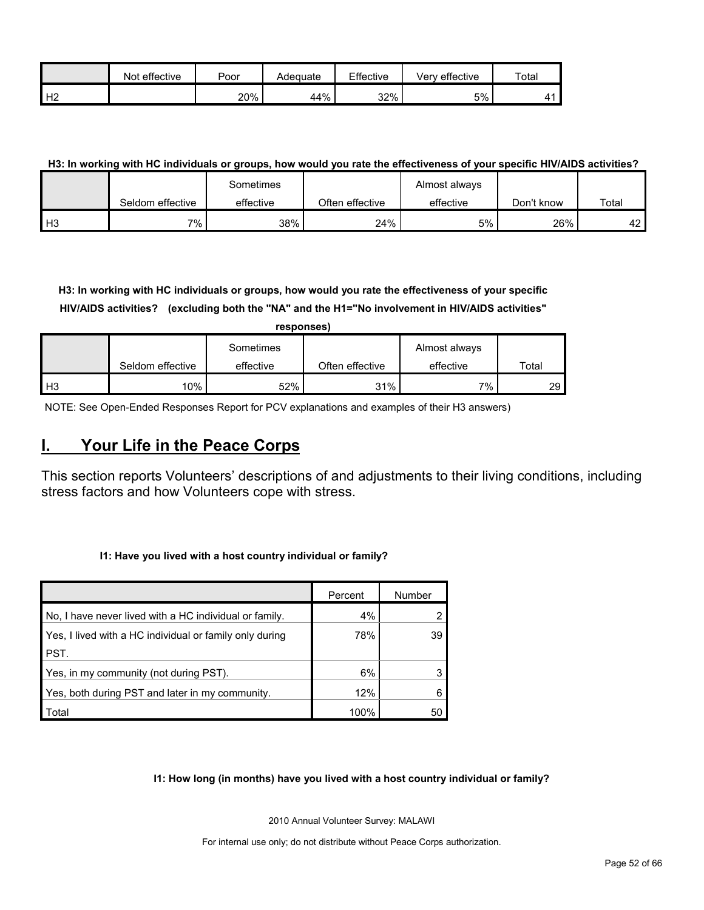| | Not effective | Poor | Adequate | Effective | Very effective | Total |
|---|---|---|---|---|---|---|
| H2 | | 20% | 44% | 32% | 5% | 41 |

**H3: In working with HC individuals or groups, how would you rate the effectiveness of your specific HIV/AIDS activities?**

| | Seldom effective | Sometimes effective | Often effective | Almost always effective | Don't know | Total |
|---|---|---|---|---|---|---|
| H3 | 7% | 38% | 24% | 5% | 26% | 42 |

**H3: In working with HC individuals or groups, how would you rate the effectiveness of your specific HIV/AIDS activities? (excluding both the "NA" and the H1="No involvement in HIV/AIDS activities" responses)**

| | Seldom effective | Sometimes effective | Often effective | Almost always effective | Total |
|---|---|---|---|---|---|
| H3 | 10% | 52% | 31% | 7% | 29 |

NOTE: See Open-Ended Responses Report for PCV explanations and examples of their H3 answers)

# I. Your Life in the Peace Corps

This section reports Volunteers' descriptions of and adjustments to their living conditions, including stress factors and how Volunteers cope with stress.

**I1: Have you lived with a host country individual or family?**

| | Percent | Number |
|---|---|---|
| No, I have never lived with a HC individual or family. | 4% | 2 |
| Yes, I lived with a HC individual or family only during PST. | 78% | 39 |
| Yes, in my community (not during PST). | 6% | 3 |
| Yes, both during PST and later in my community. | 12% | 6 |
| Total | 100% | 50 |

**I1: How long (in months) have you lived with a host country individual or family?**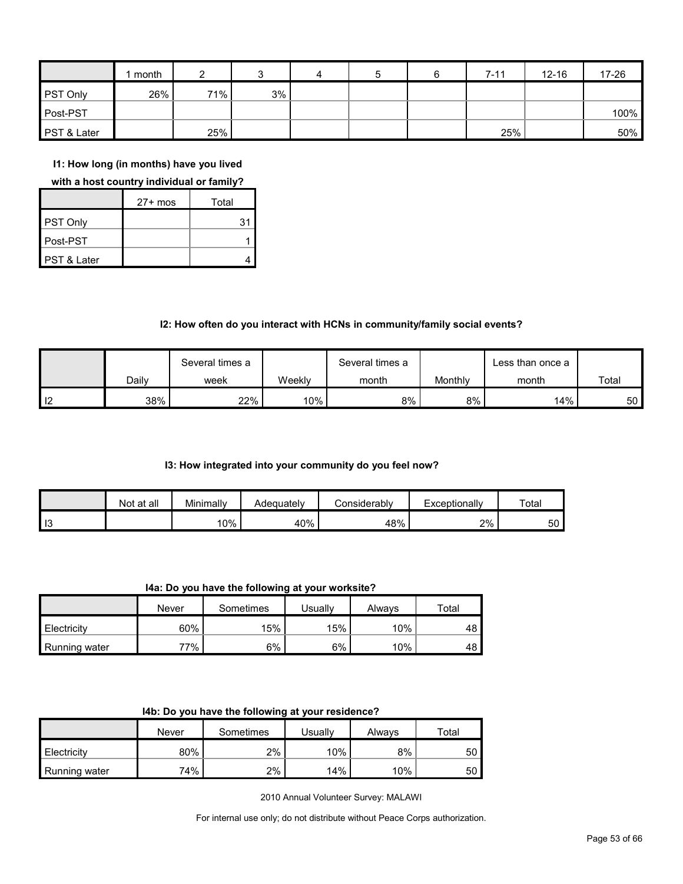| | 1 month | 2 | 3 | 4 | 5 | 6 | 7-11 | 12-16 | 17-26 |
|---|---|---|---|---|---|---|---|---|---|
| PST Only | 26% | 71% | 3% | | | | | | |
| Post-PST | | | | | | | | | 100% |
| PST & Later | | 25% | | | | | 25% | | 50% |

**I1: How long (in months) have you lived with a host country individual or family?**

| | 27+ mos | Total |
|---|---|---|
| PST Only | | 31 |
| Post-PST | | 1 |
| PST & Later | | 4 |

**I2: How often do you interact with HCNs in community/family social events?**

| | Daily | Several times a week | Weekly | Several times a month | Monthly | Less than once a month | Total |
|---|---|---|---|---|---|---|---|
| I2 | 38% | 22% | 10% | 8% | 8% | 14% | 50 |

**I3: How integrated into your community do you feel now?**

| | Not at all | Minimally | Adequately | Considerably | Exceptionally | Total |
|---|---|---|---|---|---|---|
| I3 | | 10% | 40% | 48% | 2% | 50 |

**I4a: Do you have the following at your worksite?**

| | Never | Sometimes | Usually | Always | Total |
|---|---|---|---|---|---|
| Electricity | 60% | 15% | 15% | 10% | 48 |
| Running water | 77% | 6% | 6% | 10% | 48 |

**I4b: Do you have the following at your residence?**

| | Never | Sometimes | Usually | Always | Total |
|---|---|---|---|---|---|
| Electricity | 80% | 2% | 10% | 8% | 50 |
| Running water | 74% | 2% | 14% | 10% | 50 |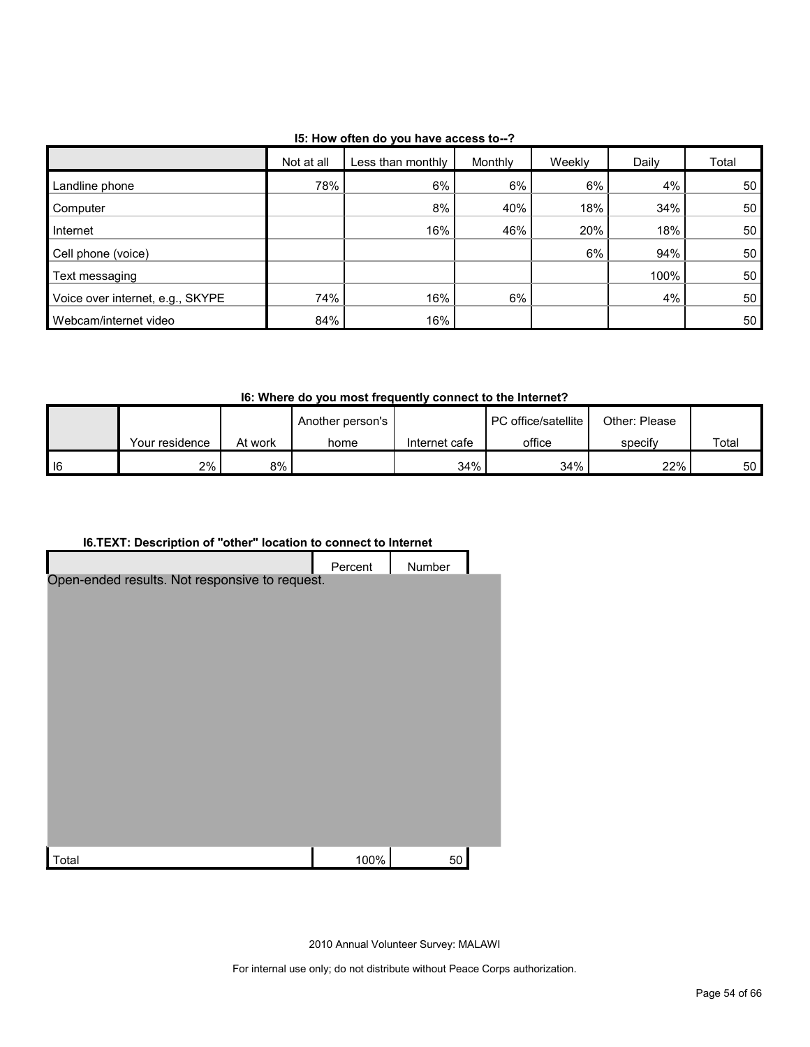**I5: How often do you have access to--?**

| | Not at all | Less than monthly | Monthly | Weekly | Daily | Total |
|---|---|---|---|---|---|---|
| Landline phone | 78% | 6% | 6% | 6% | 4% | 50 |
| Computer | | 8% | 40% | 18% | 34% | 50 |
| Internet | | 16% | 46% | 20% | 18% | 50 |
| Cell phone (voice) | | | | 6% | 94% | 50 |
| Text messaging | | | | | 100% | 50 |
| Voice over internet, e.g., SKYPE | 74% | 16% | 6% | | 4% | 50 |
| Webcam/internet video | 84% | 16% | | | | 50 |

**I6: Where do you most frequently connect to the Internet?**

| | Your residence | At work | Another person's home | Internet cafe | PC office/satellite office | Other: Please specify | Total |
|---|---|---|---|---|---|---|---|
| I6 | 2% | 8% | | 34% | 34% | 22% | 50 |

**I6.TEXT: Description of "other" location to connect to Internet**

| | Percent | Number |
|---|---|---|
| Open-ended results. Not responsive to request. | | |
| Total | 100% | 50 |

2010 Annual Volunteer Survey: MALAWI

For internal use only; do not distribute without Peace Corps authorization.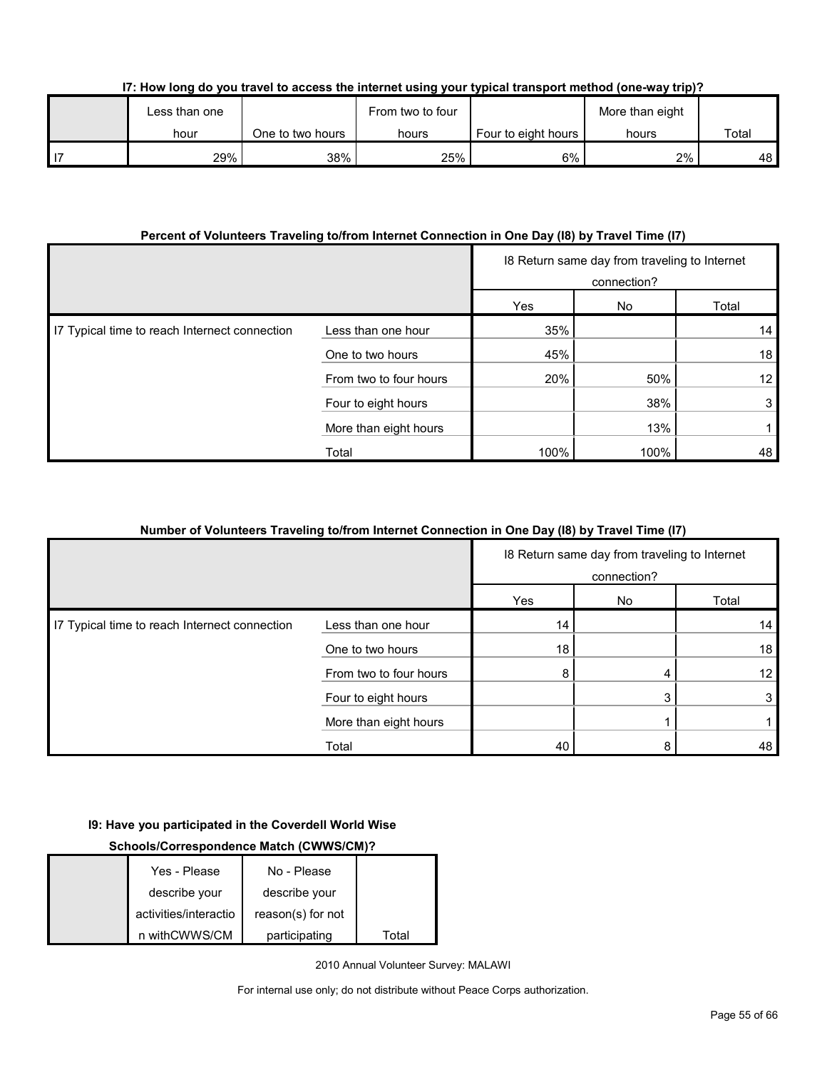**I7: How long do you travel to access the internet using your typical transport method (one-way trip)?**

| | Less than one hour | One to two hours | From two to four hours | Four to eight hours | More than eight hours | Total |
|---|---|---|---|---|---|---|
| I7 | 29% | 38% | 25% | 6% | 2% | 48 |

**Percent of Volunteers Traveling to/from Internet Connection in One Day (I8) by Travel Time (I7)**

| | | I8 Return same day from traveling to Internet connection? | | |
|---|---|---|---|---|
| | | Yes | No | Total |
| I7 Typical time to reach Internet connection | Less than one hour | 35% | | 14 |
| | One to two hours | 45% | | 18 |
| | From two to four hours | 20% | 50% | 12 |
| | Four to eight hours | | 38% | 3 |
| | More than eight hours | | 13% | 1 |
| | Total | 100% | 100% | 48 |

**Number of Volunteers Traveling to/from Internet Connection in One Day (I8) by Travel Time (I7)**

| | | I8 Return same day from traveling to Internet connection? | | |
|---|---|---|---|---|
| | | Yes | No | Total |
| I7 Typical time to reach Internet connection | Less than one hour | 14 | | 14 |
| | One to two hours | 18 | | 18 |
| | From two to four hours | 8 | 4 | 12 |
| | Four to eight hours | | 3 | 3 |
| | More than eight hours | | 1 | 1 |
| | Total | 40 | 8 | 48 |

**I9: Have you participated in the Coverdell World Wise Schools/Correspondence Match (CWWS/CM)?**

| | Yes - Please describe your activities/interaction withCWWS/CM | No - Please describe your reason(s) for not participating | Total |
|---|---|---|---|

2010 Annual Volunteer Survey: MALAWI

For internal use only; do not distribute without Peace Corps authorization.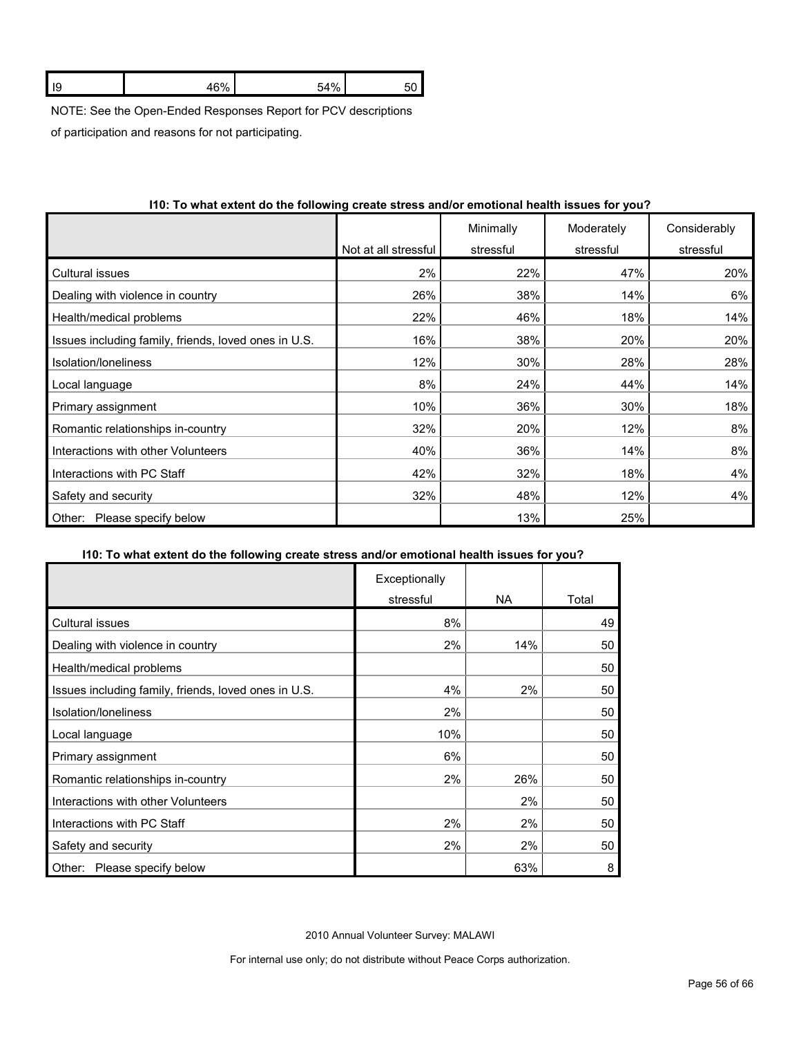| | | | |
|---|---|---|---|
| I9 | 46% | 54% | 50 |

NOTE: See the Open-Ended Responses Report for PCV descriptions of participation and reasons for not participating.

**I10: To what extent do the following create stress and/or emotional health issues for you?**

| | Not at all stressful | Minimally stressful | Moderately stressful | Considerably stressful |
|---|---|---|---|---|
| Cultural issues | 2% | 22% | 47% | 20% |
| Dealing with violence in country | 26% | 38% | 14% | 6% |
| Health/medical problems | 22% | 46% | 18% | 14% |
| Issues including family, friends, loved ones in U.S. | 16% | 38% | 20% | 20% |
| Isolation/loneliness | 12% | 30% | 28% | 28% |
| Local language | 8% | 24% | 44% | 14% |
| Primary assignment | 10% | 36% | 30% | 18% |
| Romantic relationships in-country | 32% | 20% | 12% | 8% |
| Interactions with other Volunteers | 40% | 36% | 14% | 8% |
| Interactions with PC Staff | 42% | 32% | 18% | 4% |
| Safety and security | 32% | 48% | 12% | 4% |
| Other: Please specify below | | 13% | 25% | |

**I10: To what extent do the following create stress and/or emotional health issues for you?**

| | Exceptionally stressful | NA | Total |
|---|---|---|---|
| Cultural issues | 8% | | 49 |
| Dealing with violence in country | 2% | 14% | 50 |
| Health/medical problems | | | 50 |
| Issues including family, friends, loved ones in U.S. | 4% | 2% | 50 |
| Isolation/loneliness | 2% | | 50 |
| Local language | 10% | | 50 |
| Primary assignment | 6% | | 50 |
| Romantic relationships in-country | 2% | 26% | 50 |
| Interactions with other Volunteers | | 2% | 50 |
| Interactions with PC Staff | 2% | 2% | 50 |
| Safety and security | 2% | 2% | 50 |
| Other: Please specify below | | 63% | 8 |

2010 Annual Volunteer Survey: MALAWI

For internal use only; do not distribute without Peace Corps authorization.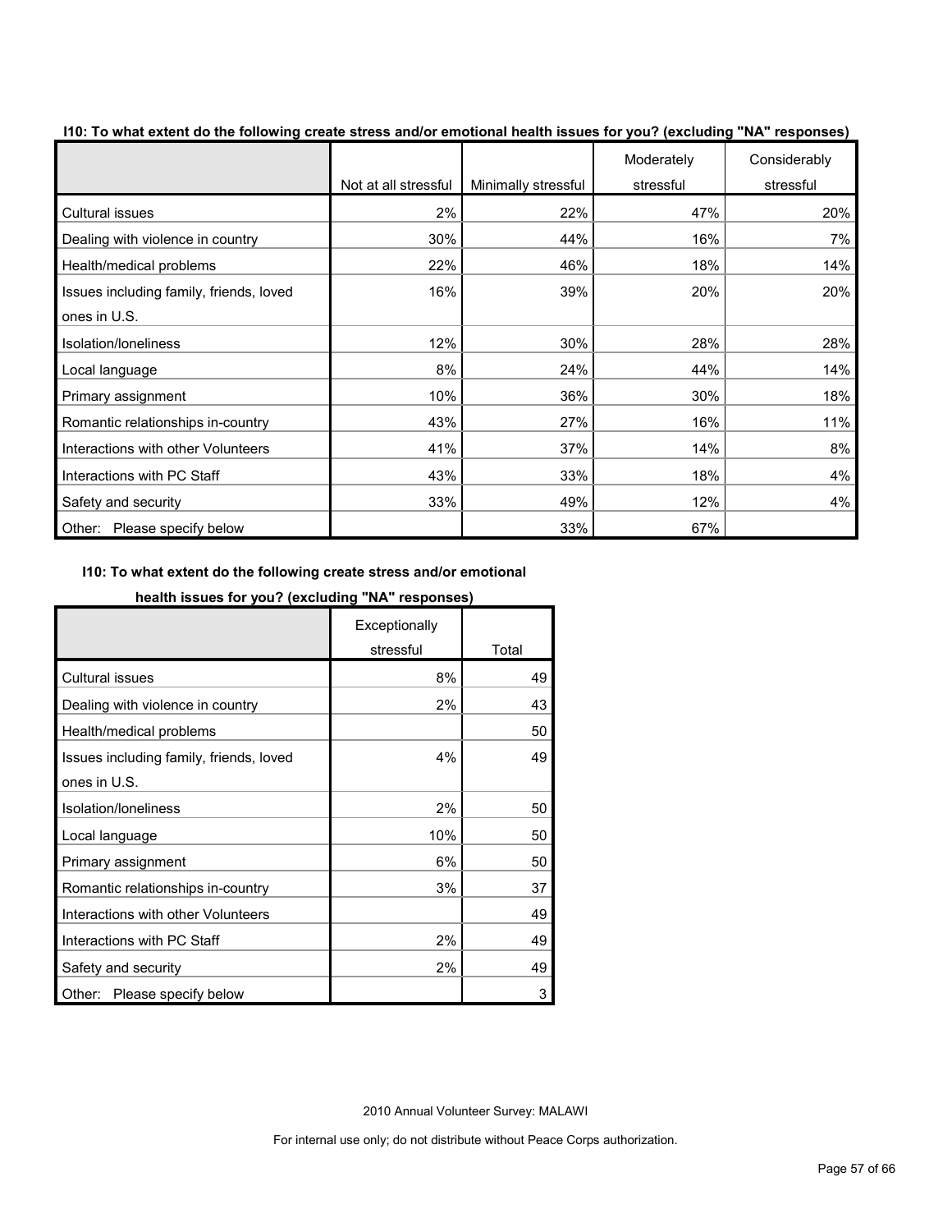**I10: To what extent do the following create stress and/or emotional health issues for you? (excluding "NA" responses)**

| | Not at all stressful | Minimally stressful | Moderately stressful | Considerably stressful |
|---|---|---|---|---|
| Cultural issues | 2% | 22% | 47% | 20% |
| Dealing with violence in country | 30% | 44% | 16% | 7% |
| Health/medical problems | 22% | 46% | 18% | 14% |
| Issues including family, friends, loved ones in U.S. | 16% | 39% | 20% | 20% |
| Isolation/loneliness | 12% | 30% | 28% | 28% |
| Local language | 8% | 24% | 44% | 14% |
| Primary assignment | 10% | 36% | 30% | 18% |
| Romantic relationships in-country | 43% | 27% | 16% | 11% |
| Interactions with other Volunteers | 41% | 37% | 14% | 8% |
| Interactions with PC Staff | 43% | 33% | 18% | 4% |
| Safety and security | 33% | 49% | 12% | 4% |
| Other: Please specify below | | 33% | 67% | |

**I10: To what extent do the following create stress and/or emotional health issues for you? (excluding "NA" responses)**

| | Exceptionally stressful | Total |
|---|---|---|
| Cultural issues | 8% | 49 |
| Dealing with violence in country | 2% | 43 |
| Health/medical problems | | 50 |
| Issues including family, friends, loved ones in U.S. | 4% | 49 |
| Isolation/loneliness | 2% | 50 |
| Local language | 10% | 50 |
| Primary assignment | 6% | 50 |
| Romantic relationships in-country | 3% | 37 |
| Interactions with other Volunteers | | 49 |
| Interactions with PC Staff | 2% | 49 |
| Safety and security | 2% | 49 |
| Other: Please specify below | | 3 |

2010 Annual Volunteer Survey: MALAWI

For internal use only; do not distribute without Peace Corps authorization.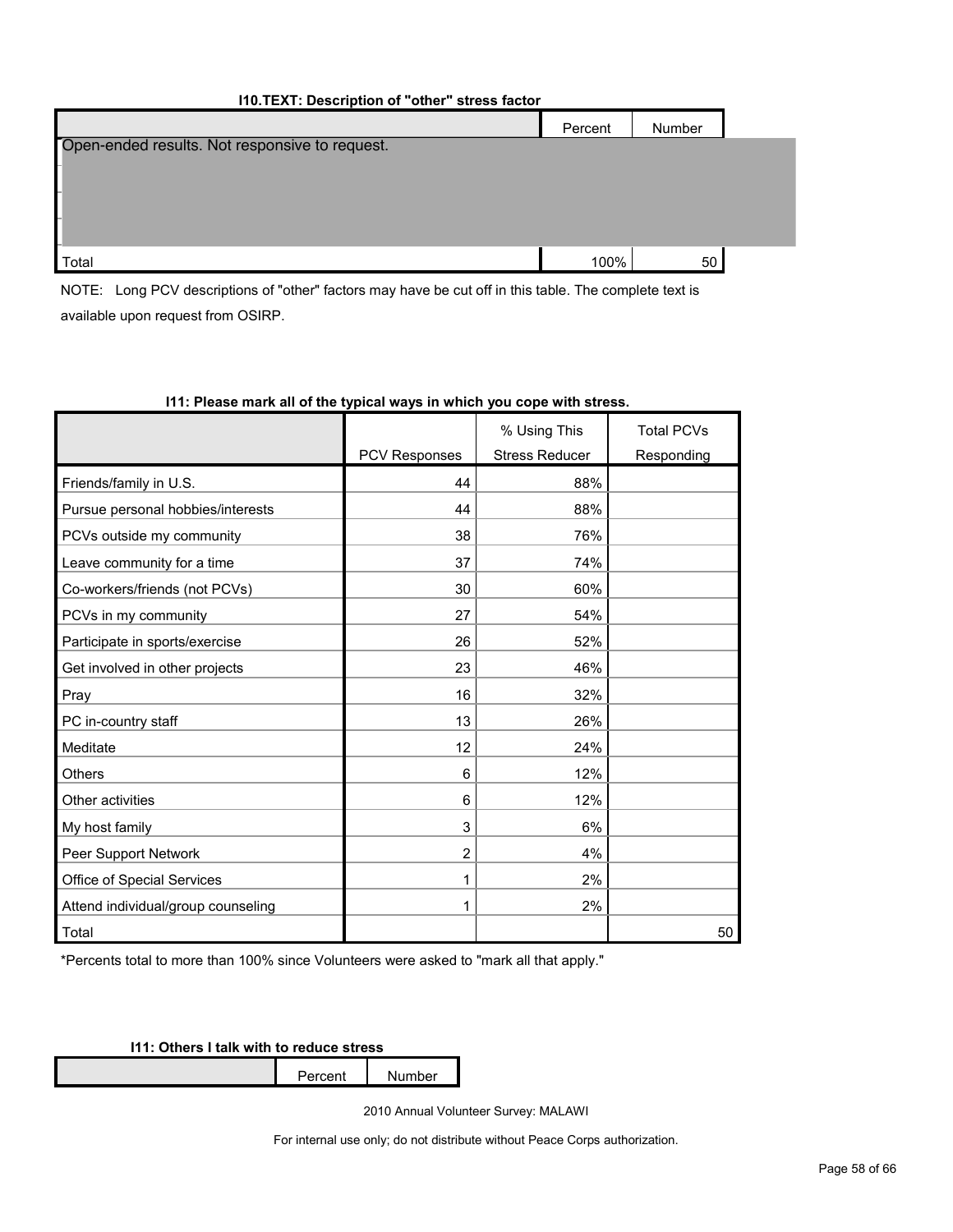**I10.TEXT: Description of "other" stress factor**

| | Percent | Number |
|---|---|---|
| Open-ended results. Not responsive to request. | | |
| Total | 100% | 50 |

NOTE: Long PCV descriptions of "other" factors may have be cut off in this table. The complete text is available upon request from OSIRP.

**I11: Please mark all of the typical ways in which you cope with stress.**

| | PCV Responses | % Using This Stress Reducer | Total PCVs Responding |
|---|---|---|---|
| Friends/family in U.S. | 44 | 88% | |
| Pursue personal hobbies/interests | 44 | 88% | |
| PCVs outside my community | 38 | 76% | |
| Leave community for a time | 37 | 74% | |
| Co-workers/friends (not PCVs) | 30 | 60% | |
| PCVs in my community | 27 | 54% | |
| Participate in sports/exercise | 26 | 52% | |
| Get involved in other projects | 23 | 46% | |
| Pray | 16 | 32% | |
| PC in-country staff | 13 | 26% | |
| Meditate | 12 | 24% | |
| Others | 6 | 12% | |
| Other activities | 6 | 12% | |
| My host family | 3 | 6% | |
| Peer Support Network | 2 | 4% | |
| Office of Special Services | 1 | 2% | |
| Attend individual/group counseling | 1 | 2% | |
| Total | | | 50 |

*Percents total to more than 100% since Volunteers were asked to "mark all that apply."

**I11: Others I talk with to reduce stress**

| | Percent | Number |
|---|---|---|

2010 Annual Volunteer Survey: MALAWI

For internal use only; do not distribute without Peace Corps authorization.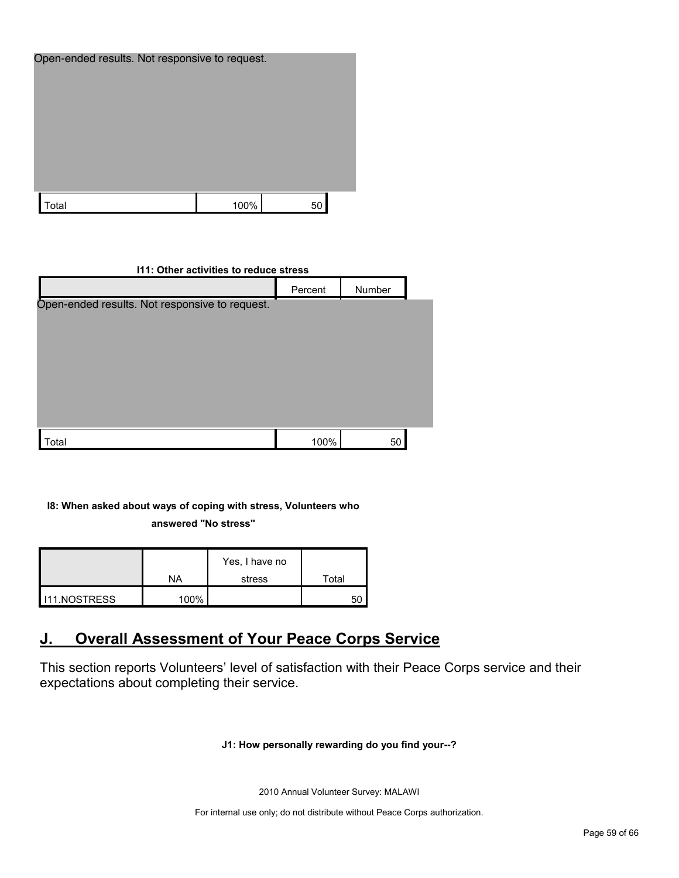| | | |
|---|---|---|
| Open-ended results. Not responsive to request. | | |
| Total | 100% | 50 |

**I11: Other activities to reduce stress**

| | Percent | Number |
|---|---|---|
| Open-ended results. Not responsive to request. | | |
| Total | 100% | 50 |

**I8: When asked about ways of coping with stress, Volunteers who answered "No stress"**

| | NA | Yes, I have no stress | Total |
|---|---|---|---|
| I11.NOSTRESS | 100% | | 50 |

## J. Overall Assessment of Your Peace Corps Service

This section reports Volunteers' level of satisfaction with their Peace Corps service and their expectations about completing their service.

**J1: How personally rewarding do you find your--?**

2010 Annual Volunteer Survey: MALAWI

For internal use only; do not distribute without Peace Corps authorization.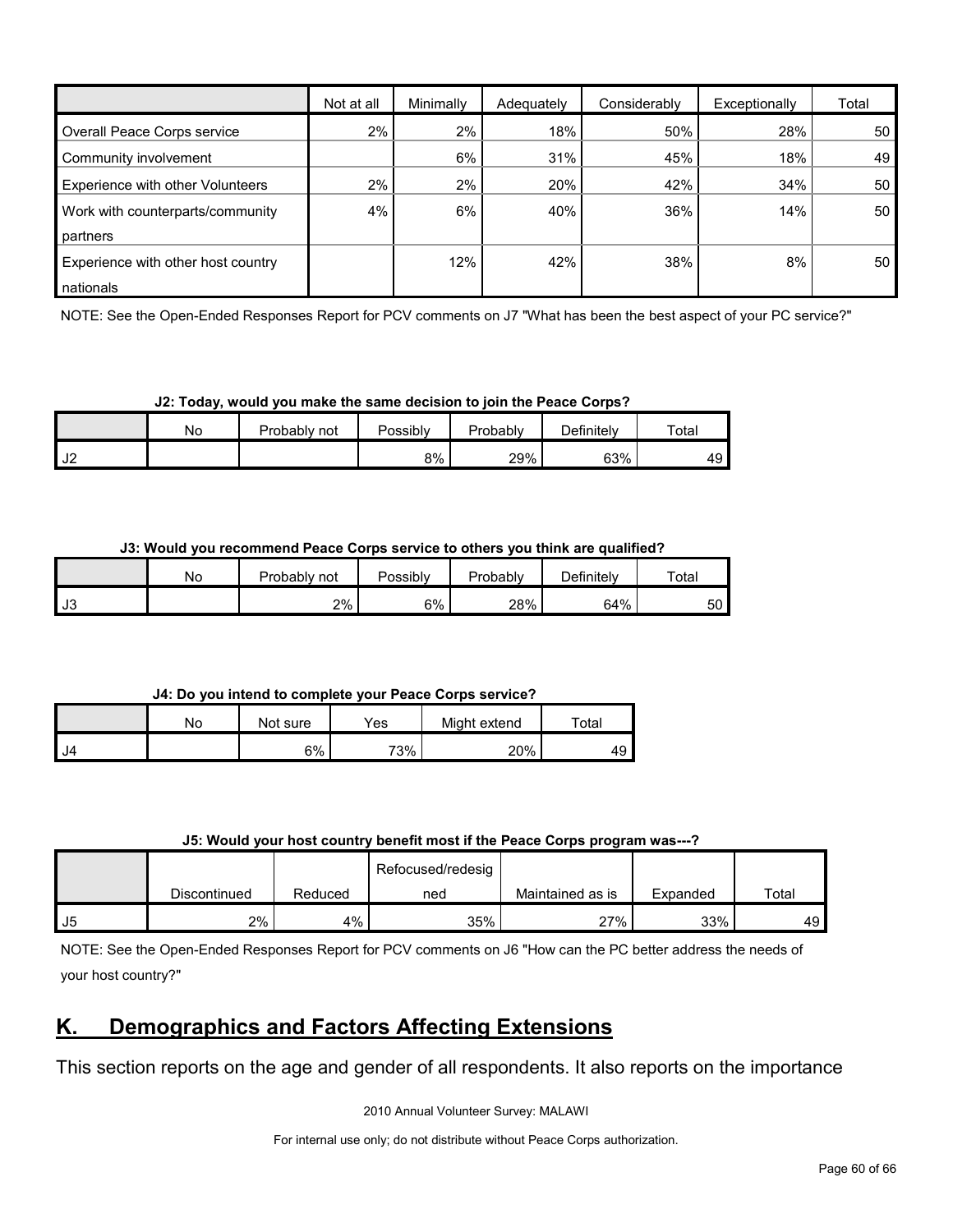| | Not at all | Minimally | Adequately | Considerably | Exceptionally | Total |
|---|---|---|---|---|---|---|
| Overall Peace Corps service | 2% | 2% | 18% | 50% | 28% | 50 |
| Community involvement | | 6% | 31% | 45% | 18% | 49 |
| Experience with other Volunteers | 2% | 2% | 20% | 42% | 34% | 50 |
| Work with counterparts/community partners | 4% | 6% | 40% | 36% | 14% | 50 |
| Experience with other host country nationals | | 12% | 42% | 38% | 8% | 50 |

NOTE: See the Open-Ended Responses Report for PCV comments on J7 "What has been the best aspect of your PC service?"

**J2: Today, would you make the same decision to join the Peace Corps?**

| | No | Probably not | Possibly | Probably | Definitely | Total |
|---|---|---|---|---|---|---|
| J2 | | | 8% | 29% | 63% | 49 |

**J3: Would you recommend Peace Corps service to others you think are qualified?**

| | No | Probably not | Possibly | Probably | Definitely | Total |
|---|---|---|---|---|---|---|
| J3 | | 2% | 6% | 28% | 64% | 50 |

**J4: Do you intend to complete your Peace Corps service?**

| | No | Not sure | Yes | Might extend | Total |
|---|---|---|---|---|---|
| J4 | | 6% | 73% | 20% | 49 |

**J5: Would your host country benefit most if the Peace Corps program was---?**

| | Discontinued | Reduced | Refocused/redesigned | Maintained as is | Expanded | Total |
|---|---|---|---|---|---|---|
| J5 | 2% | 4% | 35% | 27% | 33% | 49 |

NOTE: See the Open-Ended Responses Report for PCV comments on J6 "How can the PC better address the needs of your host country?"

## K. Demographics and Factors Affecting Extensions

This section reports on the age and gender of all respondents. It also reports on the importance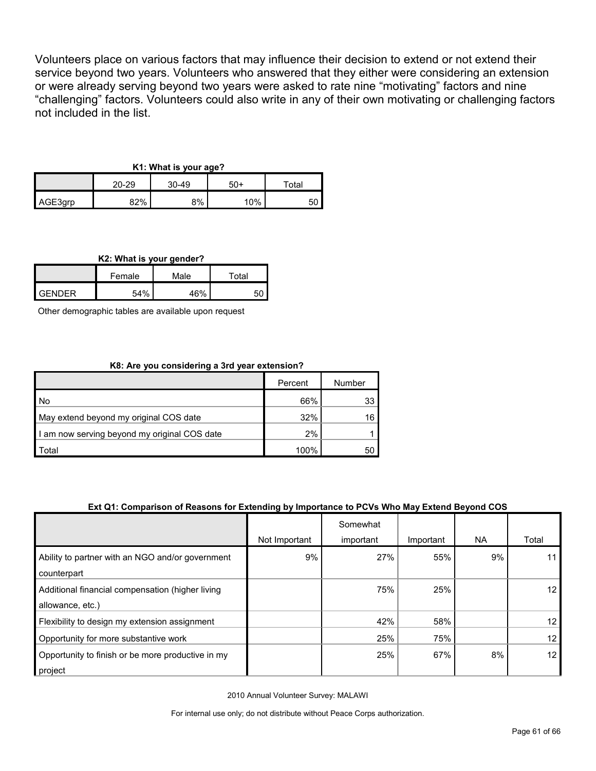Volunteers place on various factors that may influence their decision to extend or not extend their service beyond two years. Volunteers who answered that they either were considering an extension or were already serving beyond two years were asked to rate nine "motivating" factors and nine "challenging" factors. Volunteers could also write in any of their own motivating or challenging factors not included in the list.

**K1: What is your age?**

| | 20-29 | 30-49 | 50+ | Total |
|---|---|---|---|---|
| AGE3grp | 82% | 8% | 10% | 50 |

**K2: What is your gender?**

| | Female | Male | Total |
|---|---|---|---|
| GENDER | 54% | 46% | 50 |

Other demographic tables are available upon request

**K8: Are you considering a 3rd year extension?**

| | Percent | Number |
|---|---|---|
| No | 66% | 33 |
| May extend beyond my original COS date | 32% | 16 |
| I am now serving beyond my original COS date | 2% | 1 |
| Total | 100% | 50 |

**Ext Q1: Comparison of Reasons for Extending by Importance to PCVs Who May Extend Beyond COS**

| | Not Important | Somewhat important | Important | NA | Total |
|---|---|---|---|---|---|
| Ability to partner with an NGO and/or government counterpart | 9% | 27% | 55% | 9% | 11 |
| Additional financial compensation (higher living allowance, etc.) | | 75% | 25% | | 12 |
| Flexibility to design my extension assignment | | 42% | 58% | | 12 |
| Opportunity for more substantive work | | 25% | 75% | | 12 |
| Opportunity to finish or be more productive in my project | | 25% | 67% | 8% | 12 |

2010 Annual Volunteer Survey: MALAWI

For internal use only; do not distribute without Peace Corps authorization.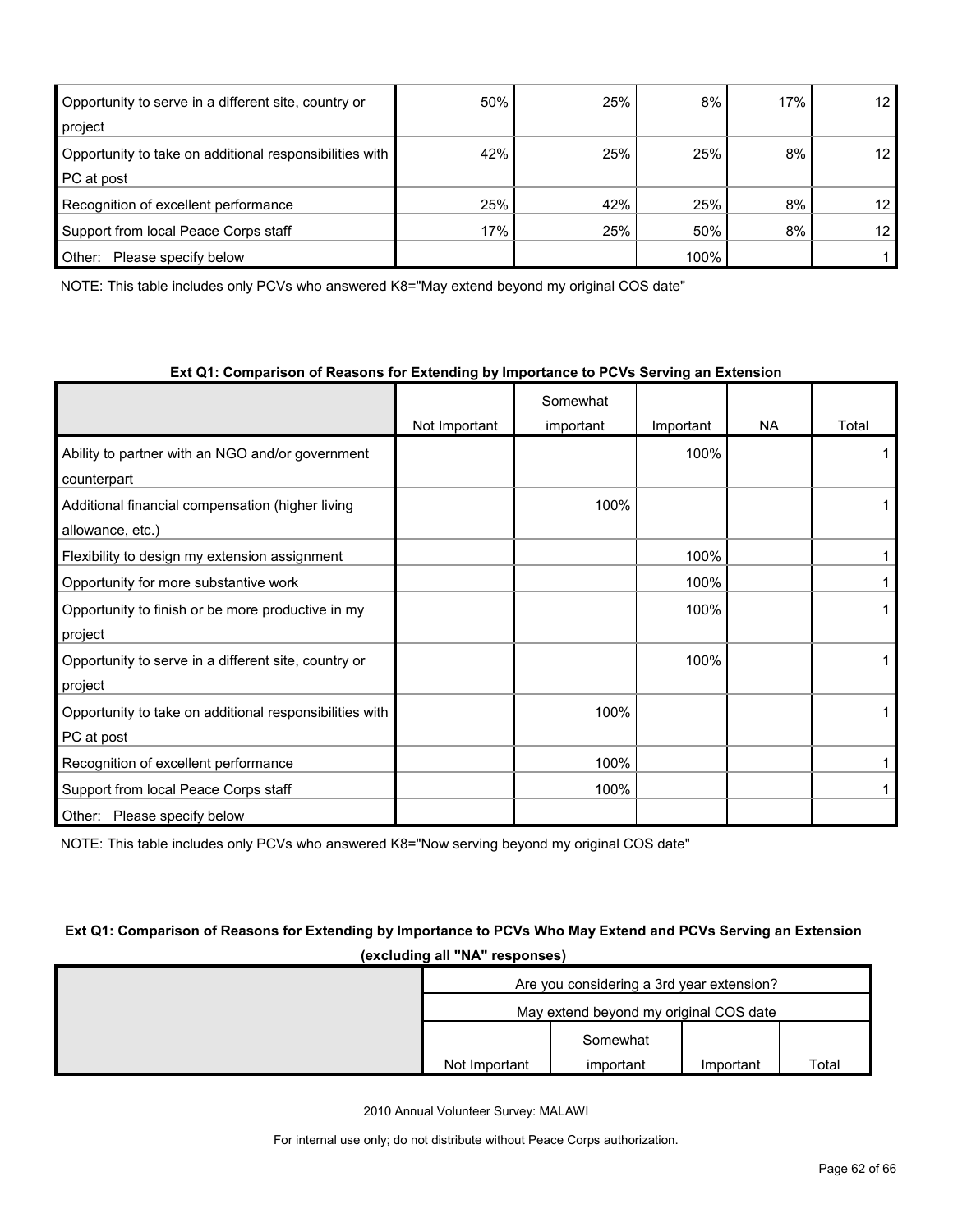| | | | | | |
|---|---|---|---|---|---|
| Opportunity to serve in a different site, country or project | 50% | 25% | 8% | 17% | 12 |
| Opportunity to take on additional responsibilities with PC at post | 42% | 25% | 25% | 8% | 12 |
| Recognition of excellent performance | 25% | 42% | 25% | 8% | 12 |
| Support from local Peace Corps staff | 17% | 25% | 50% | 8% | 12 |
| Other: Please specify below | | | 100% | | 1 |

NOTE: This table includes only PCVs who answered K8="May extend beyond my original COS date"

**Ext Q1: Comparison of Reasons for Extending by Importance to PCVs Serving an Extension**

| | Not Important | Somewhat important | Important | NA | Total |
|---|---|---|---|---|---|
| Ability to partner with an NGO and/or government counterpart | | | 100% | | 1 |
| Additional financial compensation (higher living allowance, etc.) | | 100% | | | 1 |
| Flexibility to design my extension assignment | | | 100% | | 1 |
| Opportunity for more substantive work | | | 100% | | 1 |
| Opportunity to finish or be more productive in my project | | | 100% | | 1 |
| Opportunity to serve in a different site, country or project | | | 100% | | 1 |
| Opportunity to take on additional responsibilities with PC at post | | 100% | | | 1 |
| Recognition of excellent performance | | 100% | | | 1 |
| Support from local Peace Corps staff | | 100% | | | 1 |
| Other: Please specify below | | | | | |

NOTE: This table includes only PCVs who answered K8="Now serving beyond my original COS date"

**Ext Q1: Comparison of Reasons for Extending by Importance to PCVs Who May Extend and PCVs Serving an Extension (excluding all "NA" responses)**

| | Are you considering a 3rd year extension? | | | |
|---|---|---|---|---|
| | May extend beyond my original COS date | | | |
| | Not Important | Somewhat important | Important | Total |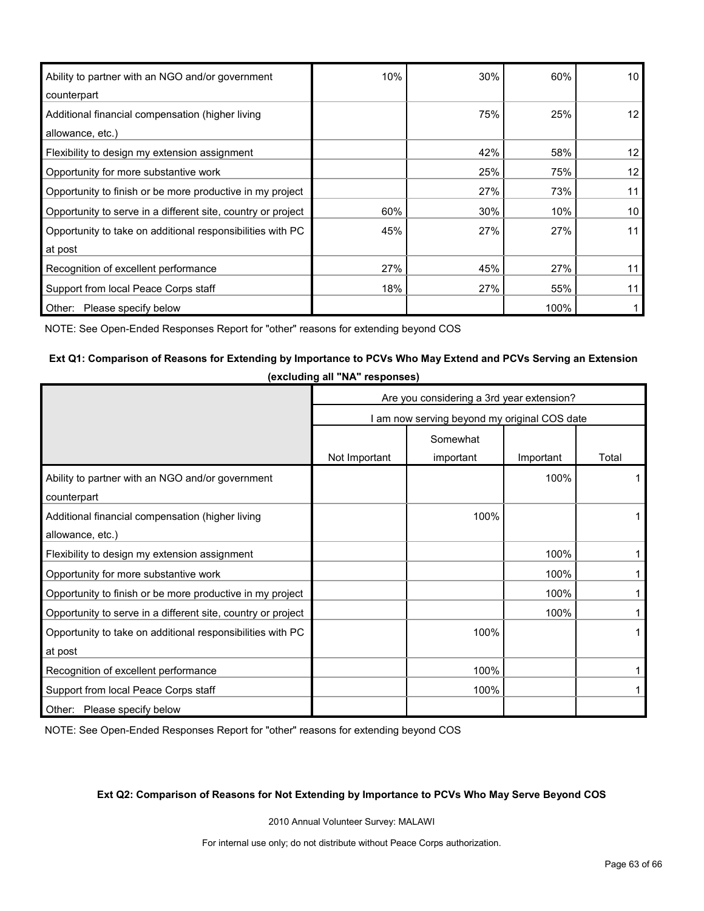| | | | | |
|---|---|---|---|---|
| Ability to partner with an NGO and/or government counterpart | 10% | 30% | 60% | 10 |
| Additional financial compensation (higher living allowance, etc.) | | 75% | 25% | 12 |
| Flexibility to design my extension assignment | | 42% | 58% | 12 |
| Opportunity for more substantive work | | 25% | 75% | 12 |
| Opportunity to finish or be more productive in my project | | 27% | 73% | 11 |
| Opportunity to serve in a different site, country or project | 60% | 30% | 10% | 10 |
| Opportunity to take on additional responsibilities with PC at post | 45% | 27% | 27% | 11 |
| Recognition of excellent performance | 27% | 45% | 27% | 11 |
| Support from local Peace Corps staff | 18% | 27% | 55% | 11 |
| Other: Please specify below | | | 100% | 1 |

NOTE: See Open-Ended Responses Report for "other" reasons for extending beyond COS

**Ext Q1: Comparison of Reasons for Extending by Importance to PCVs Who May Extend and PCVs Serving an Extension (excluding all "NA" responses)**

| | Are you considering a 3rd year extension? | | | |
|---|---|---|---|---|
| | I am now serving beyond my original COS date | | | |
| | Not Important | Somewhat important | Important | Total |
| Ability to partner with an NGO and/or government counterpart | | | 100% | 1 |
| Additional financial compensation (higher living allowance, etc.) | | 100% | | 1 |
| Flexibility to design my extension assignment | | | 100% | 1 |
| Opportunity for more substantive work | | | 100% | 1 |
| Opportunity to finish or be more productive in my project | | | 100% | 1 |
| Opportunity to serve in a different site, country or project | | | 100% | 1 |
| Opportunity to take on additional responsibilities with PC at post | | 100% | | 1 |
| Recognition of excellent performance | | 100% | | 1 |
| Support from local Peace Corps staff | | 100% | | 1 |
| Other: Please specify below | | | | |

NOTE: See Open-Ended Responses Report for "other" reasons for extending beyond COS

**Ext Q2: Comparison of Reasons for Not Extending by Importance to PCVs Who May Serve Beyond COS**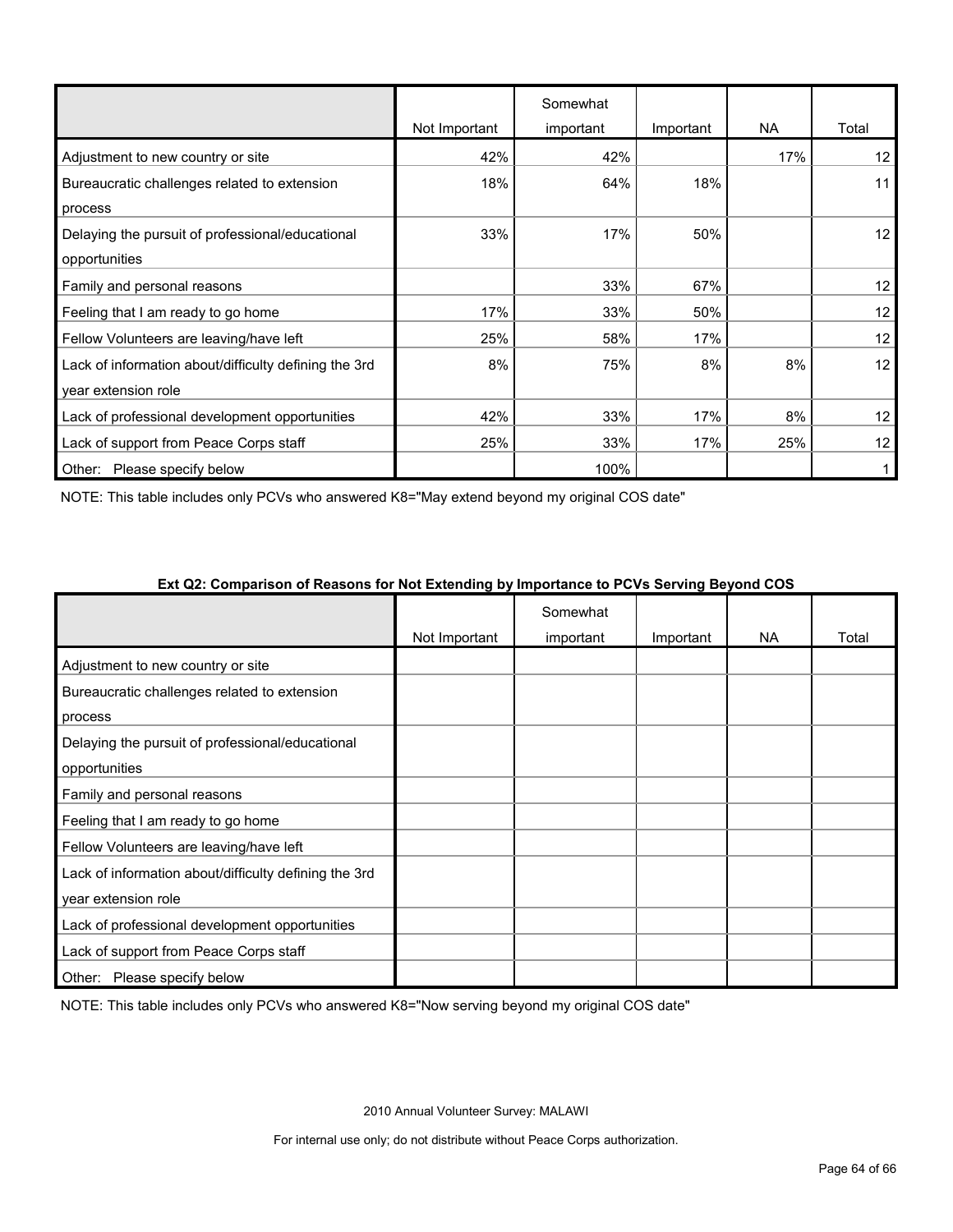| | Not Important | Somewhat important | Important | NA | Total |
|---|---|---|---|---|---|
| Adjustment to new country or site | 42% | 42% | | 17% | 12 |
| Bureaucratic challenges related to extension process | 18% | 64% | 18% | | 11 |
| Delaying the pursuit of professional/educational opportunities | 33% | 17% | 50% | | 12 |
| Family and personal reasons | | 33% | 67% | | 12 |
| Feeling that I am ready to go home | 17% | 33% | 50% | | 12 |
| Fellow Volunteers are leaving/have left | 25% | 58% | 17% | | 12 |
| Lack of information about/difficulty defining the 3rd year extension role | 8% | 75% | 8% | 8% | 12 |
| Lack of professional development opportunities | 42% | 33% | 17% | 8% | 12 |
| Lack of support from Peace Corps staff | 25% | 33% | 17% | 25% | 12 |
| Other: Please specify below | | 100% | | | 1 |

NOTE: This table includes only PCVs who answered K8="May extend beyond my original COS date"

**Ext Q2: Comparison of Reasons for Not Extending by Importance to PCVs Serving Beyond COS**

| | Not Important | Somewhat important | Important | NA | Total |
|---|---|---|---|---|---|
| Adjustment to new country or site | | | | | |
| Bureaucratic challenges related to extension process | | | | | |
| Delaying the pursuit of professional/educational opportunities | | | | | |
| Family and personal reasons | | | | | |
| Feeling that I am ready to go home | | | | | |
| Fellow Volunteers are leaving/have left | | | | | |
| Lack of information about/difficulty defining the 3rd year extension role | | | | | |
| Lack of professional development opportunities | | | | | |
| Lack of support from Peace Corps staff | | | | | |
| Other: Please specify below | | | | | |

NOTE: This table includes only PCVs who answered K8="Now serving beyond my original COS date"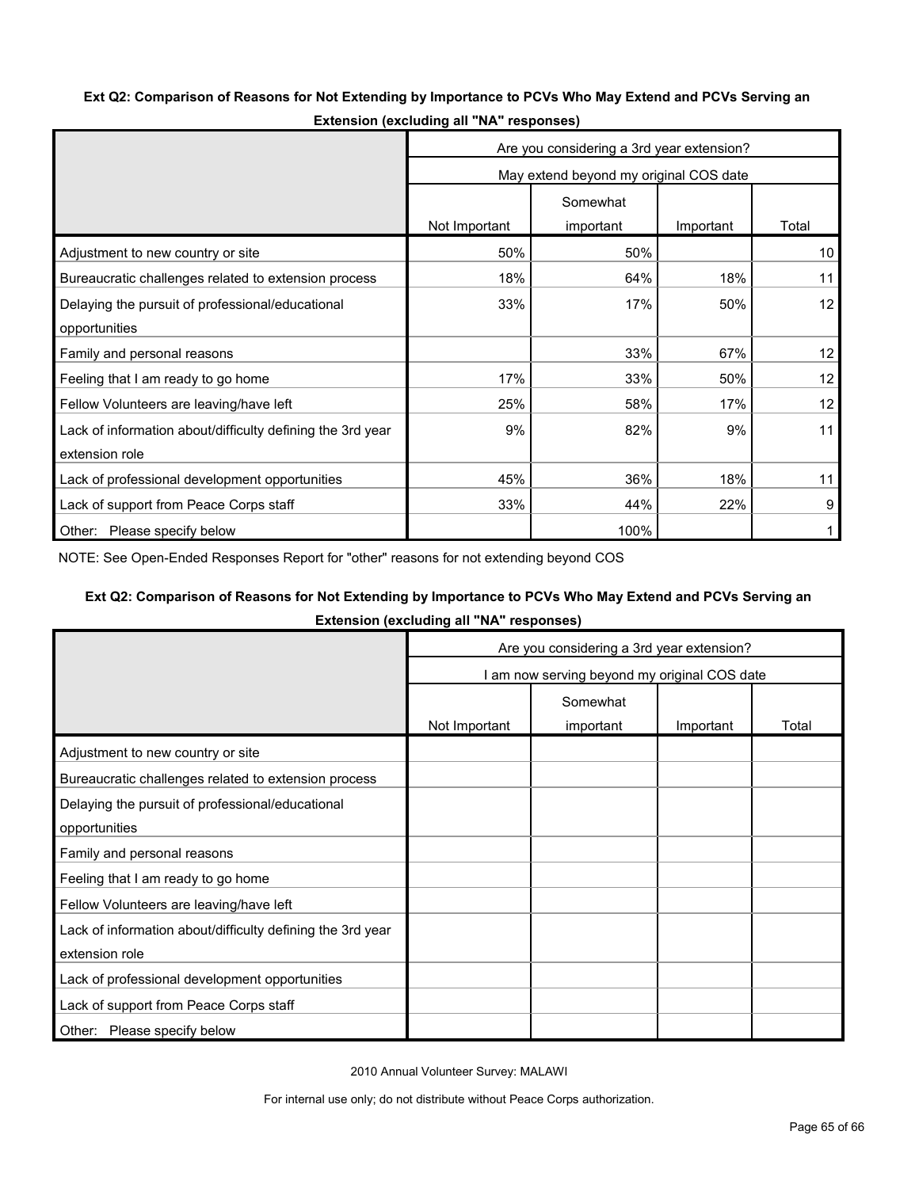### Ext Q2: Comparison of Reasons for Not Extending by Importance to PCVs Who May Extend and PCVs Serving an Extension (excluding all "NA" responses)

| | Are you considering a 3rd year extension? | | | |
|---|---|---|---|---|
| | May extend beyond my original COS date | | | |
| | Not Important | Somewhat important | Important | Total |
| Adjustment to new country or site | 50% | 50% | | 10 |
| Bureaucratic challenges related to extension process | 18% | 64% | 18% | 11 |
| Delaying the pursuit of professional/educational opportunities | 33% | 17% | 50% | 12 |
| Family and personal reasons | | 33% | 67% | 12 |
| Feeling that I am ready to go home | 17% | 33% | 50% | 12 |
| Fellow Volunteers are leaving/have left | 25% | 58% | 17% | 12 |
| Lack of information about/difficulty defining the 3rd year extension role | 9% | 82% | 9% | 11 |
| Lack of professional development opportunities | 45% | 36% | 18% | 11 |
| Lack of support from Peace Corps staff | 33% | 44% | 22% | 9 |
| Other: Please specify below | | 100% | | 1 |

NOTE: See Open-Ended Responses Report for "other" reasons for not extending beyond COS

### Ext Q2: Comparison of Reasons for Not Extending by Importance to PCVs Who May Extend and PCVs Serving an Extension (excluding all "NA" responses)

| | Are you considering a 3rd year extension? | | | |
|---|---|---|---|---|
| | I am now serving beyond my original COS date | | | |
| | Not Important | Somewhat important | Important | Total |
| Adjustment to new country or site | | | | |
| Bureaucratic challenges related to extension process | | | | |
| Delaying the pursuit of professional/educational opportunities | | | | |
| Family and personal reasons | | | | |
| Feeling that I am ready to go home | | | | |
| Fellow Volunteers are leaving/have left | | | | |
| Lack of information about/difficulty defining the 3rd year extension role | | | | |
| Lack of professional development opportunities | | | | |
| Lack of support from Peace Corps staff | | | | |
| Other: Please specify below | | | | |

2010 Annual Volunteer Survey: MALAWI

For internal use only; do not distribute without Peace Corps authorization.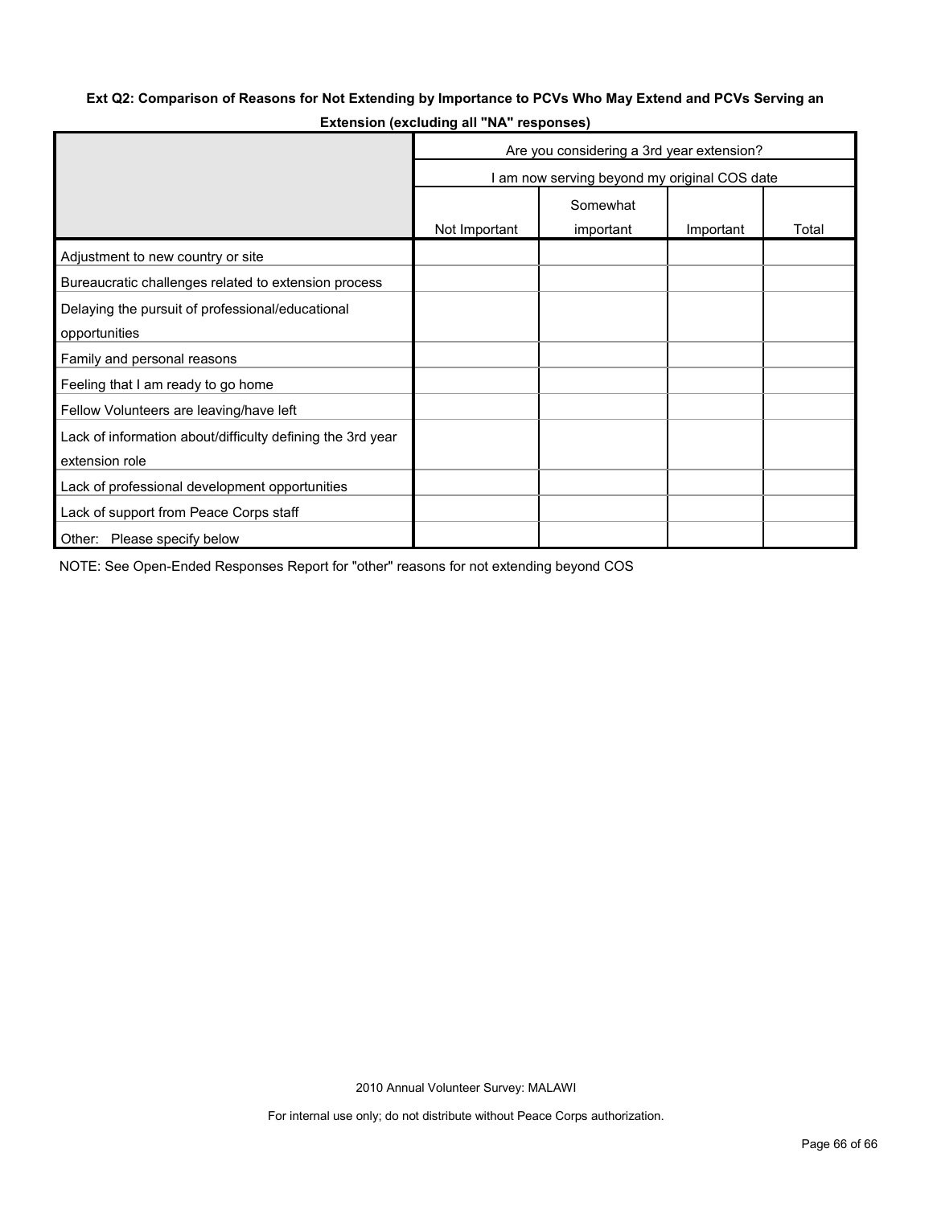**Ext Q2: Comparison of Reasons for Not Extending by Importance to PCVs Who May Extend and PCVs Serving an Extension (excluding all "NA" responses)**

| | Are you considering a 3rd year extension? | | | |
|---|---|---|---|---|
| | I am now serving beyond my original COS date | | | |
| | Not Important | Somewhat important | Important | Total |
| Adjustment to new country or site | | | | |
| Bureaucratic challenges related to extension process | | | | |
| Delaying the pursuit of professional/educational opportunities | | | | |
| Family and personal reasons | | | | |
| Feeling that I am ready to go home | | | | |
| Fellow Volunteers are leaving/have left | | | | |
| Lack of information about/difficulty defining the 3rd year extension role | | | | |
| Lack of professional development opportunities | | | | |
| Lack of support from Peace Corps staff | | | | |
| Other: Please specify below | | | | |

NOTE: See Open-Ended Responses Report for "other" reasons for not extending beyond COS

2010 Annual Volunteer Survey: MALAWI

For internal use only; do not distribute without Peace Corps authorization.